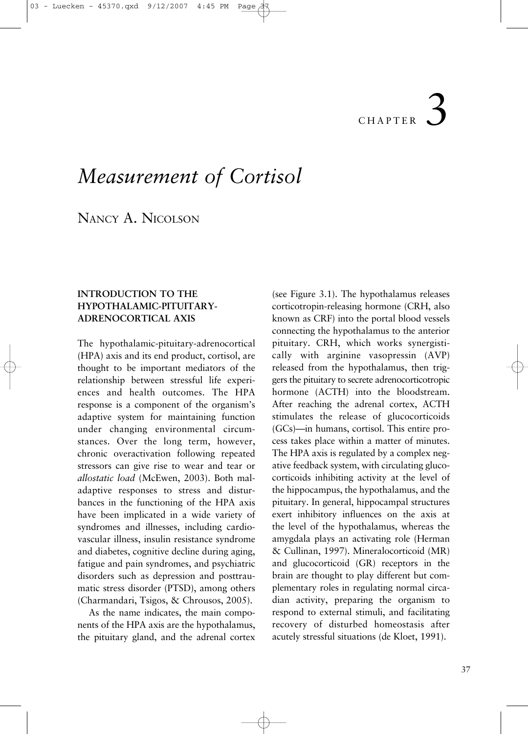CHAPTER 3

# *Measurement of Cortisol*

NANCY A. NICOLSON

## INTRODUCTION TO THE HYPOTHALAMIC-PITUITARY-ADRENOCORTICAL AXIS

The hypothalamic-pituitary-adrenocortical (HPA) axis and its end product, cortisol, are thought to be important mediators of the relationship between stressful life experiences and health outcomes. The HPA response is a component of the organism's adaptive system for maintaining function under changing environmental circumstances. Over the long term, however, chronic overactivation following repeated stressors can give rise to wear and tear or *allostatic load* (McEwen, 2003). Both maladaptive responses to stress and disturbances in the functioning of the HPA axis have been implicated in a wide variety of syndromes and illnesses, including cardiovascular illness, insulin resistance syndrome and diabetes, cognitive decline during aging, fatigue and pain syndromes, and psychiatric disorders such as depression and posttraumatic stress disorder (PTSD), among others (Charmandari, Tsigos, & Chrousos, 2005).

As the name indicates, the main components of the HPA axis are the hypothalamus, the pituitary gland, and the adrenal cortex (see Figure 3.1). The hypothalamus releases corticotropin-releasing hormone (CRH, also known as CRF) into the portal blood vessels connecting the hypothalamus to the anterior pituitary. CRH, which works synergistically with arginine vasopressin (AVP) released from the hypothalamus, then triggers the pituitary to secrete adrenocorticotropic hormone (ACTH) into the bloodstream. After reaching the adrenal cortex, ACTH stimulates the release of glucocorticoids (GCs)—in humans, cortisol. This entire process takes place within a matter of minutes. The HPA axis is regulated by a complex negative feedback system, with circulating glucocorticoids inhibiting activity at the level of the hippocampus, the hypothalamus, and the pituitary. In general, hippocampal structures exert inhibitory influences on the axis at the level of the hypothalamus, whereas the amygdala plays an activating role (Herman & Cullinan, 1997). Mineralocorticoid (MR) and glucocorticoid (GR) receptors in the brain are thought to play different but complementary roles in regulating normal circadian activity, preparing the organism to respond to external stimuli, and facilitating recovery of disturbed homeostasis after acutely stressful situations (de Kloet, 1991).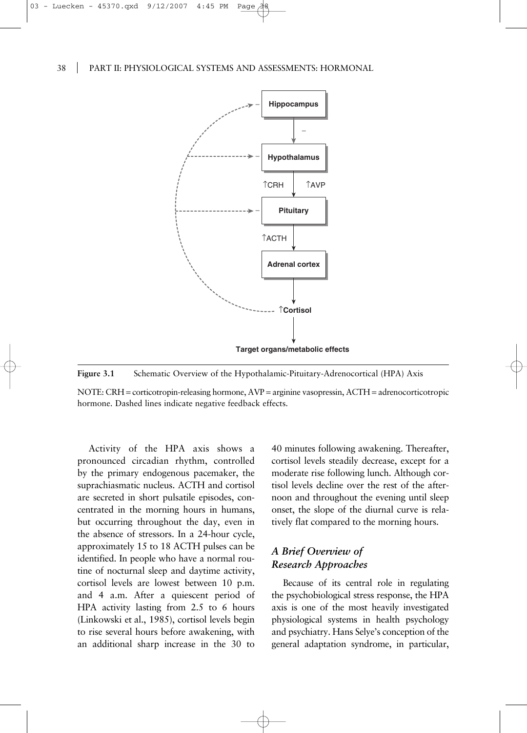Figure 3.1 Schematic Overview of the Hypothalamic-Pituitary-Adrenocortical (HPA) Axis

NOTE: CRH = corticotropin-releasing hormone, AVP = arginine vasopressin, ACTH = adrenocorticotropic hormone. Dashed lines indicate negative feedback effects.

Activity of the HPA axis shows a pronounced circadian rhythm, controlled by the primary endogenous pacemaker, the suprachiasmatic nucleus. ACTH and cortisol are secreted in short pulsatile episodes, concentrated in the morning hours in humans, but occurring throughout the day, even in the absence of stressors. In a 24-hour cycle, approximately 15 to 18 ACTH pulses can be identified. In people who have a normal routine of nocturnal sleep and daytime activity, cortisol levels are lowest between 10 p.m. and 4 a.m. After a quiescent period of HPA activity lasting from 2.5 to 6 hours (Linkowski et al., 1985), cortisol levels begin to rise several hours before awakening, with an additional sharp increase in the 30 to 40 minutes following awakening. Thereafter, cortisol levels steadily decrease, except for a moderate rise following lunch. Although cortisol levels decline over the rest of the afternoon and throughout the evening until sleep onset, the slope of the diurnal curve is relatively flat compared to the morning hours.

## *A Brief Overview of Research Approaches*

Because of its central role in regulating the psychobiological stress response, the HPA axis is one of the most heavily investigated physiological systems in health psychology and psychiatry. Hans Selye's conception of the general adaptation syndrome, in particular,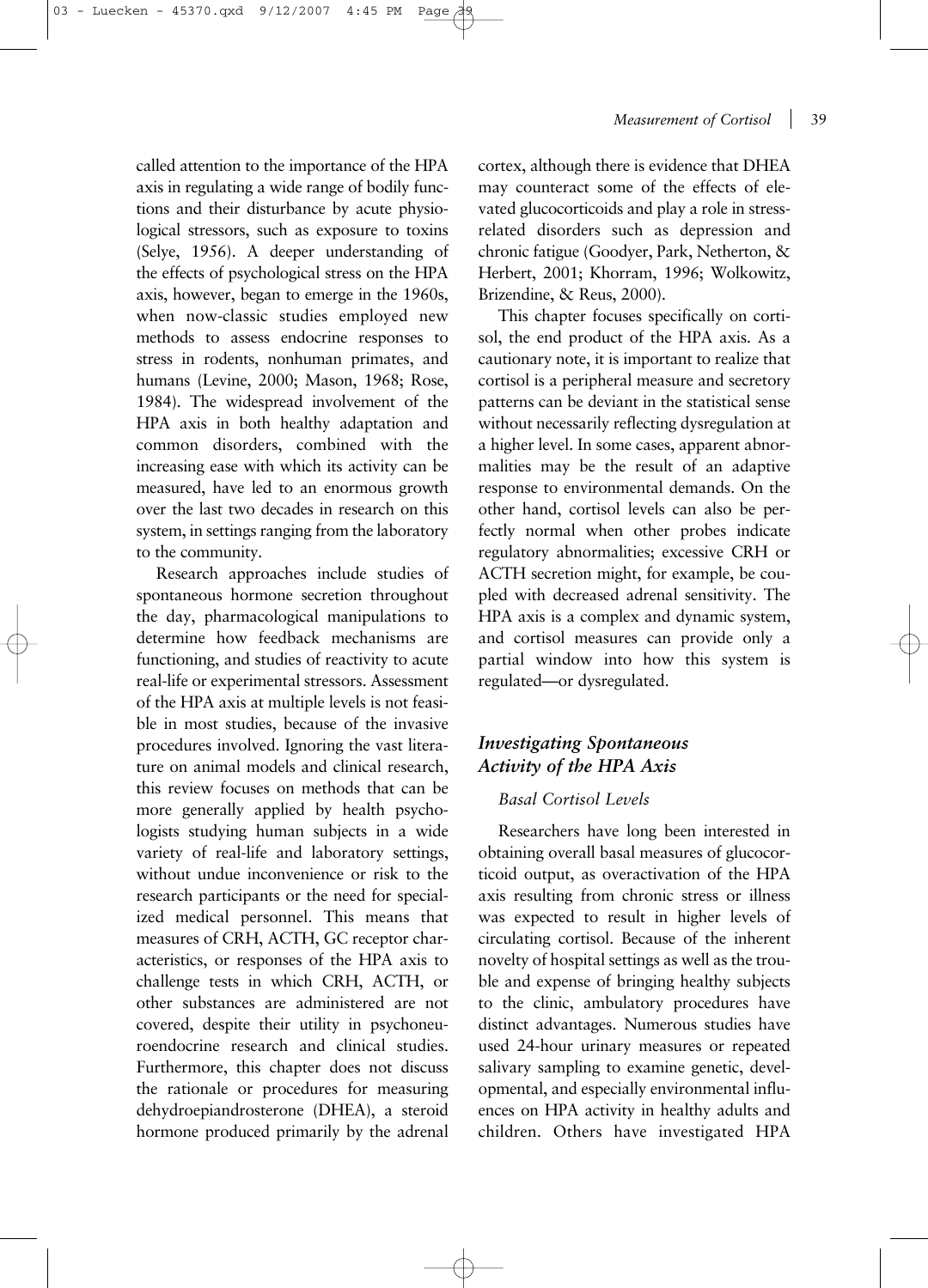called attention to the importance of the HPA axis in regulating a wide range of bodily functions and their disturbance by acute physiological stressors, such as exposure to toxins (Selye, 1956). A deeper understanding of the effects of psychological stress on the HPA axis, however, began to emerge in the 1960s, when now-classic studies employed new methods to assess endocrine responses to stress in rodents, nonhuman primates, and humans (Levine, 2000; Mason, 1968; Rose, 1984). The widespread involvement of the HPA axis in both healthy adaptation and common disorders, combined with the increasing ease with which its activity can be measured, have led to an enormous growth over the last two decades in research on this system, in settings ranging from the laboratory to the community.

Research approaches include studies of spontaneous hormone secretion throughout the day, pharmacological manipulations to determine how feedback mechanisms are functioning, and studies of reactivity to acute real-life or experimental stressors. Assessment of the HPA axis at multiple levels is not feasible in most studies, because of the invasive procedures involved. Ignoring the vast literature on animal models and clinical research, this review focuses on methods that can be more generally applied by health psychologists studying human subjects in a wide variety of real-life and laboratory settings, without undue inconvenience or risk to the research participants or the need for specialized medical personnel. This means that measures of CRH, ACTH, GC receptor characteristics, or responses of the HPA axis to challenge tests in which CRH, ACTH, or other substances are administered are not covered, despite their utility in psychoneuroendocrine research and clinical studies. Furthermore, this chapter does not discuss the rationale or procedures for measuring dehydroepiandrosterone (DHEA), a steroid hormone produced primarily by the adrenal cortex, although there is evidence that DHEA may counteract some of the effects of elevated glucocorticoids and play a role in stress-related disorders such as depression and chronic fatigue (Goodyer, Park, Netherton, & Herbert, 2001; Khorram, 1996; Wolkowitz, Brizendine, & Reus, 2000).

This chapter focuses specifically on cortisol, the end product of the HPA axis. As a cautionary note, it is important to realize that cortisol is a peripheral measure and secretory patterns can be deviant in the statistical sense without necessarily reflecting dysregulation at a higher level. In some cases, apparent abnormalities may be the result of an adaptive response to environmental demands. On the other hand, cortisol levels can also be perfectly normal when other probes indicate regulatory abnormalities; excessive CRH or ACTH secretion might, for example, be coupled with decreased adrenal sensitivity. The HPA axis is a complex and dynamic system, and cortisol measures can provide only a partial window into how this system is regulated—or dysregulated.

## *Investigating Spontaneous Activity of the HPA Axis*

### *Basal Cortisol Levels*

Researchers have long been interested in obtaining overall basal measures of glucocorticoid output, as overactivation of the HPA axis resulting from chronic stress or illness was expected to result in higher levels of circulating cortisol. Because of the inherent novelty of hospital settings as well as the trouble and expense of bringing healthy subjects to the clinic, ambulatory procedures have distinct advantages. Numerous studies have used 24-hour urinary measures or repeated salivary sampling to examine genetic, developmental, and especially environmental influences on HPA activity in healthy adults and children. Others have investigated HPA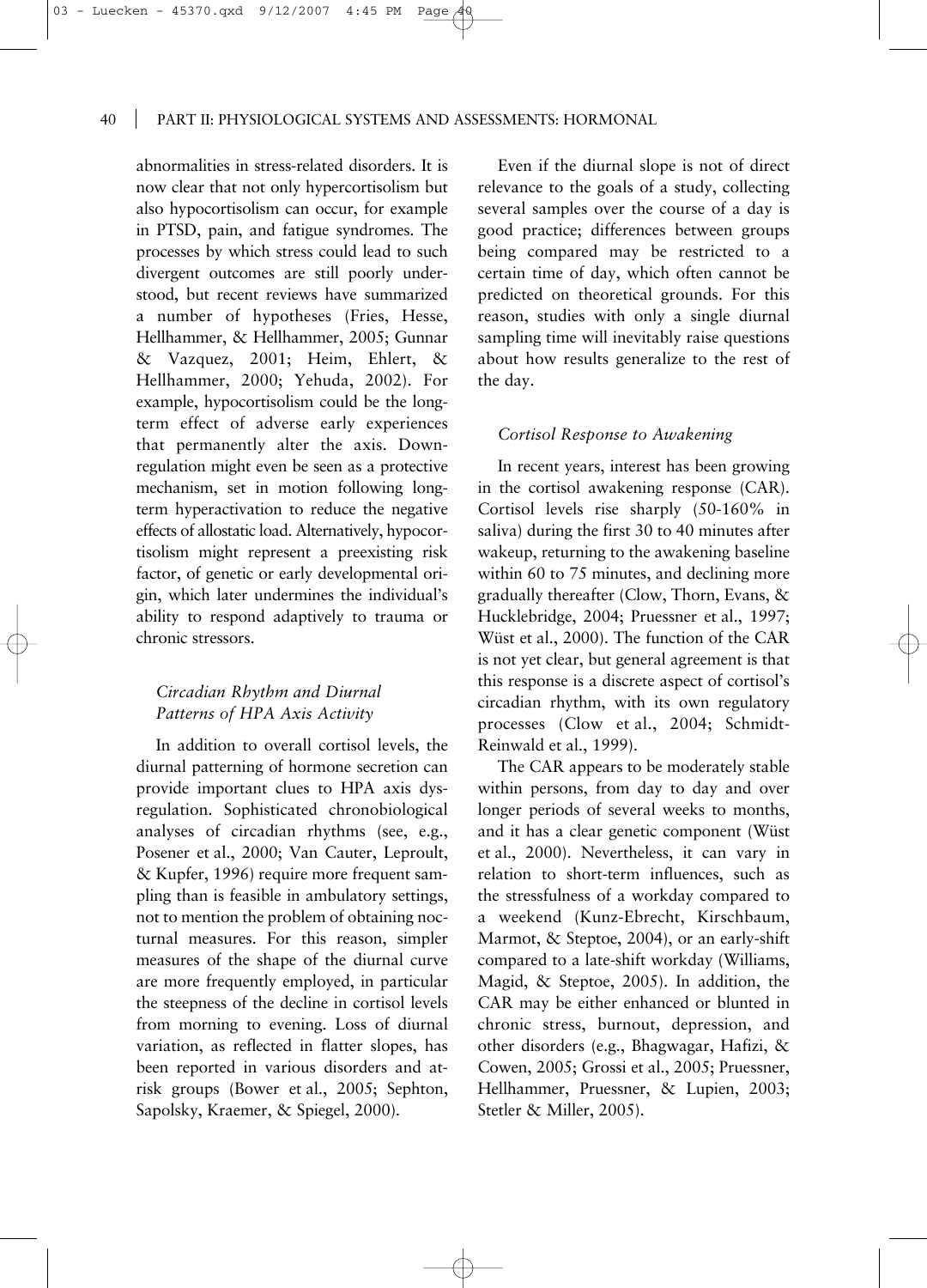abnormalities in stress-related disorders. It is now clear that not only hypercortisolism but also hypocortisolism can occur, for example in PTSD, pain, and fatigue syndromes. The processes by which stress could lead to such divergent outcomes are still poorly understood, but recent reviews have summarized a number of hypotheses (Fries, Hesse, Hellhammer, & Hellhammer, 2005; Gunnar & Vazquez, 2001; Heim, Ehlert, & Hellhammer, 2000; Yehuda, 2002). For example, hypocortisolism could be the long-term effect of adverse early experiences that permanently alter the axis. Down-regulation might even be seen as a protective mechanism, set in motion following long-term hyperactivation to reduce the negative effects of allostatic load. Alternatively, hypocortisolism might represent a preexisting risk factor, of genetic or early developmental origin, which later undermines the individual's ability to respond adaptively to trauma or chronic stressors.

### *Circadian Rhythm and Diurnal Patterns of HPA Axis Activity*

In addition to overall cortisol levels, the diurnal patterning of hormone secretion can provide important clues to HPA axis dysregulation. Sophisticated chronobiological analyses of circadian rhythms (see, e.g., Posener et al., 2000; Van Cauter, Leproult, & Kupfer, 1996) require more frequent sampling than is feasible in ambulatory settings, not to mention the problem of obtaining nocturnal measures. For this reason, simpler measures of the shape of the diurnal curve are more frequently employed, in particular the steepness of the decline in cortisol levels from morning to evening. Loss of diurnal variation, as reflected in flatter slopes, has been reported in various disorders and at-risk groups (Bower et al., 2005; Sephton, Sapolsky, Kraemer, & Spiegel, 2000).

Even if the diurnal slope is not of direct relevance to the goals of a study, collecting several samples over the course of a day is good practice; differences between groups being compared may be restricted to a certain time of day, which often cannot be predicted on theoretical grounds. For this reason, studies with only a single diurnal sampling time will inevitably raise questions about how results generalize to the rest of the day.

### *Cortisol Response to Awakening*

In recent years, interest has been growing in the cortisol awakening response (CAR). Cortisol levels rise sharply (50-160% in saliva) during the first 30 to 40 minutes after wakeup, returning to the awakening baseline within 60 to 75 minutes, and declining more gradually thereafter (Clow, Thorn, Evans, & Hucklebridge, 2004; Pruessner et al., 1997; Wüst et al., 2000). The function of the CAR is not yet clear, but general agreement is that this response is a discrete aspect of cortisol's circadian rhythm, with its own regulatory processes (Clow et al., 2004; Schmidt-Reinwald et al., 1999).

The CAR appears to be moderately stable within persons, from day to day and over longer periods of several weeks to months, and it has a clear genetic component (Wüst et al., 2000). Nevertheless, it can vary in relation to short-term influences, such as the stressfulness of a workday compared to a weekend (Kunz-Ebrecht, Kirschbaum, Marmot, & Steptoe, 2004), or an early-shift compared to a late-shift workday (Williams, Magid, & Steptoe, 2005). In addition, the CAR may be either enhanced or blunted in chronic stress, burnout, depression, and other disorders (e.g., Bhagwagar, Hafizi, & Cowen, 2005; Grossi et al., 2005; Pruessner, Hellhammer, Pruessner, & Lupien, 2003; Stetler & Miller, 2005).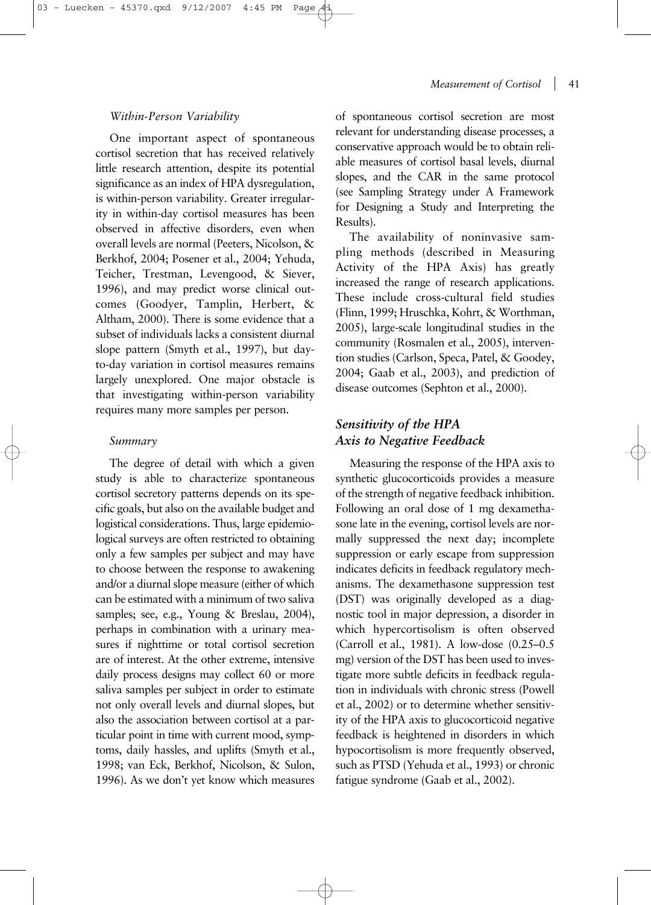#### *Within-Person Variability*

One important aspect of spontaneous cortisol secretion that has received relatively little research attention, despite its potential significance as an index of HPA dysregulation, is within-person variability. Greater irregularity in within-day cortisol measures has been observed in affective disorders, even when overall levels are normal (Peeters, Nicolson, & Berkhof, 2004; Posener et al., 2004; Yehuda, Teicher, Trestman, Levengood, & Siever, 1996), and may predict worse clinical outcomes (Goodyer, Tamplin, Herbert, & Altham, 2000). There is some evidence that a subset of individuals lacks a consistent diurnal slope pattern (Smyth et al., 1997), but day-to-day variation in cortisol measures remains largely unexplored. One major obstacle is that investigating within-person variability requires many more samples per person.

#### *Summary*

The degree of detail with which a given study is able to characterize spontaneous cortisol secretory patterns depends on its specific goals, but also on the available budget and logistical considerations. Thus, large epidemiological surveys are often restricted to obtaining only a few samples per subject and may have to choose between the response to awakening and/or a diurnal slope measure (either of which can be estimated with a minimum of two saliva samples; see, e.g., Young & Breslau, 2004), perhaps in combination with a urinary measures if nighttime or total cortisol secretion are of interest. At the other extreme, intensive daily process designs may collect 60 or more saliva samples per subject in order to estimate not only overall levels and diurnal slopes, but also the association between cortisol at a particular point in time with current mood, symptoms, daily hassles, and uplifts (Smyth et al., 1998; van Eck, Berkhof, Nicolson, & Sulon, 1996). As we don't yet know which measures of spontaneous cortisol secretion are most relevant for understanding disease processes, a conservative approach would be to obtain reliable measures of cortisol basal levels, diurnal slopes, and the CAR in the same protocol (see Sampling Strategy under A Framework for Designing a Study and Interpreting the Results).

The availability of noninvasive sampling methods (described in Measuring Activity of the HPA Axis) has greatly increased the range of research applications. These include cross-cultural field studies (Flinn, 1999; Hruschka, Kohrt, & Worthman, 2005), large-scale longitudinal studies in the community (Rosmalen et al., 2005), intervention studies (Carlson, Speca, Patel, & Goodey, 2004; Gaab et al., 2003), and prediction of disease outcomes (Sephton et al., 2000).

### *Sensitivity of the HPA Axis to Negative Feedback*

Measuring the response of the HPA axis to synthetic glucocorticoids provides a measure of the strength of negative feedback inhibition. Following an oral dose of 1 mg dexamethasone late in the evening, cortisol levels are normally suppressed the next day; incomplete suppression or early escape from suppression indicates deficits in feedback regulatory mechanisms. The dexamethasone suppression test (DST) was originally developed as a diagnostic tool in major depression, a disorder in which hypercortisolism is often observed (Carroll et al., 1981). A low-dose (0.25–0.5 mg) version of the DST has been used to investigate more subtle deficits in feedback regulation in individuals with chronic stress (Powell et al., 2002) or to determine whether sensitivity of the HPA axis to glucocorticoid negative feedback is heightened in disorders in which hypocortisolism is more frequently observed, such as PTSD (Yehuda et al., 1993) or chronic fatigue syndrome (Gaab et al., 2002).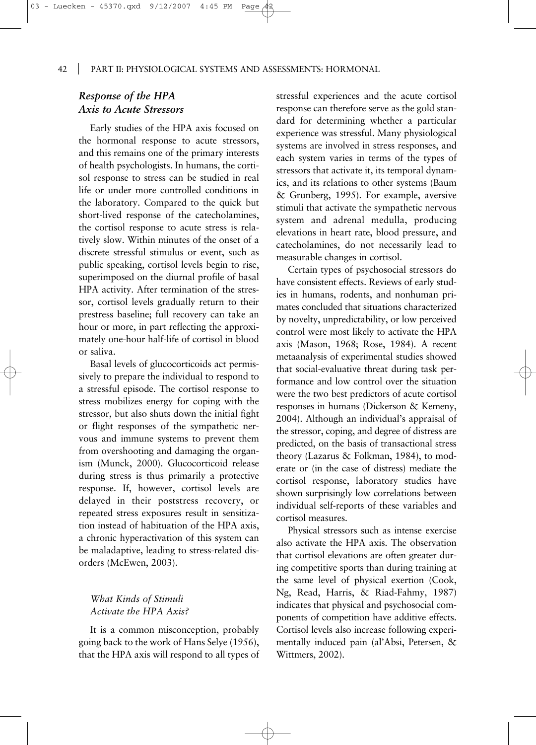### *Response of the HPA Axis to Acute Stressors*

Early studies of the HPA axis focused on the hormonal response to acute stressors, and this remains one of the primary interests of health psychologists. In humans, the cortisol response to stress can be studied in real life or under more controlled conditions in the laboratory. Compared to the quick but short-lived response of the catecholamines, the cortisol response to acute stress is relatively slow. Within minutes of the onset of a discrete stressful stimulus or event, such as public speaking, cortisol levels begin to rise, superimposed on the diurnal profile of basal HPA activity. After termination of the stressor, cortisol levels gradually return to their prestress baseline; full recovery can take an hour or more, in part reflecting the approximately one-hour half-life of cortisol in blood or saliva.

Basal levels of glucocorticoids act permissively to prepare the individual to respond to a stressful episode. The cortisol response to stress mobilizes energy for coping with the stressor, but also shuts down the initial fight or flight responses of the sympathetic nervous and immune systems to prevent them from overshooting and damaging the organism (Munck, 2000). Glucocorticoid release during stress is thus primarily a protective response. If, however, cortisol levels are delayed in their poststress recovery, or repeated stress exposures result in sensitization instead of habituation of the HPA axis, a chronic hyperactivation of this system can be maladaptive, leading to stress-related disorders (McEwen, 2003).

#### *What Kinds of Stimuli Activate the HPA Axis?*

It is a common misconception, probably going back to the work of Hans Selye (1956), that the HPA axis will respond to all types of stressful experiences and the acute cortisol response can therefore serve as the gold standard for determining whether a particular experience was stressful. Many physiological systems are involved in stress responses, and each system varies in terms of the types of stressors that activate it, its temporal dynamics, and its relations to other systems (Baum & Grunberg, 1995). For example, aversive stimuli that activate the sympathetic nervous system and adrenal medulla, producing elevations in heart rate, blood pressure, and catecholamines, do not necessarily lead to measurable changes in cortisol.

Certain types of psychosocial stressors do have consistent effects. Reviews of early studies in humans, rodents, and nonhuman primates concluded that situations characterized by novelty, unpredictability, or low perceived control were most likely to activate the HPA axis (Mason, 1968; Rose, 1984). A recent metaanalysis of experimental studies showed that social-evaluative threat during task performance and low control over the situation were the two best predictors of acute cortisol responses in humans (Dickerson & Kemeny, 2004). Although an individual's appraisal of the stressor, coping, and degree of distress are predicted, on the basis of transactional stress theory (Lazarus & Folkman, 1984), to moderate or (in the case of distress) mediate the cortisol response, laboratory studies have shown surprisingly low correlations between individual self-reports of these variables and cortisol measures.

Physical stressors such as intense exercise also activate the HPA axis. The observation that cortisol elevations are often greater during competitive sports than during training at the same level of physical exertion (Cook, Ng, Read, Harris, & Riad-Fahmy, 1987) indicates that physical and psychosocial components of competition have additive effects. Cortisol levels also increase following experimentally induced pain (al'Absi, Petersen, & Wittmers, 2002).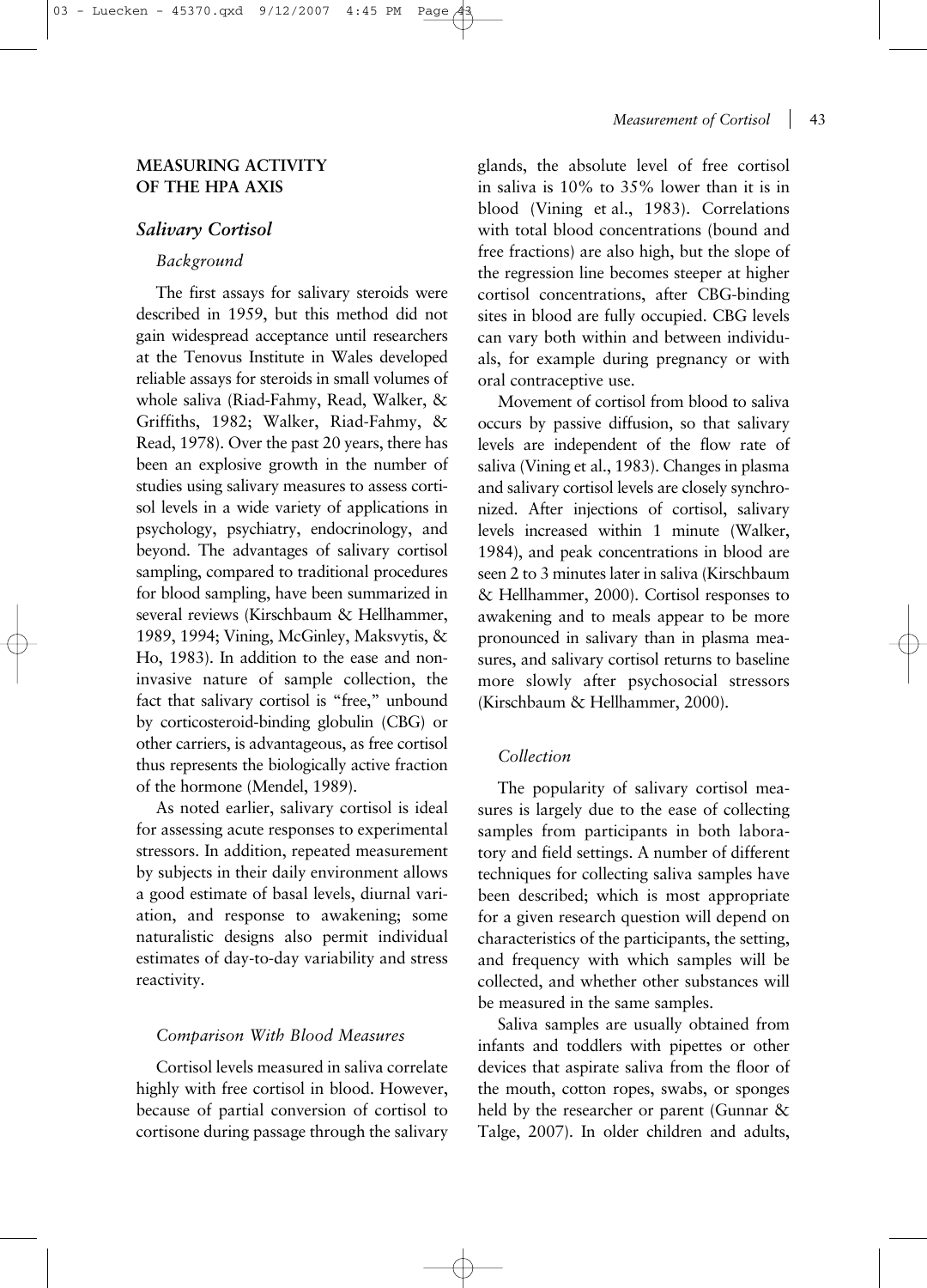## MEASURING ACTIVITY OF THE HPA AXIS

### *Salivary Cortisol*

#### *Background*

The first assays for salivary steroids were described in 1959, but this method did not gain widespread acceptance until researchers at the Tenovus Institute in Wales developed reliable assays for steroids in small volumes of whole saliva (Riad-Fahmy, Read, Walker, & Griffiths, 1982; Walker, Riad-Fahmy, & Read, 1978). Over the past 20 years, there has been an explosive growth in the number of studies using salivary measures to assess cortisol levels in a wide variety of applications in psychology, psychiatry, endocrinology, and beyond. The advantages of salivary cortisol sampling, compared to traditional procedures for blood sampling, have been summarized in several reviews (Kirschbaum & Hellhammer, 1989, 1994; Vining, McGinley, Maksvytis, & Ho, 1983). In addition to the ease and noninvasive nature of sample collection, the fact that salivary cortisol is "free," unbound by corticosteroid-binding globulin (CBG) or other carriers, is advantageous, as free cortisol thus represents the biologically active fraction of the hormone (Mendel, 1989).

As noted earlier, salivary cortisol is ideal for assessing acute responses to experimental stressors. In addition, repeated measurement by subjects in their daily environment allows a good estimate of basal levels, diurnal variation, and response to awakening; some naturalistic designs also permit individual estimates of day-to-day variability and stress reactivity.

#### *Comparison With Blood Measures*

Cortisol levels measured in saliva correlate highly with free cortisol in blood. However, because of partial conversion of cortisol to cortisone during passage through the salivary glands, the absolute level of free cortisol in saliva is 10% to 35% lower than it is in blood (Vining et al., 1983). Correlations with total blood concentrations (bound and free fractions) are also high, but the slope of the regression line becomes steeper at higher cortisol concentrations, after CBG-binding sites in blood are fully occupied. CBG levels can vary both within and between individuals, for example during pregnancy or with oral contraceptive use.

Movement of cortisol from blood to saliva occurs by passive diffusion, so that salivary levels are independent of the flow rate of saliva (Vining et al., 1983). Changes in plasma and salivary cortisol levels are closely synchronized. After injections of cortisol, salivary levels increased within 1 minute (Walker, 1984), and peak concentrations in blood are seen 2 to 3 minutes later in saliva (Kirschbaum & Hellhammer, 2000). Cortisol responses to awakening and to meals appear to be more pronounced in salivary than in plasma measures, and salivary cortisol returns to baseline more slowly after psychosocial stressors (Kirschbaum & Hellhammer, 2000).

#### *Collection*

The popularity of salivary cortisol measures is largely due to the ease of collecting samples from participants in both laboratory and field settings. A number of different techniques for collecting saliva samples have been described; which is most appropriate for a given research question will depend on characteristics of the participants, the setting, and frequency with which samples will be collected, and whether other substances will be measured in the same samples.

Saliva samples are usually obtained from infants and toddlers with pipettes or other devices that aspirate saliva from the floor of the mouth, cotton ropes, swabs, or sponges held by the researcher or parent (Gunnar & Talge, 2007). In older children and adults,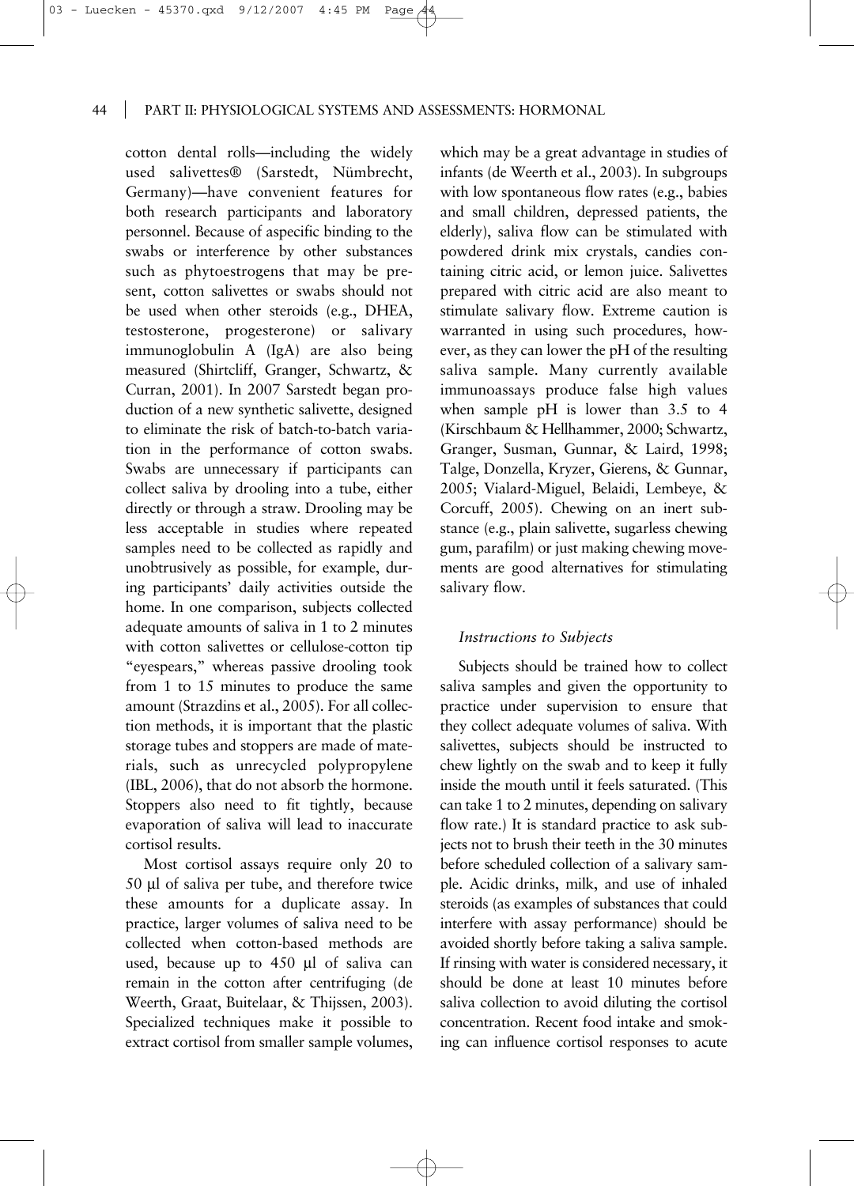cotton dental rolls—including the widely used salivettes® (Sarstedt, Nümbrecht, Germany)—have convenient features for both research participants and laboratory personnel. Because of aspecific binding to the swabs or interference by other substances such as phytoestrogens that may be present, cotton salivettes or swabs should not be used when other steroids (e.g., DHEA, testosterone, progesterone) or salivary immunoglobulin A (IgA) are also being measured (Shirtcliff, Granger, Schwartz, & Curran, 2001). In 2007 Sarstedt began production of a new synthetic salivette, designed to eliminate the risk of batch-to-batch variation in the performance of cotton swabs. Swabs are unnecessary if participants can collect saliva by drooling into a tube, either directly or through a straw. Drooling may be less acceptable in studies where repeated samples need to be collected as rapidly and unobtrusively as possible, for example, during participants' daily activities outside the home. In one comparison, subjects collected adequate amounts of saliva in 1 to 2 minutes with cotton salivettes or cellulose-cotton tip "eyespears," whereas passive drooling took from 1 to 15 minutes to produce the same amount (Strazdins et al., 2005). For all collection methods, it is important that the plastic storage tubes and stoppers are made of materials, such as unrecycled polypropylene (IBL, 2006), that do not absorb the hormone. Stoppers also need to fit tightly, because evaporation of saliva will lead to inaccurate cortisol results.

Most cortisol assays require only 20 to 50 μl of saliva per tube, and therefore twice these amounts for a duplicate assay. In practice, larger volumes of saliva need to be collected when cotton-based methods are used, because up to 450 μl of saliva can remain in the cotton after centrifuging (de Weerth, Graat, Buitelaar, & Thijssen, 2003). Specialized techniques make it possible to extract cortisol from smaller sample volumes, which may be a great advantage in studies of infants (de Weerth et al., 2003). In subgroups with low spontaneous flow rates (e.g., babies and small children, depressed patients, the elderly), saliva flow can be stimulated with powdered drink mix crystals, candies containing citric acid, or lemon juice. Salivettes prepared with citric acid are also meant to stimulate salivary flow. Extreme caution is warranted in using such procedures, however, as they can lower the pH of the resulting saliva sample. Many currently available immunoassays produce false high values when sample pH is lower than 3.5 to 4 (Kirschbaum & Hellhammer, 2000; Schwartz, Granger, Susman, Gunnar, & Laird, 1998; Talge, Donzella, Kryzer, Gierens, & Gunnar, 2005; Vialard-Miguel, Belaidi, Lembeye, & Corcuff, 2005). Chewing on an inert substance (e.g., plain salivette, sugarless chewing gum, parafilm) or just making chewing movements are good alternatives for stimulating salivary flow.

### *Instructions to Subjects*

Subjects should be trained how to collect saliva samples and given the opportunity to practice under supervision to ensure that they collect adequate volumes of saliva. With salivettes, subjects should be instructed to chew lightly on the swab and to keep it fully inside the mouth until it feels saturated. (This can take 1 to 2 minutes, depending on salivary flow rate.) It is standard practice to ask subjects not to brush their teeth in the 30 minutes before scheduled collection of a salivary sample. Acidic drinks, milk, and use of inhaled steroids (as examples of substances that could interfere with assay performance) should be avoided shortly before taking a saliva sample. If rinsing with water is considered necessary, it should be done at least 10 minutes before saliva collection to avoid diluting the cortisol concentration. Recent food intake and smoking can influence cortisol responses to acute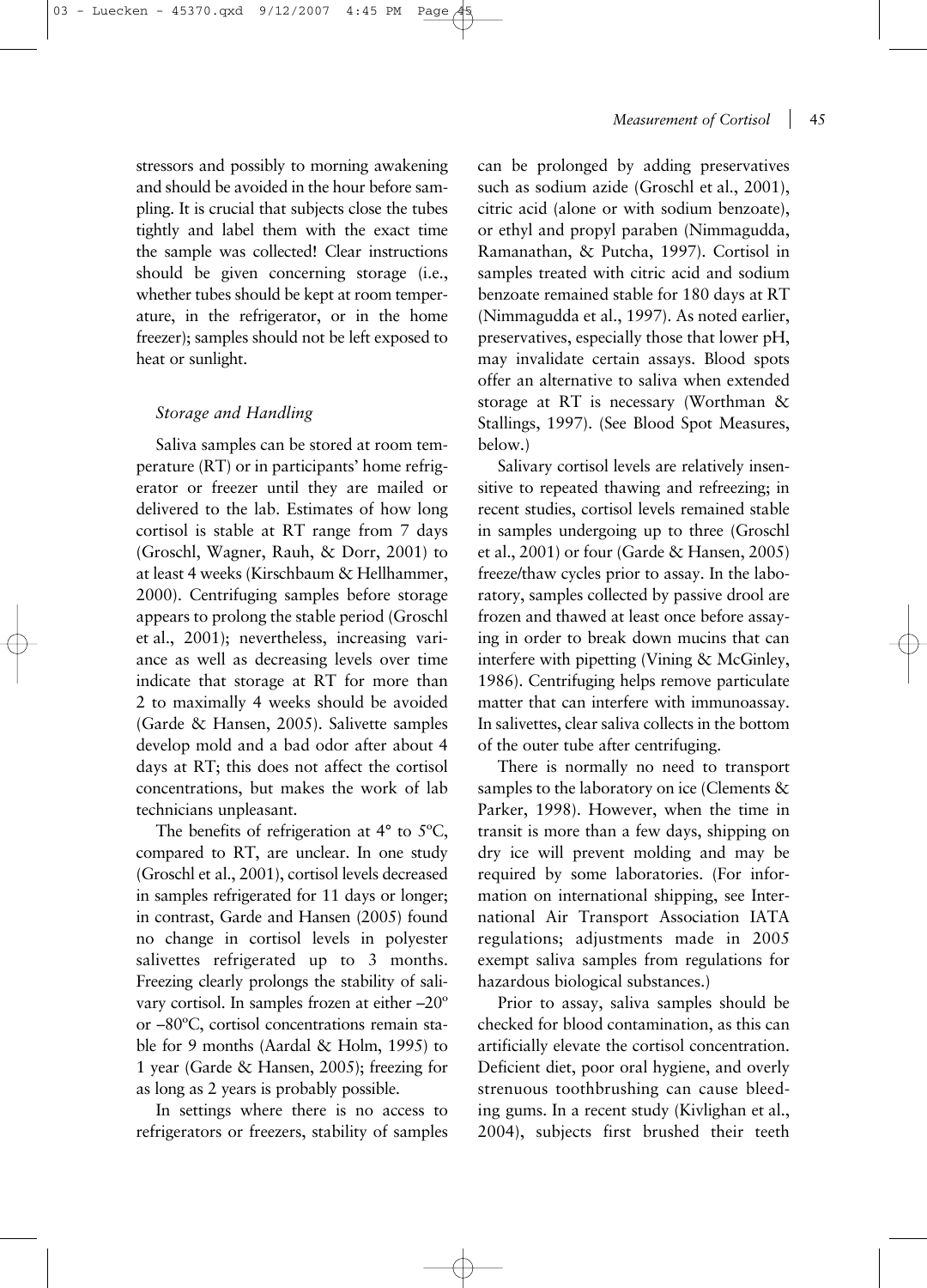stressors and possibly to morning awakening and should be avoided in the hour before sampling. It is crucial that subjects close the tubes tightly and label them with the exact time the sample was collected! Clear instructions should be given concerning storage (i.e., whether tubes should be kept at room temperature, in the refrigerator, or in the home freezer); samples should not be left exposed to heat or sunlight.

### *Storage and Handling*

Saliva samples can be stored at room temperature (RT) or in participants' home refrigerator or freezer until they are mailed or delivered to the lab. Estimates of how long cortisol is stable at RT range from 7 days (Groschl, Wagner, Rauh, & Dorr, 2001) to at least 4 weeks (Kirschbaum & Hellhammer, 2000). Centrifuging samples before storage appears to prolong the stable period (Groschl et al., 2001); nevertheless, increasing variance as well as decreasing levels over time indicate that storage at RT for more than 2 to maximally 4 weeks should be avoided (Garde & Hansen, 2005). Salivette samples develop mold and a bad odor after about 4 days at RT; this does not affect the cortisol concentrations, but makes the work of lab technicians unpleasant.

The benefits of refrigeration at 4° to 5ºC, compared to RT, are unclear. In one study (Groschl et al., 2001), cortisol levels decreased in samples refrigerated for 11 days or longer; in contrast, Garde and Hansen (2005) found no change in cortisol levels in polyester salivettes refrigerated up to 3 months. Freezing clearly prolongs the stability of salivary cortisol. In samples frozen at either –20º or –80ºC, cortisol concentrations remain stable for 9 months (Aardal & Holm, 1995) to 1 year (Garde & Hansen, 2005); freezing for as long as 2 years is probably possible.

In settings where there is no access to refrigerators or freezers, stability of samples can be prolonged by adding preservatives such as sodium azide (Groschl et al., 2001), citric acid (alone or with sodium benzoate), or ethyl and propyl paraben (Nimmagudda, Ramanathan, & Putcha, 1997). Cortisol in samples treated with citric acid and sodium benzoate remained stable for 180 days at RT (Nimmagudda et al., 1997). As noted earlier, preservatives, especially those that lower pH, may invalidate certain assays. Blood spots offer an alternative to saliva when extended storage at RT is necessary (Worthman & Stallings, 1997). (See Blood Spot Measures, below.)

Salivary cortisol levels are relatively insensitive to repeated thawing and refreezing; in recent studies, cortisol levels remained stable in samples undergoing up to three (Groschl et al., 2001) or four (Garde & Hansen, 2005) freeze/thaw cycles prior to assay. In the laboratory, samples collected by passive drool are frozen and thawed at least once before assaying in order to break down mucins that can interfere with pipetting (Vining & McGinley, 1986). Centrifuging helps remove particulate matter that can interfere with immunoassay. In salivettes, clear saliva collects in the bottom of the outer tube after centrifuging.

There is normally no need to transport samples to the laboratory on ice (Clements & Parker, 1998). However, when the time in transit is more than a few days, shipping on dry ice will prevent molding and may be required by some laboratories. (For information on international shipping, see International Air Transport Association IATA regulations; adjustments made in 2005 exempt saliva samples from regulations for hazardous biological substances.)

Prior to assay, saliva samples should be checked for blood contamination, as this can artificially elevate the cortisol concentration. Deficient diet, poor oral hygiene, and overly strenuous toothbrushing can cause bleeding gums. In a recent study (Kivlighan et al., 2004), subjects first brushed their teeth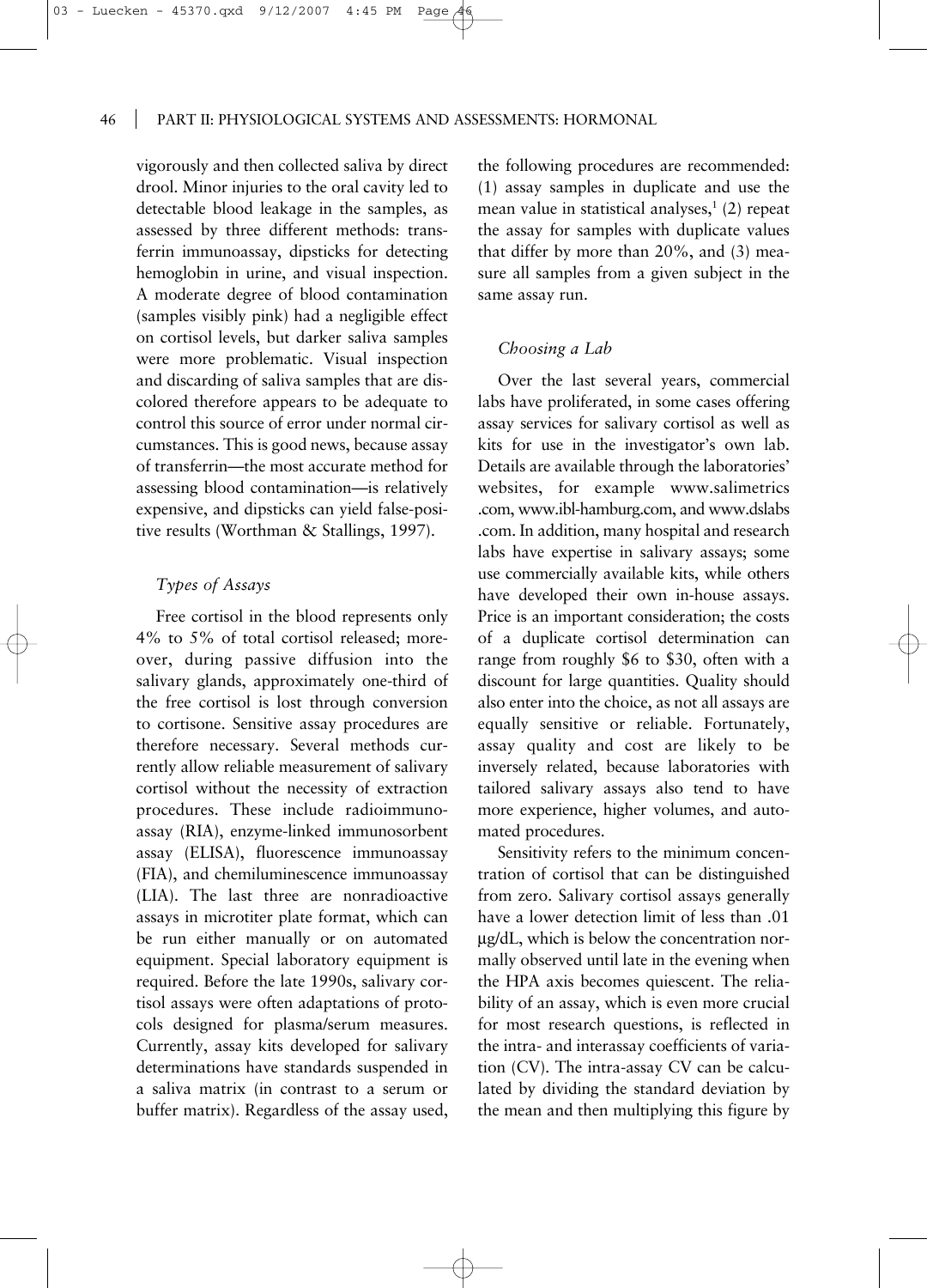vigorously and then collected saliva by direct drool. Minor injuries to the oral cavity led to detectable blood leakage in the samples, as assessed by three different methods: transferrin immunoassay, dipsticks for detecting hemoglobin in urine, and visual inspection. A moderate degree of blood contamination (samples visibly pink) had a negligible effect on cortisol levels, but darker saliva samples were more problematic. Visual inspection and discarding of saliva samples that are discolored therefore appears to be adequate to control this source of error under normal circumstances. This is good news, because assay of transferrin—the most accurate method for assessing blood contamination—is relatively expensive, and dipsticks can yield false-positive results (Worthman & Stallings, 1997).

### *Types of Assays*

Free cortisol in the blood represents only 4% to 5% of total cortisol released; moreover, during passive diffusion into the salivary glands, approximately one-third of the free cortisol is lost through conversion to cortisone. Sensitive assay procedures are therefore necessary. Several methods currently allow reliable measurement of salivary cortisol without the necessity of extraction procedures. These include radioimmunoassay (RIA), enzyme-linked immunosorbent assay (ELISA), fluorescence immunoassay (FIA), and chemiluminescence immunoassay (LIA). The last three are nonradioactive assays in microtiter plate format, which can be run either manually or on automated equipment. Special laboratory equipment is required. Before the late 1990s, salivary cortisol assays were often adaptations of protocols designed for plasma/serum measures. Currently, assay kits developed for salivary determinations have standards suspended in a saliva matrix (in contrast to a serum or buffer matrix). Regardless of the assay used, the following procedures are recommended: (1) assay samples in duplicate and use the mean value in statistical analyses,[1] (2) repeat the assay for samples with duplicate values that differ by more than 20%, and (3) measure all samples from a given subject in the same assay run.

### *Choosing a Lab*

Over the last several years, commercial labs have proliferated, in some cases offering assay services for salivary cortisol as well as kits for use in the investigator's own lab. Details are available through the laboratories' websites, for example www.salimetrics.com, www.ibl-hamburg.com, and www.dslabs.com. In addition, many hospital and research labs have expertise in salivary assays; some use commercially available kits, while others have developed their own in-house assays. Price is an important consideration; the costs of a duplicate cortisol determination can range from roughly $6 to $30, often with a discount for large quantities. Quality should also enter into the choice, as not all assays are equally sensitive or reliable. Fortunately, assay quality and cost are likely to be inversely related, because laboratories with tailored salivary assays also tend to have more experience, higher volumes, and automated procedures.

Sensitivity refers to the minimum concentration of cortisol that can be distinguished from zero. Salivary cortisol assays generally have a lower detection limit of less than .01 μg/dL, which is below the concentration normally observed until late in the evening when the HPA axis becomes quiescent. The reliability of an assay, which is even more crucial for most research questions, is reflected in the intra- and interassay coefficients of variation (CV). The intra-assay CV can be calculated by dividing the standard deviation by the mean and then multiplying this figure by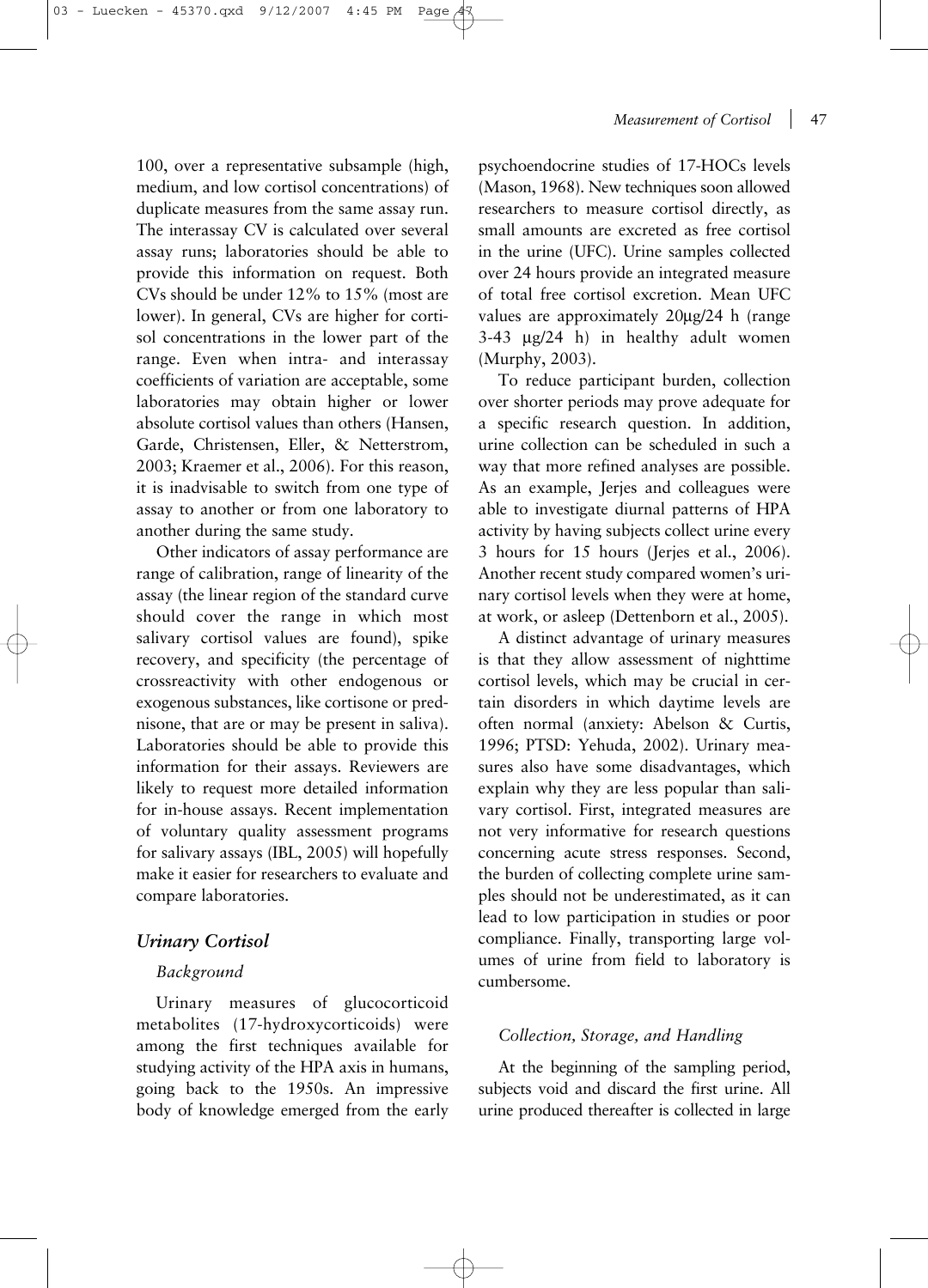100, over a representative subsample (high, medium, and low cortisol concentrations) of duplicate measures from the same assay run. The interassay CV is calculated over several assay runs; laboratories should be able to provide this information on request. Both CVs should be under 12% to 15% (most are lower). In general, CVs are higher for cortisol concentrations in the lower part of the range. Even when intra- and interassay coefficients of variation are acceptable, some laboratories may obtain higher or lower absolute cortisol values than others (Hansen, Garde, Christensen, Eller, & Netterstrom, 2003; Kraemer et al., 2006). For this reason, it is inadvisable to switch from one type of assay to another or from one laboratory to another during the same study.

Other indicators of assay performance are range of calibration, range of linearity of the assay (the linear region of the standard curve should cover the range in which most salivary cortisol values are found), spike recovery, and specificity (the percentage of crossreactivity with other endogenous or exogenous substances, like cortisone or prednisone, that are or may be present in saliva). Laboratories should be able to provide this information for their assays. Reviewers are likely to request more detailed information for in-house assays. Recent implementation of voluntary quality assessment programs for salivary assays (IBL, 2005) will hopefully make it easier for researchers to evaluate and compare laboratories.

### *Urinary Cortisol*

#### *Background*

Urinary measures of glucocorticoid metabolites (17-hydroxycorticoids) were among the first techniques available for studying activity of the HPA axis in humans, going back to the 1950s. An impressive body of knowledge emerged from the early psychoendocrine studies of 17-HOCs levels (Mason, 1968). New techniques soon allowed researchers to measure cortisol directly, as small amounts are excreted as free cortisol in the urine (UFC). Urine samples collected over 24 hours provide an integrated measure of total free cortisol excretion. Mean UFC values are approximately 20µg/24 h (range 3-43 µg/24 h) in healthy adult women (Murphy, 2003).

To reduce participant burden, collection over shorter periods may prove adequate for a specific research question. In addition, urine collection can be scheduled in such a way that more refined analyses are possible. As an example, Jerjes and colleagues were able to investigate diurnal patterns of HPA activity by having subjects collect urine every 3 hours for 15 hours (Jerjes et al., 2006). Another recent study compared women's urinary cortisol levels when they were at home, at work, or asleep (Dettenborn et al., 2005).

A distinct advantage of urinary measures is that they allow assessment of nighttime cortisol levels, which may be crucial in certain disorders in which daytime levels are often normal (anxiety: Abelson & Curtis, 1996; PTSD: Yehuda, 2002). Urinary measures also have some disadvantages, which explain why they are less popular than salivary cortisol. First, integrated measures are not very informative for research questions concerning acute stress responses. Second, the burden of collecting complete urine samples should not be underestimated, as it can lead to low participation in studies or poor compliance. Finally, transporting large volumes of urine from field to laboratory is cumbersome.

#### *Collection, Storage, and Handling*

At the beginning of the sampling period, subjects void and discard the first urine. All urine produced thereafter is collected in large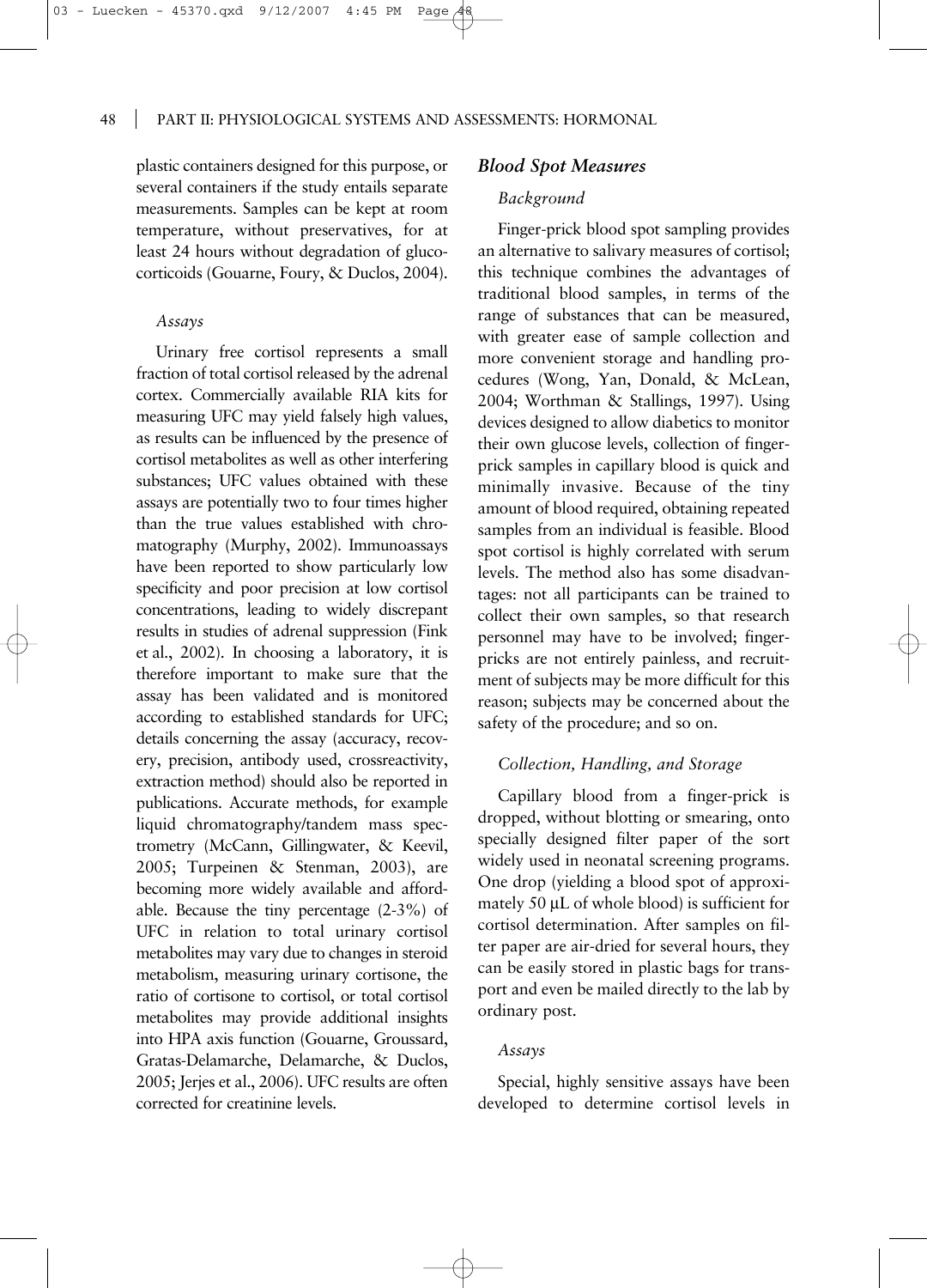plastic containers designed for this purpose, or several containers if the study entails separate measurements. Samples can be kept at room temperature, without preservatives, for at least 24 hours without degradation of glucocorticoids (Gouarne, Foury, & Duclos, 2004).

#### *Assays*

Urinary free cortisol represents a small fraction of total cortisol released by the adrenal cortex. Commercially available RIA kits for measuring UFC may yield falsely high values, as results can be influenced by the presence of cortisol metabolites as well as other interfering substances; UFC values obtained with these assays are potentially two to four times higher than the true values established with chromatography (Murphy, 2002). Immunoassays have been reported to show particularly low specificity and poor precision at low cortisol concentrations, leading to widely discrepant results in studies of adrenal suppression (Fink et al., 2002). In choosing a laboratory, it is therefore important to make sure that the assay has been validated and is monitored according to established standards for UFC; details concerning the assay (accuracy, recovery, precision, antibody used, crossreactivity, extraction method) should also be reported in publications. Accurate methods, for example liquid chromatography/tandem mass spectrometry (McCann, Gillingwater, & Keevil, 2005; Turpeinen & Stenman, 2003), are becoming more widely available and affordable. Because the tiny percentage (2-3%) of UFC in relation to total urinary cortisol metabolites may vary due to changes in steroid metabolism, measuring urinary cortisone, the ratio of cortisone to cortisol, or total cortisol metabolites may provide additional insights into HPA axis function (Gouarne, Groussard, Gratas-Delamarche, Delamarche, & Duclos, 2005; Jerjes et al., 2006). UFC results are often corrected for creatinine levels.

### *Blood Spot Measures*

#### *Background*

Finger-prick blood spot sampling provides an alternative to salivary measures of cortisol; this technique combines the advantages of traditional blood samples, in terms of the range of substances that can be measured, with greater ease of sample collection and more convenient storage and handling procedures (Wong, Yan, Donald, & McLean, 2004; Worthman & Stallings, 1997). Using devices designed to allow diabetics to monitor their own glucose levels, collection of finger-prick samples in capillary blood is quick and minimally invasive. Because of the tiny amount of blood required, obtaining repeated samples from an individual is feasible. Blood spot cortisol is highly correlated with serum levels. The method also has some disadvantages: not all participants can be trained to collect their own samples, so that research personnel may have to be involved; finger-pricks are not entirely painless, and recruitment of subjects may be more difficult for this reason; subjects may be concerned about the safety of the procedure; and so on.

#### *Collection, Handling, and Storage*

Capillary blood from a finger-prick is dropped, without blotting or smearing, onto specially designed filter paper of the sort widely used in neonatal screening programs. One drop (yielding a blood spot of approximately 50 μL of whole blood) is sufficient for cortisol determination. After samples on filter paper are air-dried for several hours, they can be easily stored in plastic bags for transport and even be mailed directly to the lab by ordinary post.

#### *Assays*

Special, highly sensitive assays have been developed to determine cortisol levels in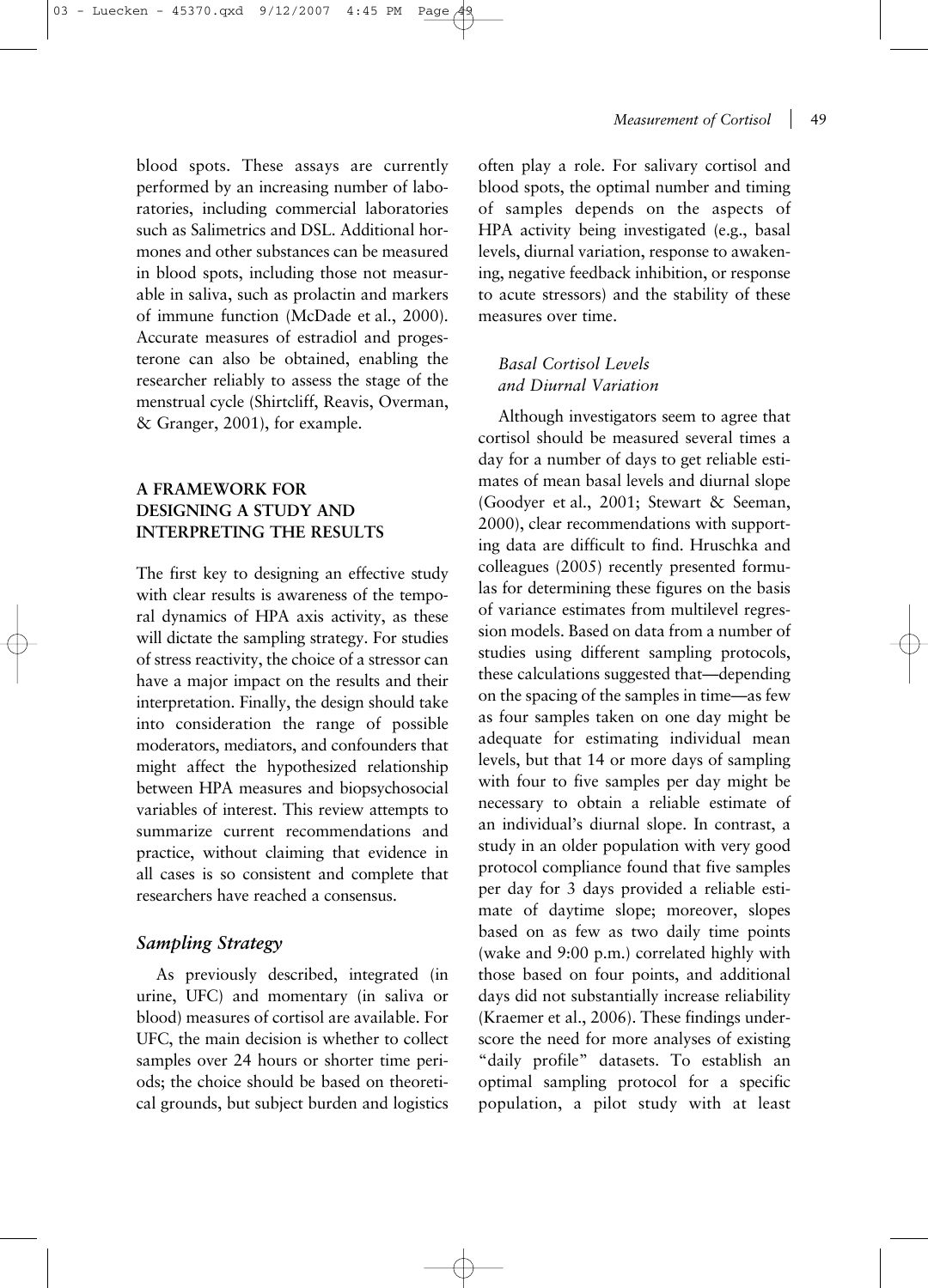blood spots. These assays are currently performed by an increasing number of laboratories, including commercial laboratories such as Salimetrics and DSL. Additional hormones and other substances can be measured in blood spots, including those not measurable in saliva, such as prolactin and markers of immune function (McDade et al., 2000). Accurate measures of estradiol and progesterone can also be obtained, enabling the researcher reliably to assess the stage of the menstrual cycle (Shirtcliff, Reavis, Overman, & Granger, 2001), for example.

## A FRAMEWORK FOR DESIGNING A STUDY AND INTERPRETING THE RESULTS

The first key to designing an effective study with clear results is awareness of the temporal dynamics of HPA axis activity, as these will dictate the sampling strategy. For studies of stress reactivity, the choice of a stressor can have a major impact on the results and their interpretation. Finally, the design should take into consideration the range of possible moderators, mediators, and confounders that might affect the hypothesized relationship between HPA measures and biopsychosocial variables of interest. This review attempts to summarize current recommendations and practice, without claiming that evidence in all cases is so consistent and complete that researchers have reached a consensus.

### *Sampling Strategy*

As previously described, integrated (in urine, UFC) and momentary (in saliva or blood) measures of cortisol are available. For UFC, the main decision is whether to collect samples over 24 hours or shorter time periods; the choice should be based on theoretical grounds, but subject burden and logistics often play a role. For salivary cortisol and blood spots, the optimal number and timing of samples depends on the aspects of HPA activity being investigated (e.g., basal levels, diurnal variation, response to awakening, negative feedback inhibition, or response to acute stressors) and the stability of these measures over time.

#### *Basal Cortisol Levels and Diurnal Variation*

Although investigators seem to agree that cortisol should be measured several times a day for a number of days to get reliable estimates of mean basal levels and diurnal slope (Goodyer et al., 2001; Stewart & Seeman, 2000), clear recommendations with supporting data are difficult to find. Hruschka and colleagues (2005) recently presented formulas for determining these figures on the basis of variance estimates from multilevel regression models. Based on data from a number of studies using different sampling protocols, these calculations suggested that—depending on the spacing of the samples in time—as few as four samples taken on one day might be adequate for estimating individual mean levels, but that 14 or more days of sampling with four to five samples per day might be necessary to obtain a reliable estimate of an individual's diurnal slope. In contrast, a study in an older population with very good protocol compliance found that five samples per day for 3 days provided a reliable estimate of daytime slope; moreover, slopes based on as few as two daily time points (wake and 9:00 p.m.) correlated highly with those based on four points, and additional days did not substantially increase reliability (Kraemer et al., 2006). These findings underscore the need for more analyses of existing "daily profile" datasets. To establish an optimal sampling protocol for a specific population, a pilot study with at least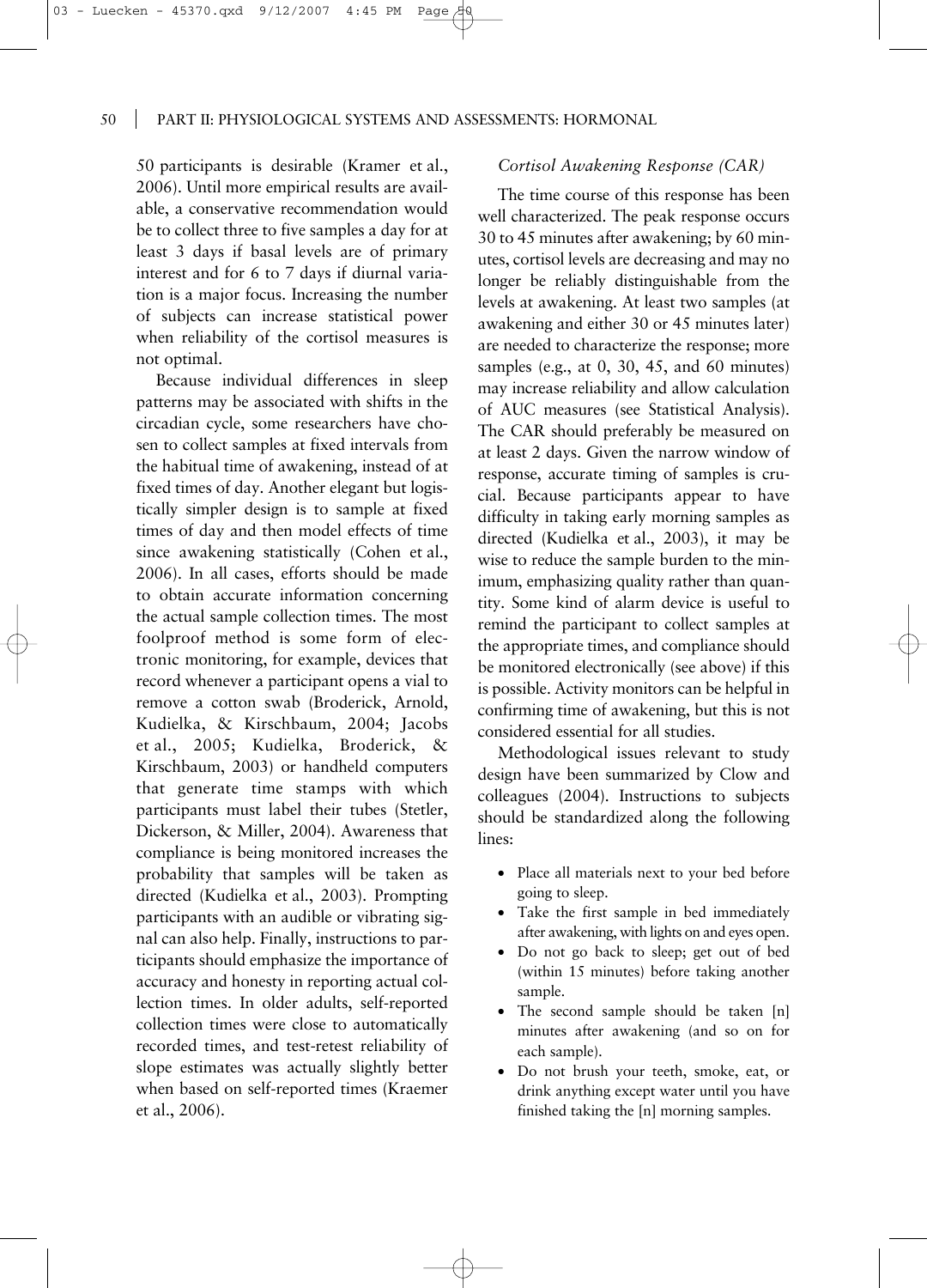50 participants is desirable (Kramer et al., 2006). Until more empirical results are available, a conservative recommendation would be to collect three to five samples a day for at least 3 days if basal levels are of primary interest and for 6 to 7 days if diurnal variation is a major focus. Increasing the number of subjects can increase statistical power when reliability of the cortisol measures is not optimal.

Because individual differences in sleep patterns may be associated with shifts in the circadian cycle, some researchers have chosen to collect samples at fixed intervals from the habitual time of awakening, instead of at fixed times of day. Another elegant but logistically simpler design is to sample at fixed times of day and then model effects of time since awakening statistically (Cohen et al., 2006). In all cases, efforts should be made to obtain accurate information concerning the actual sample collection times. The most foolproof method is some form of electronic monitoring, for example, devices that record whenever a participant opens a vial to remove a cotton swab (Broderick, Arnold, Kudielka, & Kirschbaum, 2004; Jacobs et al., 2005; Kudielka, Broderick, & Kirschbaum, 2003) or handheld computers that generate time stamps with which participants must label their tubes (Stetler, Dickerson, & Miller, 2004). Awareness that compliance is being monitored increases the probability that samples will be taken as directed (Kudielka et al., 2003). Prompting participants with an audible or vibrating signal can also help. Finally, instructions to participants should emphasize the importance of accuracy and honesty in reporting actual collection times. In older adults, self-reported collection times were close to automatically recorded times, and test-retest reliability of slope estimates was actually slightly better when based on self-reported times (Kraemer et al., 2006).

### *Cortisol Awakening Response (CAR)*

The time course of this response has been well characterized. The peak response occurs 30 to 45 minutes after awakening; by 60 minutes, cortisol levels are decreasing and may no longer be reliably distinguishable from the levels at awakening. At least two samples (at awakening and either 30 or 45 minutes later) are needed to characterize the response; more samples (e.g., at 0, 30, 45, and 60 minutes) may increase reliability and allow calculation of AUC measures (see Statistical Analysis). The CAR should preferably be measured on at least 2 days. Given the narrow window of response, accurate timing of samples is crucial. Because participants appear to have difficulty in taking early morning samples as directed (Kudielka et al., 2003), it may be wise to reduce the sample burden to the minimum, emphasizing quality rather than quantity. Some kind of alarm device is useful to remind the participant to collect samples at the appropriate times, and compliance should be monitored electronically (see above) if this is possible. Activity monitors can be helpful in confirming time of awakening, but this is not considered essential for all studies.

Methodological issues relevant to study design have been summarized by Clow and colleagues (2004). Instructions to subjects should be standardized along the following lines:

- Place all materials next to your bed before going to sleep.
- Take the first sample in bed immediately after awakening, with lights on and eyes open.
- Do not go back to sleep; get out of bed (within 15 minutes) before taking another sample.
- The second sample should be taken [n] minutes after awakening (and so on for each sample).
- Do not brush your teeth, smoke, eat, or drink anything except water until you have finished taking the [n] morning samples.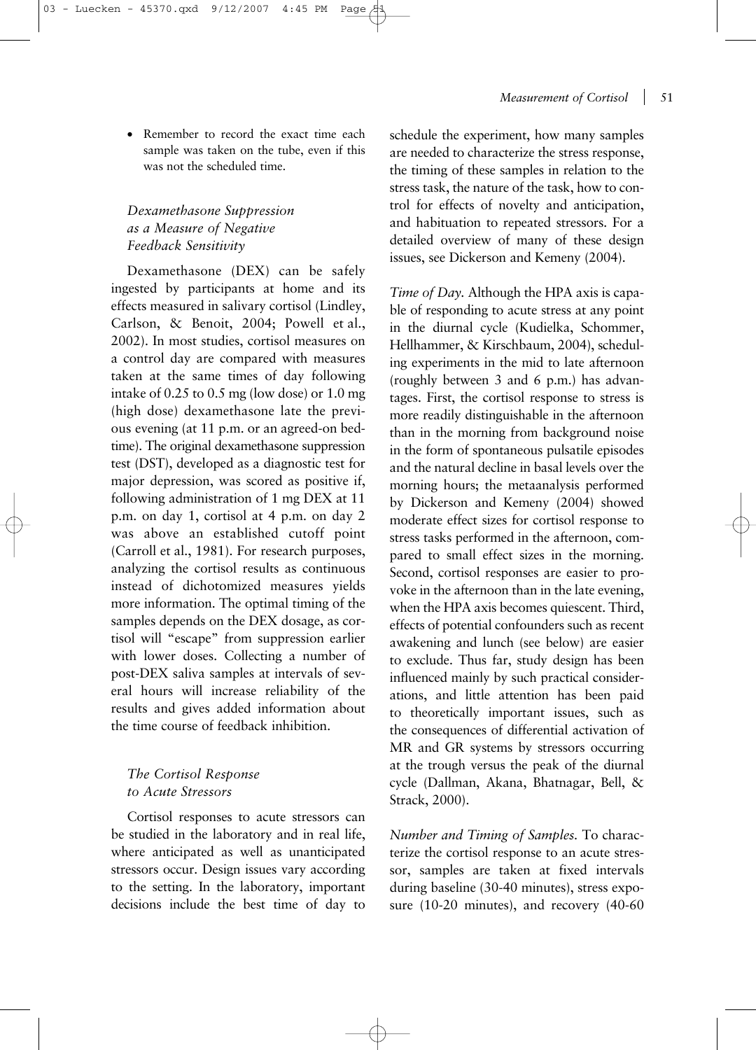- Remember to record the exact time each sample was taken on the tube, even if this was not the scheduled time.

### *Dexamethasone Suppression as a Measure of Negative Feedback Sensitivity*

Dexamethasone (DEX) can be safely ingested by participants at home and its effects measured in salivary cortisol (Lindley, Carlson, & Benoit, 2004; Powell et al., 2002). In most studies, cortisol measures on a control day are compared with measures taken at the same times of day following intake of 0.25 to 0.5 mg (low dose) or 1.0 mg (high dose) dexamethasone late the previous evening (at 11 p.m. or an agreed-on bedtime). The original dexamethasone suppression test (DST), developed as a diagnostic test for major depression, was scored as positive if, following administration of 1 mg DEX at 11 p.m. on day 1, cortisol at 4 p.m. on day 2 was above an established cutoff point (Carroll et al., 1981). For research purposes, analyzing the cortisol results as continuous instead of dichotomized measures yields more information. The optimal timing of the samples depends on the DEX dosage, as cortisol will "escape" from suppression earlier with lower doses. Collecting a number of post-DEX saliva samples at intervals of several hours will increase reliability of the results and gives added information about the time course of feedback inhibition.

### *The Cortisol Response to Acute Stressors*

Cortisol responses to acute stressors can be studied in the laboratory and in real life, where anticipated as well as unanticipated stressors occur. Design issues vary according to the setting. In the laboratory, important decisions include the best time of day to schedule the experiment, how many samples are needed to characterize the stress response, the timing of these samples in relation to the stress task, the nature of the task, how to control for effects of novelty and anticipation, and habituation to repeated stressors. For a detailed overview of many of these design issues, see Dickerson and Kemeny (2004).

*Time of Day.* Although the HPA axis is capable of responding to acute stress at any point in the diurnal cycle (Kudielka, Schommer, Hellhammer, & Kirschbaum, 2004), scheduling experiments in the mid to late afternoon (roughly between 3 and 6 p.m.) has advantages. First, the cortisol response to stress is more readily distinguishable in the afternoon than in the morning from background noise in the form of spontaneous pulsatile episodes and the natural decline in basal levels over the morning hours; the metaanalysis performed by Dickerson and Kemeny (2004) showed moderate effect sizes for cortisol response to stress tasks performed in the afternoon, compared to small effect sizes in the morning. Second, cortisol responses are easier to provoke in the afternoon than in the late evening, when the HPA axis becomes quiescent. Third, effects of potential confounders such as recent awakening and lunch (see below) are easier to exclude. Thus far, study design has been influenced mainly by such practical considerations, and little attention has been paid to theoretically important issues, such as the consequences of differential activation of MR and GR systems by stressors occurring at the trough versus the peak of the diurnal cycle (Dallman, Akana, Bhatnagar, Bell, & Strack, 2000).

*Number and Timing of Samples.* To characterize the cortisol response to an acute stressor, samples are taken at fixed intervals during baseline (30-40 minutes), stress exposure (10-20 minutes), and recovery (40-60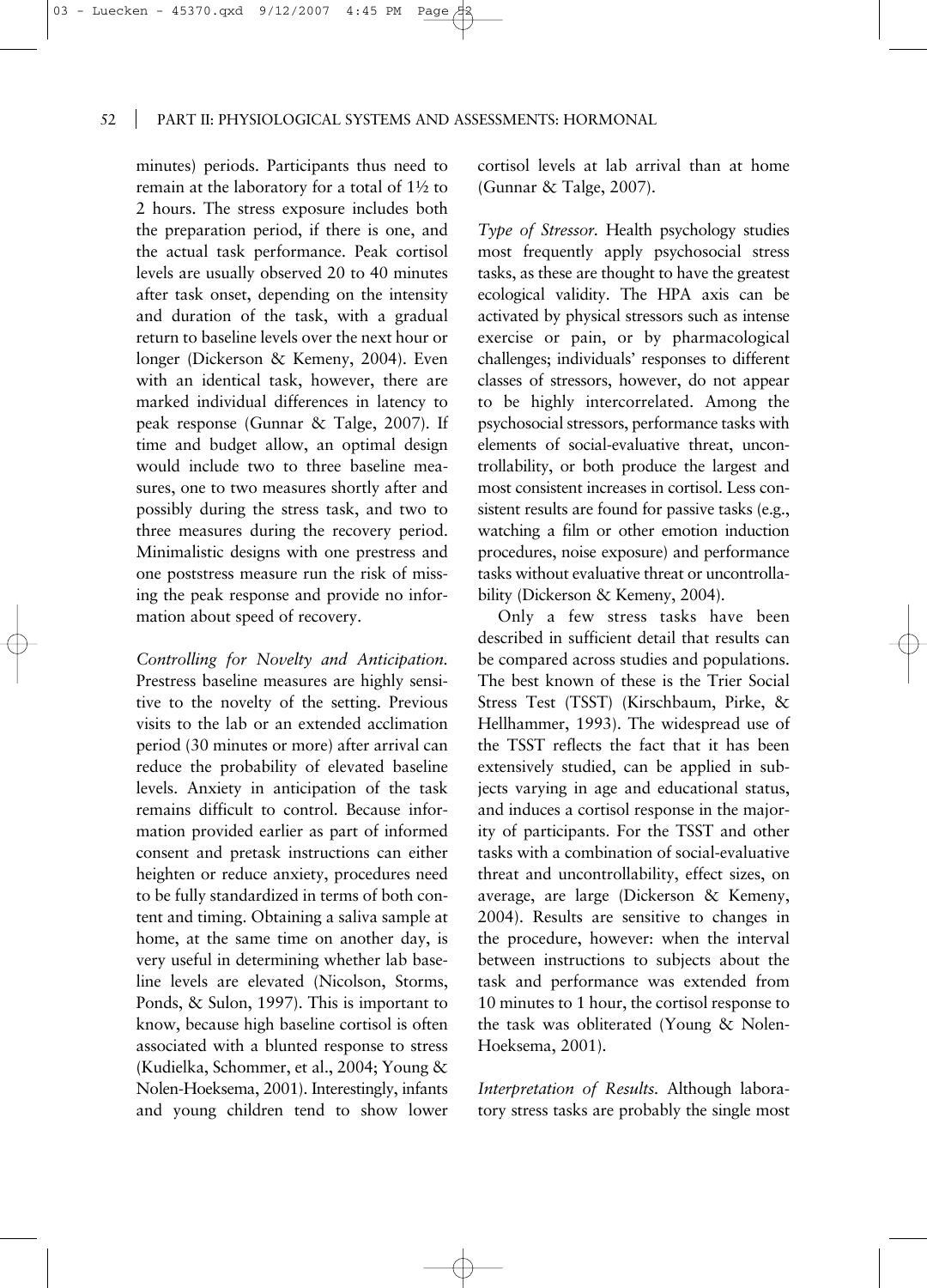minutes) periods. Participants thus need to remain at the laboratory for a total of 1½ to 2 hours. The stress exposure includes both the preparation period, if there is one, and the actual task performance. Peak cortisol levels are usually observed 20 to 40 minutes after task onset, depending on the intensity and duration of the task, with a gradual return to baseline levels over the next hour or longer (Dickerson & Kemeny, 2004). Even with an identical task, however, there are marked individual differences in latency to peak response (Gunnar & Talge, 2007). If time and budget allow, an optimal design would include two to three baseline measures, one to two measures shortly after and possibly during the stress task, and two to three measures during the recovery period. Minimalistic designs with one prestress and one poststress measure run the risk of missing the peak response and provide no information about speed of recovery.

*Controlling for Novelty and Anticipation.* Prestress baseline measures are highly sensitive to the novelty of the setting. Previous visits to the lab or an extended acclimation period (30 minutes or more) after arrival can reduce the probability of elevated baseline levels. Anxiety in anticipation of the task remains difficult to control. Because information provided earlier as part of informed consent and pretask instructions can either heighten or reduce anxiety, procedures need to be fully standardized in terms of both content and timing. Obtaining a saliva sample at home, at the same time on another day, is very useful in determining whether lab baseline levels are elevated (Nicolson, Storms, Ponds, & Sulon, 1997). This is important to know, because high baseline cortisol is often associated with a blunted response to stress (Kudielka, Schommer, et al., 2004; Young & Nolen-Hoeksema, 2001). Interestingly, infants and young children tend to show lower cortisol levels at lab arrival than at home (Gunnar & Talge, 2007).

*Type of Stressor.* Health psychology studies most frequently apply psychosocial stress tasks, as these are thought to have the greatest ecological validity. The HPA axis can be activated by physical stressors such as intense exercise or pain, or by pharmacological challenges; individuals' responses to different classes of stressors, however, do not appear to be highly intercorrelated. Among the psychosocial stressors, performance tasks with elements of social-evaluative threat, uncontrollability, or both produce the largest and most consistent increases in cortisol. Less consistent results are found for passive tasks (e.g., watching a film or other emotion induction procedures, noise exposure) and performance tasks without evaluative threat or uncontrollability (Dickerson & Kemeny, 2004).

Only a few stress tasks have been described in sufficient detail that results can be compared across studies and populations. The best known of these is the Trier Social Stress Test (TSST) (Kirschbaum, Pirke, & Hellhammer, 1993). The widespread use of the TSST reflects the fact that it has been extensively studied, can be applied in subjects varying in age and educational status, and induces a cortisol response in the majority of participants. For the TSST and other tasks with a combination of social-evaluative threat and uncontrollability, effect sizes, on average, are large (Dickerson & Kemeny, 2004). Results are sensitive to changes in the procedure, however: when the interval between instructions to subjects about the task and performance was extended from 10 minutes to 1 hour, the cortisol response to the task was obliterated (Young & Nolen-Hoeksema, 2001).

*Interpretation of Results.* Although laboratory stress tasks are probably the single most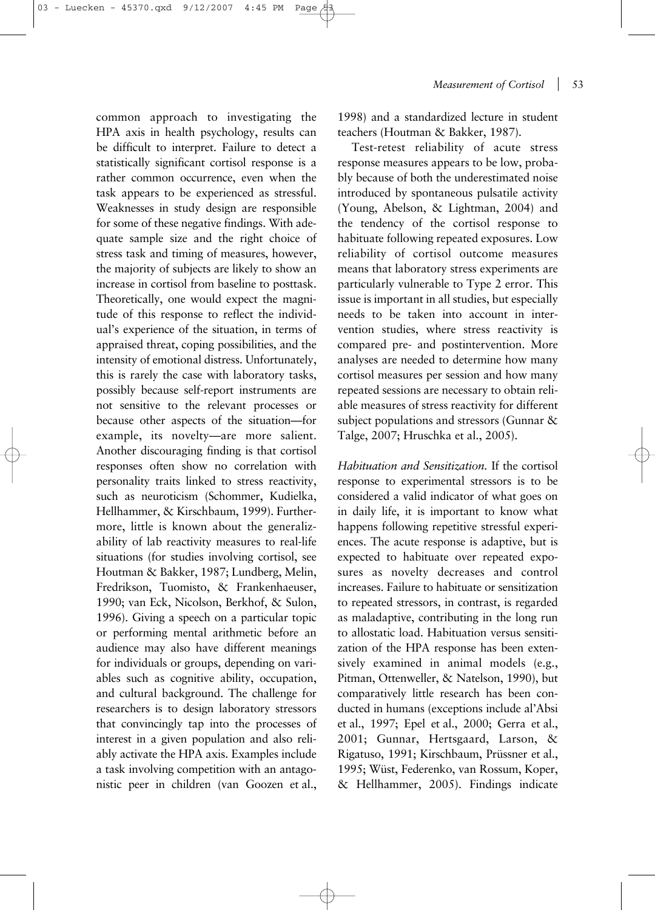common approach to investigating the HPA axis in health psychology, results can be difficult to interpret. Failure to detect a statistically significant cortisol response is a rather common occurrence, even when the task appears to be experienced as stressful. Weaknesses in study design are responsible for some of these negative findings. With adequate sample size and the right choice of stress task and timing of measures, however, the majority of subjects are likely to show an increase in cortisol from baseline to posttask. Theoretically, one would expect the magnitude of this response to reflect the individual's experience of the situation, in terms of appraised threat, coping possibilities, and the intensity of emotional distress. Unfortunately, this is rarely the case with laboratory tasks, possibly because self-report instruments are not sensitive to the relevant processes or because other aspects of the situation—for example, its novelty—are more salient. Another discouraging finding is that cortisol responses often show no correlation with personality traits linked to stress reactivity, such as neuroticism (Schommer, Kudielka, Hellhammer, & Kirschbaum, 1999). Furthermore, little is known about the generalizability of lab reactivity measures to real-life situations (for studies involving cortisol, see Houtman & Bakker, 1987; Lundberg, Melin, Fredrikson, Tuomisto, & Frankenhaeuser, 1990; van Eck, Nicolson, Berkhof, & Sulon, 1996). Giving a speech on a particular topic or performing mental arithmetic before an audience may also have different meanings for individuals or groups, depending on variables such as cognitive ability, occupation, and cultural background. The challenge for researchers is to design laboratory stressors that convincingly tap into the processes of interest in a given population and also reliably activate the HPA axis. Examples include a task involving competition with an antagonistic peer in children (van Goozen et al., 1998) and a standardized lecture in student teachers (Houtman & Bakker, 1987).

Test-retest reliability of acute stress response measures appears to be low, probably because of both the underestimated noise introduced by spontaneous pulsatile activity (Young, Abelson, & Lightman, 2004) and the tendency of the cortisol response to habituate following repeated exposures. Low reliability of cortisol outcome measures means that laboratory stress experiments are particularly vulnerable to Type 2 error. This issue is important in all studies, but especially needs to be taken into account in intervention studies, where stress reactivity is compared pre- and postintervention. More analyses are needed to determine how many cortisol measures per session and how many repeated sessions are necessary to obtain reliable measures of stress reactivity for different subject populations and stressors (Gunnar & Talge, 2007; Hruschka et al., 2005).

*Habituation and Sensitization.* If the cortisol response to experimental stressors is to be considered a valid indicator of what goes on in daily life, it is important to know what happens following repetitive stressful experiences. The acute response is adaptive, but is expected to habituate over repeated exposures as novelty decreases and control increases. Failure to habituate or sensitization to repeated stressors, in contrast, is regarded as maladaptive, contributing in the long run to allostatic load. Habituation versus sensitization of the HPA response has been extensively examined in animal models (e.g., Pitman, Ottenweller, & Natelson, 1990), but comparatively little research has been conducted in humans (exceptions include al'Absi et al., 1997; Epel et al., 2000; Gerra et al., 2001; Gunnar, Hertsgaard, Larson, & Rigatuso, 1991; Kirschbaum, Prüssner et al., 1995; Wüst, Federenko, van Rossum, Koper, & Hellhammer, 2005). Findings indicate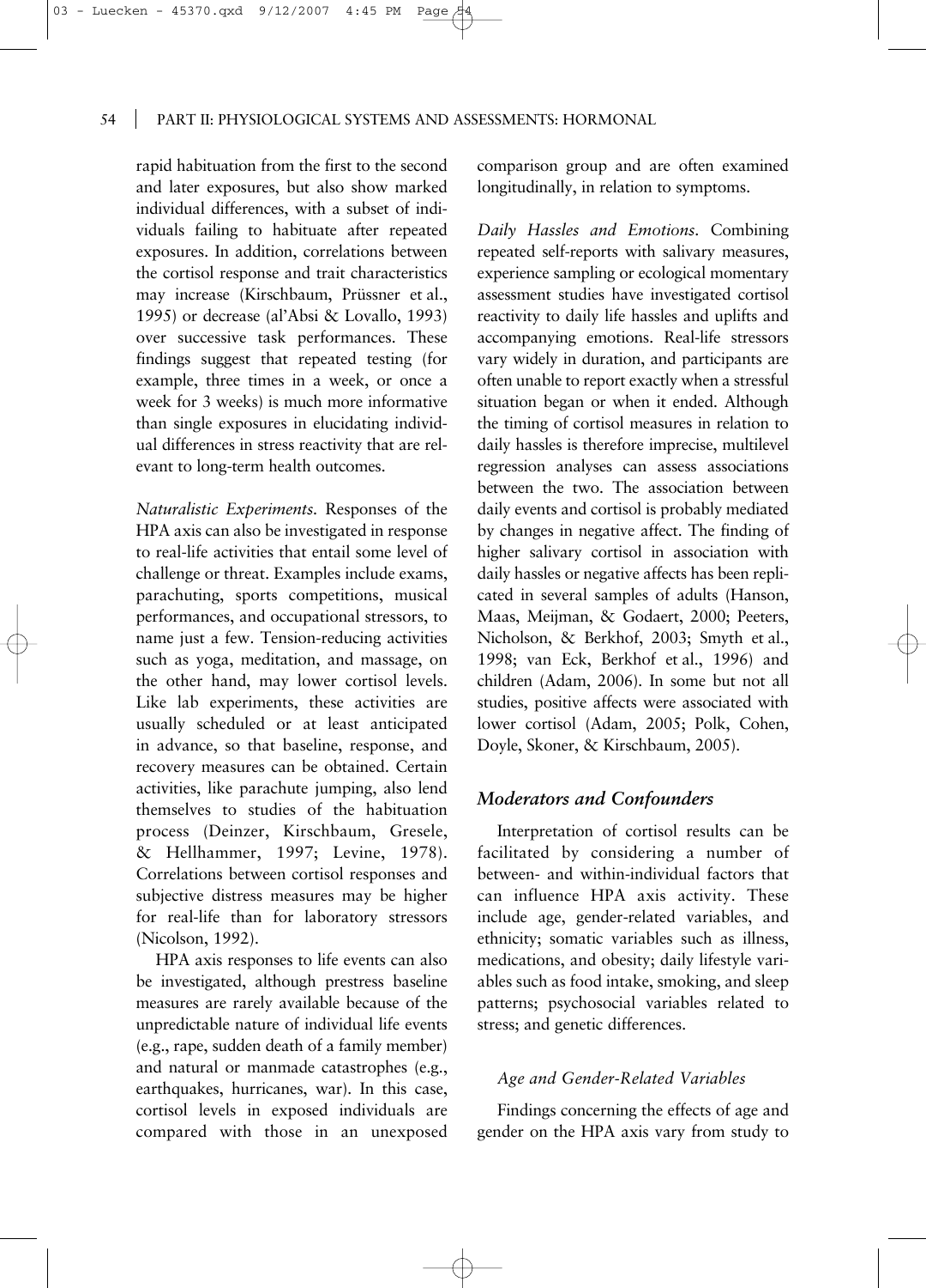rapid habituation from the first to the second and later exposures, but also show marked individual differences, with a subset of individuals failing to habituate after repeated exposures. In addition, correlations between the cortisol response and trait characteristics may increase (Kirschbaum, Prüssner et al., 1995) or decrease (al'Absi & Lovallo, 1993) over successive task performances. These findings suggest that repeated testing (for example, three times in a week, or once a week for 3 weeks) is much more informative than single exposures in elucidating individual differences in stress reactivity that are relevant to long-term health outcomes.

*Naturalistic Experiments.* Responses of the HPA axis can also be investigated in response to real-life activities that entail some level of challenge or threat. Examples include exams, parachuting, sports competitions, musical performances, and occupational stressors, to name just a few. Tension-reducing activities such as yoga, meditation, and massage, on the other hand, may lower cortisol levels. Like lab experiments, these activities are usually scheduled or at least anticipated in advance, so that baseline, response, and recovery measures can be obtained. Certain activities, like parachute jumping, also lend themselves to studies of the habituation process (Deinzer, Kirschbaum, Gresele, & Hellhammer, 1997; Levine, 1978). Correlations between cortisol responses and subjective distress measures may be higher for real-life than for laboratory stressors (Nicolson, 1992).

HPA axis responses to life events can also be investigated, although prestress baseline measures are rarely available because of the unpredictable nature of individual life events (e.g., rape, sudden death of a family member) and natural or manmade catastrophes (e.g., earthquakes, hurricanes, war). In this case, cortisol levels in exposed individuals are compared with those in an unexposed comparison group and are often examined longitudinally, in relation to symptoms.

*Daily Hassles and Emotions.* Combining repeated self-reports with salivary measures, experience sampling or ecological momentary assessment studies have investigated cortisol reactivity to daily life hassles and uplifts and accompanying emotions. Real-life stressors vary widely in duration, and participants are often unable to report exactly when a stressful situation began or when it ended. Although the timing of cortisol measures in relation to daily hassles is therefore imprecise, multilevel regression analyses can assess associations between the two. The association between daily events and cortisol is probably mediated by changes in negative affect. The finding of higher salivary cortisol in association with daily hassles or negative affects has been replicated in several samples of adults (Hanson, Maas, Meijman, & Godaert, 2000; Peeters, Nicholson, & Berkhof, 2003; Smyth et al., 1998; van Eck, Berkhof et al., 1996) and children (Adam, 2006). In some but not all studies, positive affects were associated with lower cortisol (Adam, 2005; Polk, Cohen, Doyle, Skoner, & Kirschbaum, 2005).

### Moderators and Confounders

Interpretation of cortisol results can be facilitated by considering a number of between- and within-individual factors that can influence HPA axis activity. These include age, gender-related variables, and ethnicity; somatic variables such as illness, medications, and obesity; daily lifestyle variables such as food intake, smoking, and sleep patterns; psychosocial variables related to stress; and genetic differences.

#### Age and Gender-Related Variables

Findings concerning the effects of age and gender on the HPA axis vary from study to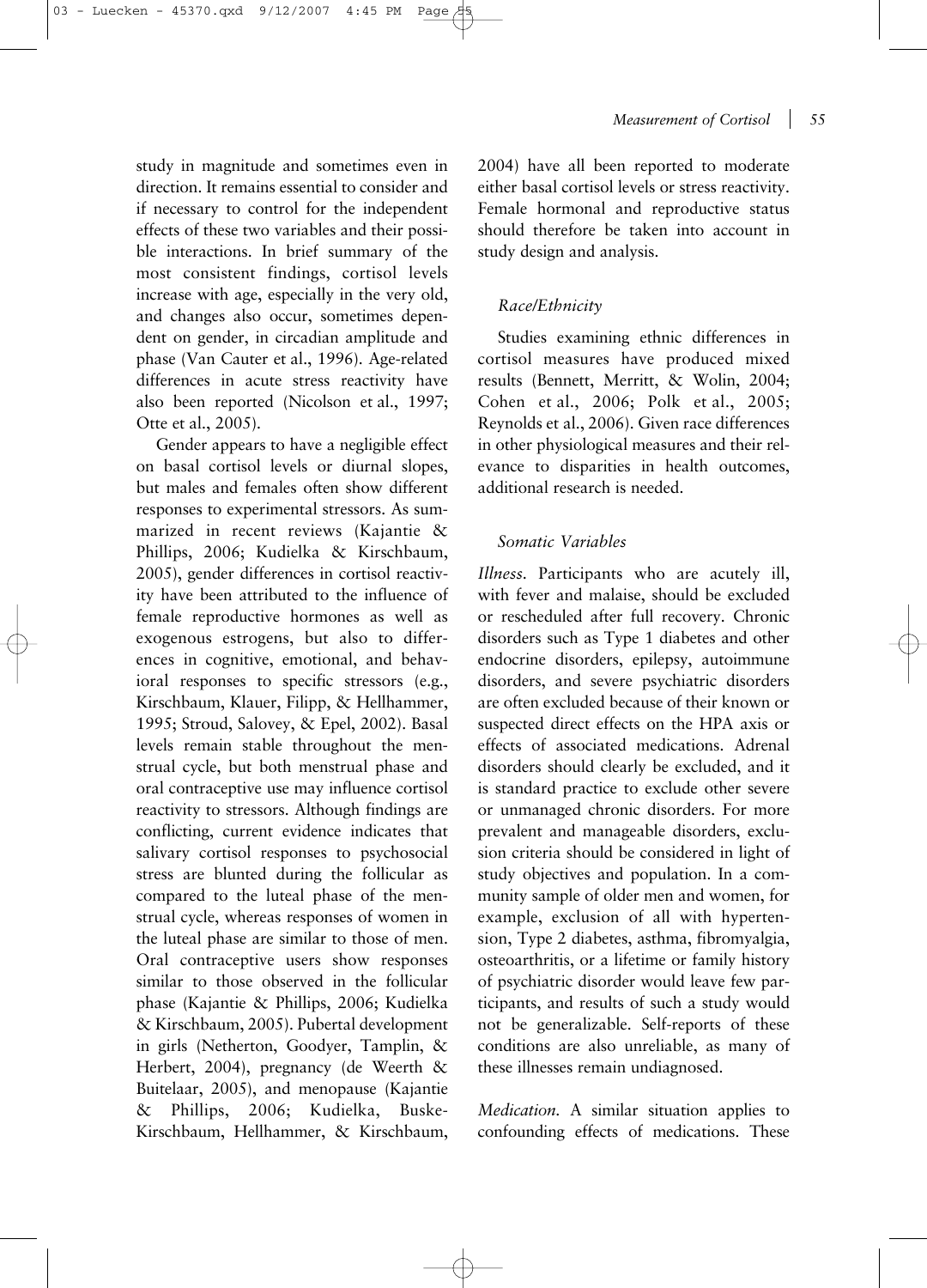study in magnitude and sometimes even in direction. It remains essential to consider and if necessary to control for the independent effects of these two variables and their possible interactions. In brief summary of the most consistent findings, cortisol levels increase with age, especially in the very old, and changes also occur, sometimes dependent on gender, in circadian amplitude and phase (Van Cauter et al., 1996). Age-related differences in acute stress reactivity have also been reported (Nicolson et al., 1997; Otte et al., 2005).

Gender appears to have a negligible effect on basal cortisol levels or diurnal slopes, but males and females often show different responses to experimental stressors. As summarized in recent reviews (Kajantie & Phillips, 2006; Kudielka & Kirschbaum, 2005), gender differences in cortisol reactivity have been attributed to the influence of female reproductive hormones as well as exogenous estrogens, but also to differences in cognitive, emotional, and behavioral responses to specific stressors (e.g., Kirschbaum, Klauer, Filipp, & Hellhammer, 1995; Stroud, Salovey, & Epel, 2002). Basal levels remain stable throughout the menstrual cycle, but both menstrual phase and oral contraceptive use may influence cortisol reactivity to stressors. Although findings are conflicting, current evidence indicates that salivary cortisol responses to psychosocial stress are blunted during the follicular as compared to the luteal phase of the menstrual cycle, whereas responses of women in the luteal phase are similar to those of men. Oral contraceptive users show responses similar to those observed in the follicular phase (Kajantie & Phillips, 2006; Kudielka & Kirschbaum, 2005). Pubertal development in girls (Netherton, Goodyer, Tamplin, & Herbert, 2004), pregnancy (de Weerth & Buitelaar, 2005), and menopause (Kajantie & Phillips, 2006; Kudielka, Buske-Kirschbaum, Hellhammer, & Kirschbaum, 2004) have all been reported to moderate either basal cortisol levels or stress reactivity. Female hormonal and reproductive status should therefore be taken into account in study design and analysis.

### *Race/Ethnicity*

Studies examining ethnic differences in cortisol measures have produced mixed results (Bennett, Merritt, & Wolin, 2004; Cohen et al., 2006; Polk et al., 2005; Reynolds et al., 2006). Given race differences in other physiological measures and their relevance to disparities in health outcomes, additional research is needed.

### *Somatic Variables*

*Illness.* Participants who are acutely ill, with fever and malaise, should be excluded or rescheduled after full recovery. Chronic disorders such as Type 1 diabetes and other endocrine disorders, epilepsy, autoimmune disorders, and severe psychiatric disorders are often excluded because of their known or suspected direct effects on the HPA axis or effects of associated medications. Adrenal disorders should clearly be excluded, and it is standard practice to exclude other severe or unmanaged chronic disorders. For more prevalent and manageable disorders, exclusion criteria should be considered in light of study objectives and population. In a community sample of older men and women, for example, exclusion of all with hypertension, Type 2 diabetes, asthma, fibromyalgia, osteoarthritis, or a lifetime or family history of psychiatric disorder would leave few participants, and results of such a study would not be generalizable. Self-reports of these conditions are also unreliable, as many of these illnesses remain undiagnosed.

*Medication.* A similar situation applies to confounding effects of medications. These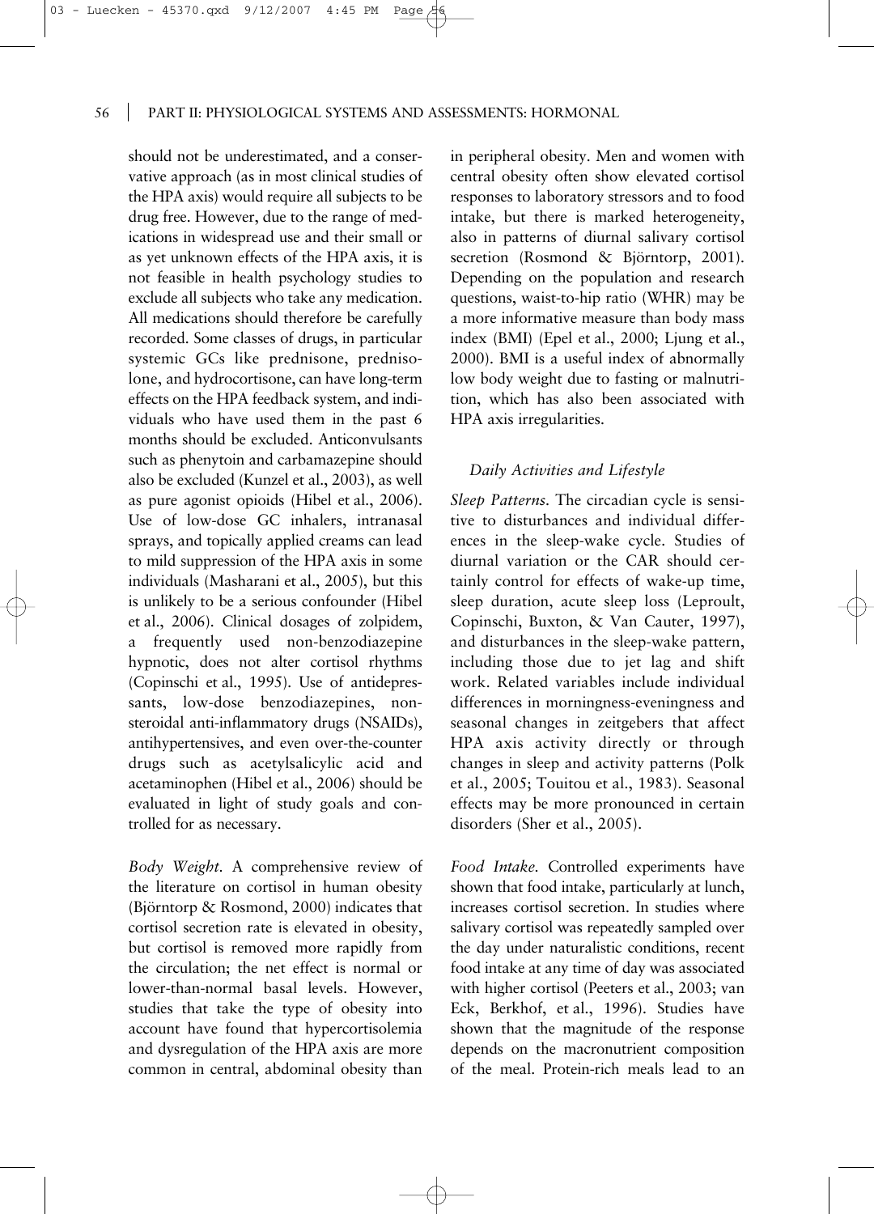should not be underestimated, and a conservative approach (as in most clinical studies of the HPA axis) would require all subjects to be drug free. However, due to the range of medications in widespread use and their small or as yet unknown effects of the HPA axis, it is not feasible in health psychology studies to exclude all subjects who take any medication. All medications should therefore be carefully recorded. Some classes of drugs, in particular systemic GCs like prednisone, prednisolone, and hydrocortisone, can have long-term effects on the HPA feedback system, and individuals who have used them in the past 6 months should be excluded. Anticonvulsants such as phenytoin and carbamazepine should also be excluded (Kunzel et al., 2003), as well as pure agonist opioids (Hibel et al., 2006). Use of low-dose GC inhalers, intranasal sprays, and topically applied creams can lead to mild suppression of the HPA axis in some individuals (Masharani et al., 2005), but this is unlikely to be a serious confounder (Hibel et al., 2006). Clinical dosages of zolpidem, a frequently used non-benzodiazepine hypnotic, does not alter cortisol rhythms (Copinschi et al., 1995). Use of antidepressants, low-dose benzodiazepines, nonsteroidal anti-inflammatory drugs (NSAIDs), antihypertensives, and even over-the-counter drugs such as acetylsalicylic acid and acetaminophen (Hibel et al., 2006) should be evaluated in light of study goals and controlled for as necessary.

*Body Weight.* A comprehensive review of the literature on cortisol in human obesity (Björntorp & Rosmond, 2000) indicates that cortisol secretion rate is elevated in obesity, but cortisol is removed more rapidly from the circulation; the net effect is normal or lower-than-normal basal levels. However, studies that take the type of obesity into account have found that hypercortisolemia and dysregulation of the HPA axis are more common in central, abdominal obesity than in peripheral obesity. Men and women with central obesity often show elevated cortisol responses to laboratory stressors and to food intake, but there is marked heterogeneity, also in patterns of diurnal salivary cortisol secretion (Rosmond & Björntorp, 2001). Depending on the population and research questions, waist-to-hip ratio (WHR) may be a more informative measure than body mass index (BMI) (Epel et al., 2000; Ljung et al., 2000). BMI is a useful index of abnormally low body weight due to fasting or malnutrition, which has also been associated with HPA axis irregularities.

### *Daily Activities and Lifestyle*

*Sleep Patterns.* The circadian cycle is sensitive to disturbances and individual differences in the sleep-wake cycle. Studies of diurnal variation or the CAR should certainly control for effects of wake-up time, sleep duration, acute sleep loss (Leproult, Copinschi, Buxton, & Van Cauter, 1997), and disturbances in the sleep-wake pattern, including those due to jet lag and shift work. Related variables include individual differences in morningness-eveningness and seasonal changes in zeitgebers that affect HPA axis activity directly or through changes in sleep and activity patterns (Polk et al., 2005; Touitou et al., 1983). Seasonal effects may be more pronounced in certain disorders (Sher et al., 2005).

*Food Intake.* Controlled experiments have shown that food intake, particularly at lunch, increases cortisol secretion. In studies where salivary cortisol was repeatedly sampled over the day under naturalistic conditions, recent food intake at any time of day was associated with higher cortisol (Peeters et al., 2003; van Eck, Berkhof, et al., 1996). Studies have shown that the magnitude of the response depends on the macronutrient composition of the meal. Protein-rich meals lead to an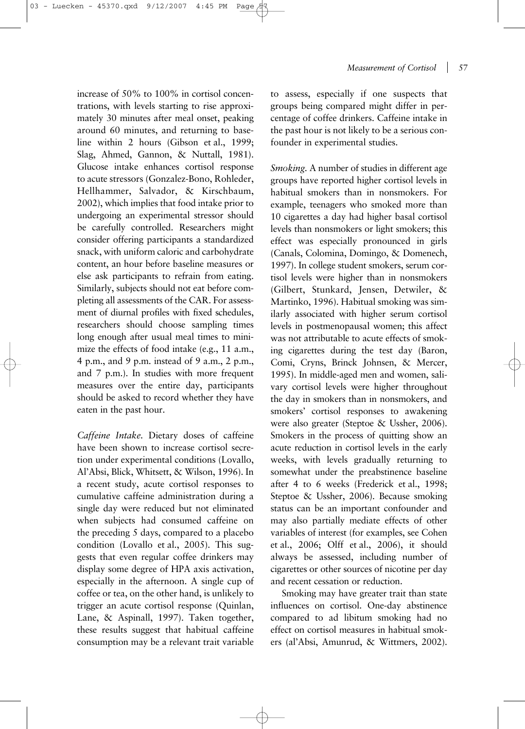increase of 50% to 100% in cortisol concentrations, with levels starting to rise approximately 30 minutes after meal onset, peaking around 60 minutes, and returning to baseline within 2 hours (Gibson et al., 1999; Slag, Ahmed, Gannon, & Nuttall, 1981). Glucose intake enhances cortisol response to acute stressors (Gonzalez-Bono, Rohleder, Hellhammer, Salvador, & Kirschbaum, 2002), which implies that food intake prior to undergoing an experimental stressor should be carefully controlled. Researchers might consider offering participants a standardized snack, with uniform caloric and carbohydrate content, an hour before baseline measures or else ask participants to refrain from eating. Similarly, subjects should not eat before completing all assessments of the CAR. For assessment of diurnal profiles with fixed schedules, researchers should choose sampling times long enough after usual meal times to minimize the effects of food intake (e.g., 11 a.m., 4 p.m., and 9 p.m. instead of 9 a.m., 2 p.m., and 7 p.m.). In studies with more frequent measures over the entire day, participants should be asked to record whether they have eaten in the past hour.

*Caffeine Intake.* Dietary doses of caffeine have been shown to increase cortisol secretion under experimental conditions (Lovallo, Al'Absi, Blick, Whitsett, & Wilson, 1996). In a recent study, acute cortisol responses to cumulative caffeine administration during a single day were reduced but not eliminated when subjects had consumed caffeine on the preceding 5 days, compared to a placebo condition (Lovallo et al., 2005). This suggests that even regular coffee drinkers may display some degree of HPA axis activation, especially in the afternoon. A single cup of coffee or tea, on the other hand, is unlikely to trigger an acute cortisol response (Quinlan, Lane, & Aspinall, 1997). Taken together, these results suggest that habitual caffeine consumption may be a relevant trait variable to assess, especially if one suspects that groups being compared might differ in percentage of coffee drinkers. Caffeine intake in the past hour is not likely to be a serious confounder in experimental studies.

*Smoking.* A number of studies in different age groups have reported higher cortisol levels in habitual smokers than in nonsmokers. For example, teenagers who smoked more than 10 cigarettes a day had higher basal cortisol levels than nonsmokers or light smokers; this effect was especially pronounced in girls (Canals, Colomina, Domingo, & Domenech, 1997). In college student smokers, serum cortisol levels were higher than in nonsmokers (Gilbert, Stunkard, Jensen, Detwiler, & Martinko, 1996). Habitual smoking was similarly associated with higher serum cortisol levels in postmenopausal women; this affect was not attributable to acute effects of smoking cigarettes during the test day (Baron, Comi, Cryns, Brinck Johnsen, & Mercer, 1995). In middle-aged men and women, salivary cortisol levels were higher throughout the day in smokers than in nonsmokers, and smokers' cortisol responses to awakening were also greater (Steptoe & Ussher, 2006). Smokers in the process of quitting show an acute reduction in cortisol levels in the early weeks, with levels gradually returning to somewhat under the preabstinence baseline after 4 to 6 weeks (Frederick et al., 1998; Steptoe & Ussher, 2006). Because smoking status can be an important confounder and may also partially mediate effects of other variables of interest (for examples, see Cohen et al., 2006; Olff et al., 2006), it should always be assessed, including number of cigarettes or other sources of nicotine per day and recent cessation or reduction.

Smoking may have greater trait than state influences on cortisol. One-day abstinence compared to ad libitum smoking had no effect on cortisol measures in habitual smokers (al'Absi, Amunrud, & Wittmers, 2002).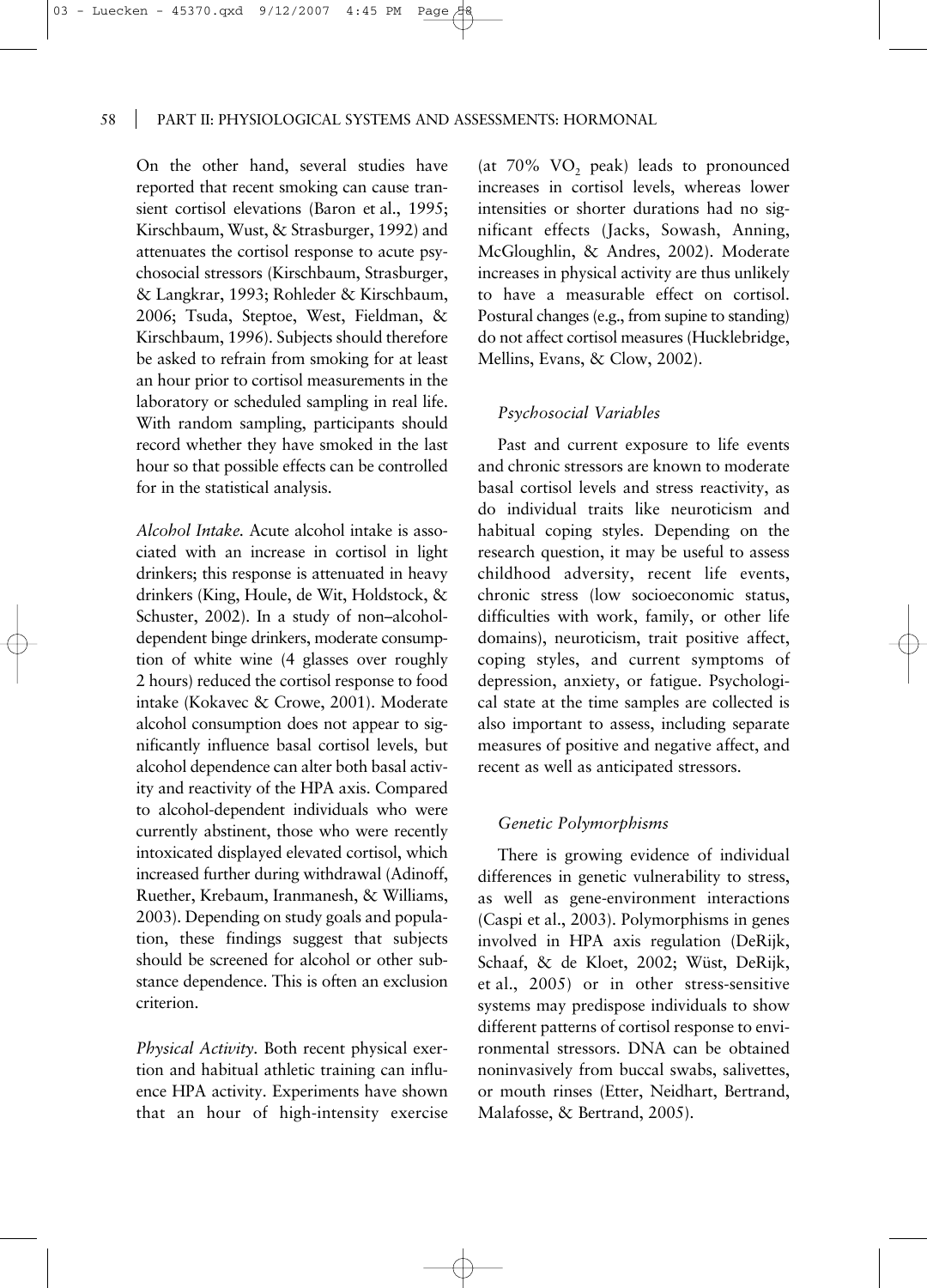On the other hand, several studies have reported that recent smoking can cause transient cortisol elevations (Baron et al., 1995; Kirschbaum, Wust, & Strasburger, 1992) and attenuates the cortisol response to acute psychosocial stressors (Kirschbaum, Strasburger, & Langkrar, 1993; Rohleder & Kirschbaum, 2006; Tsuda, Steptoe, West, Fieldman, & Kirschbaum, 1996). Subjects should therefore be asked to refrain from smoking for at least an hour prior to cortisol measurements in the laboratory or scheduled sampling in real life. With random sampling, participants should record whether they have smoked in the last hour so that possible effects can be controlled for in the statistical analysis.

*Alcohol Intake.* Acute alcohol intake is associated with an increase in cortisol in light drinkers; this response is attenuated in heavy drinkers (King, Houle, de Wit, Holdstock, & Schuster, 2002). In a study of non–alcohol-dependent binge drinkers, moderate consumption of white wine (4 glasses over roughly 2 hours) reduced the cortisol response to food intake (Kokavec & Crowe, 2001). Moderate alcohol consumption does not appear to significantly influence basal cortisol levels, but alcohol dependence can alter both basal activity and reactivity of the HPA axis. Compared to alcohol-dependent individuals who were currently abstinent, those who were recently intoxicated displayed elevated cortisol, which increased further during withdrawal (Adinoff, Ruether, Krebaum, Iranmanesh, & Williams, 2003). Depending on study goals and population, these findings suggest that subjects should be screened for alcohol or other substance dependence. This is often an exclusion criterion.

*Physical Activity.* Both recent physical exertion and habitual athletic training can influence HPA activity. Experiments have shown that an hour of high-intensity exercise (at 70% $VO_2$ peak) leads to pronounced increases in cortisol levels, whereas lower intensities or shorter durations had no significant effects (Jacks, Sowash, Anning, McGloughlin, & Andres, 2002). Moderate increases in physical activity are thus unlikely to have a measurable effect on cortisol. Postural changes (e.g., from supine to standing) do not affect cortisol measures (Hucklebridge, Mellins, Evans, & Clow, 2002).

### *Psychosocial Variables*

Past and current exposure to life events and chronic stressors are known to moderate basal cortisol levels and stress reactivity, as do individual traits like neuroticism and habitual coping styles. Depending on the research question, it may be useful to assess childhood adversity, recent life events, chronic stress (low socioeconomic status, difficulties with work, family, or other life domains), neuroticism, trait positive affect, coping styles, and current symptoms of depression, anxiety, or fatigue. Psychological state at the time samples are collected is also important to assess, including separate measures of positive and negative affect, and recent as well as anticipated stressors.

### *Genetic Polymorphisms*

There is growing evidence of individual differences in genetic vulnerability to stress, as well as gene-environment interactions (Caspi et al., 2003). Polymorphisms in genes involved in HPA axis regulation (DeRijk, Schaaf, & de Kloet, 2002; Wüst, DeRijk, et al., 2005) or in other stress-sensitive systems may predispose individuals to show different patterns of cortisol response to environmental stressors. DNA can be obtained noninvasively from buccal swabs, salivettes, or mouth rinses (Etter, Neidhart, Bertrand, Malafosse, & Bertrand, 2005).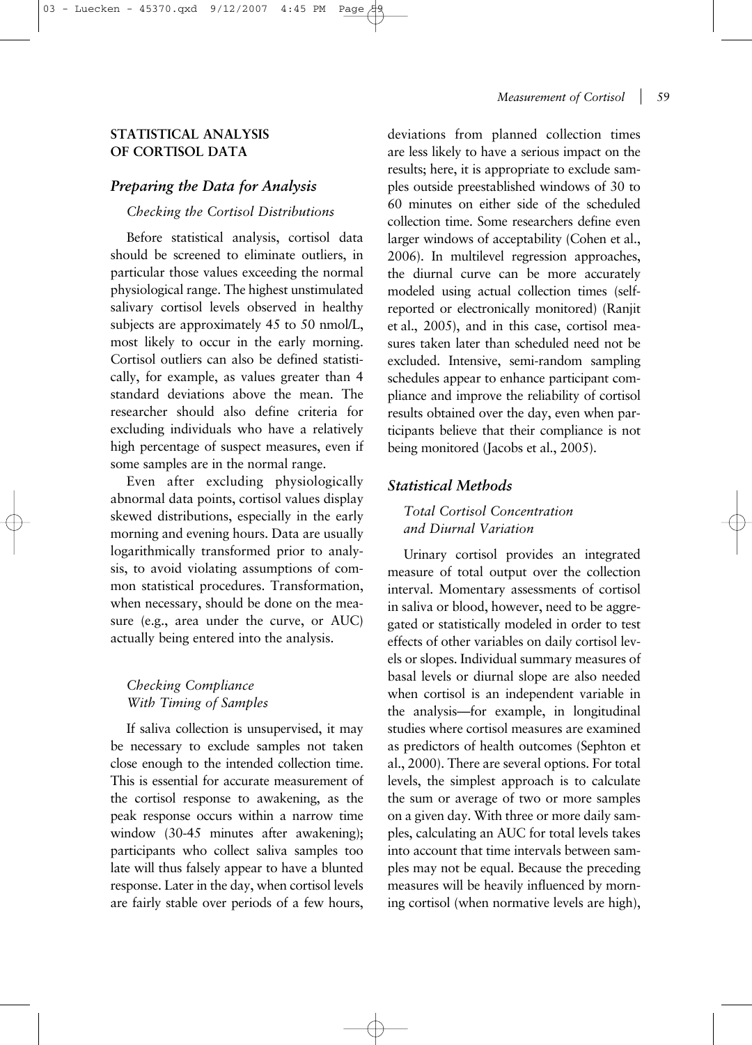## STATISTICAL ANALYSIS OF CORTISOL DATA

### *Preparing the Data for Analysis*

#### *Checking the Cortisol Distributions*

Before statistical analysis, cortisol data should be screened to eliminate outliers, in particular those values exceeding the normal physiological range. The highest unstimulated salivary cortisol levels observed in healthy subjects are approximately 45 to 50 nmol/L, most likely to occur in the early morning. Cortisol outliers can also be defined statistically, for example, as values greater than 4 standard deviations above the mean. The researcher should also define criteria for excluding individuals who have a relatively high percentage of suspect measures, even if some samples are in the normal range.

Even after excluding physiologically abnormal data points, cortisol values display skewed distributions, especially in the early morning and evening hours. Data are usually logarithmically transformed prior to analysis, to avoid violating assumptions of common statistical procedures. Transformation, when necessary, should be done on the measure (e.g., area under the curve, or AUC) actually being entered into the analysis.

#### *Checking Compliance With Timing of Samples*

If saliva collection is unsupervised, it may be necessary to exclude samples not taken close enough to the intended collection time. This is essential for accurate measurement of the cortisol response to awakening, as the peak response occurs within a narrow time window (30-45 minutes after awakening); participants who collect saliva samples too late will thus falsely appear to have a blunted response. Later in the day, when cortisol levels are fairly stable over periods of a few hours, deviations from planned collection times are less likely to have a serious impact on the results; here, it is appropriate to exclude samples outside preestablished windows of 30 to 60 minutes on either side of the scheduled collection time. Some researchers define even larger windows of acceptability (Cohen et al., 2006). In multilevel regression approaches, the diurnal curve can be more accurately modeled using actual collection times (self-reported or electronically monitored) (Ranjit et al., 2005), and in this case, cortisol measures taken later than scheduled need not be excluded. Intensive, semi-random sampling schedules appear to enhance participant compliance and improve the reliability of cortisol results obtained over the day, even when participants believe that their compliance is not being monitored (Jacobs et al., 2005).

### *Statistical Methods*

#### *Total Cortisol Concentration and Diurnal Variation*

Urinary cortisol provides an integrated measure of total output over the collection interval. Momentary assessments of cortisol in saliva or blood, however, need to be aggregated or statistically modeled in order to test effects of other variables on daily cortisol levels or slopes. Individual summary measures of basal levels or diurnal slope are also needed when cortisol is an independent variable in the analysis—for example, in longitudinal studies where cortisol measures are examined as predictors of health outcomes (Sephton et al., 2000). There are several options. For total levels, the simplest approach is to calculate the sum or average of two or more samples on a given day. With three or more daily samples, calculating an AUC for total levels takes into account that time intervals between samples may not be equal. Because the preceding measures will be heavily influenced by morning cortisol (when normative levels are high),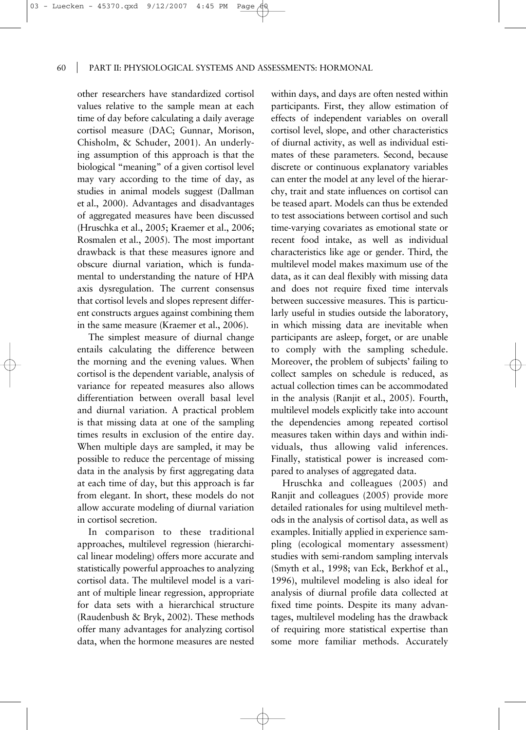other researchers have standardized cortisol values relative to the sample mean at each time of day before calculating a daily average cortisol measure (DAC; Gunnar, Morison, Chisholm, & Schuder, 2001). An underlying assumption of this approach is that the biological "meaning" of a given cortisol level may vary according to the time of day, as studies in animal models suggest (Dallman et al., 2000). Advantages and disadvantages of aggregated measures have been discussed (Hruschka et al., 2005; Kraemer et al., 2006; Rosmalen et al., 2005). The most important drawback is that these measures ignore and obscure diurnal variation, which is fundamental to understanding the nature of HPA axis dysregulation. The current consensus that cortisol levels and slopes represent different constructs argues against combining them in the same measure (Kraemer et al., 2006).

The simplest measure of diurnal change entails calculating the difference between the morning and the evening values. When cortisol is the dependent variable, analysis of variance for repeated measures also allows differentiation between overall basal level and diurnal variation. A practical problem is that missing data at one of the sampling times results in exclusion of the entire day. When multiple days are sampled, it may be possible to reduce the percentage of missing data in the analysis by first aggregating data at each time of day, but this approach is far from elegant. In short, these models do not allow accurate modeling of diurnal variation in cortisol secretion.

In comparison to these traditional approaches, multilevel regression (hierarchical linear modeling) offers more accurate and statistically powerful approaches to analyzing cortisol data. The multilevel model is a variant of multiple linear regression, appropriate for data sets with a hierarchical structure (Raudenbush & Bryk, 2002). These methods offer many advantages for analyzing cortisol data, when the hormone measures are nested within days, and days are often nested within participants. First, they allow estimation of effects of independent variables on overall cortisol level, slope, and other characteristics of diurnal activity, as well as individual estimates of these parameters. Second, because discrete or continuous explanatory variables can enter the model at any level of the hierarchy, trait and state influences on cortisol can be teased apart. Models can thus be extended to test associations between cortisol and such time-varying covariates as emotional state or recent food intake, as well as individual characteristics like age or gender. Third, the multilevel model makes maximum use of the data, as it can deal flexibly with missing data and does not require fixed time intervals between successive measures. This is particularly useful in studies outside the laboratory, in which missing data are inevitable when participants are asleep, forget, or are unable to comply with the sampling schedule. Moreover, the problem of subjects' failing to collect samples on schedule is reduced, as actual collection times can be accommodated in the analysis (Ranjit et al., 2005). Fourth, multilevel models explicitly take into account the dependencies among repeated cortisol measures taken within days and within individuals, thus allowing valid inferences. Finally, statistical power is increased compared to analyses of aggregated data.

Hruschka and colleagues (2005) and Ranjit and colleagues (2005) provide more detailed rationales for using multilevel methods in the analysis of cortisol data, as well as examples. Initially applied in experience sampling (ecological momentary assessment) studies with semi-random sampling intervals (Smyth et al., 1998; van Eck, Berkhof et al., 1996), multilevel modeling is also ideal for analysis of diurnal profile data collected at fixed time points. Despite its many advantages, multilevel modeling has the drawback of requiring more statistical expertise than some more familiar methods. Accurately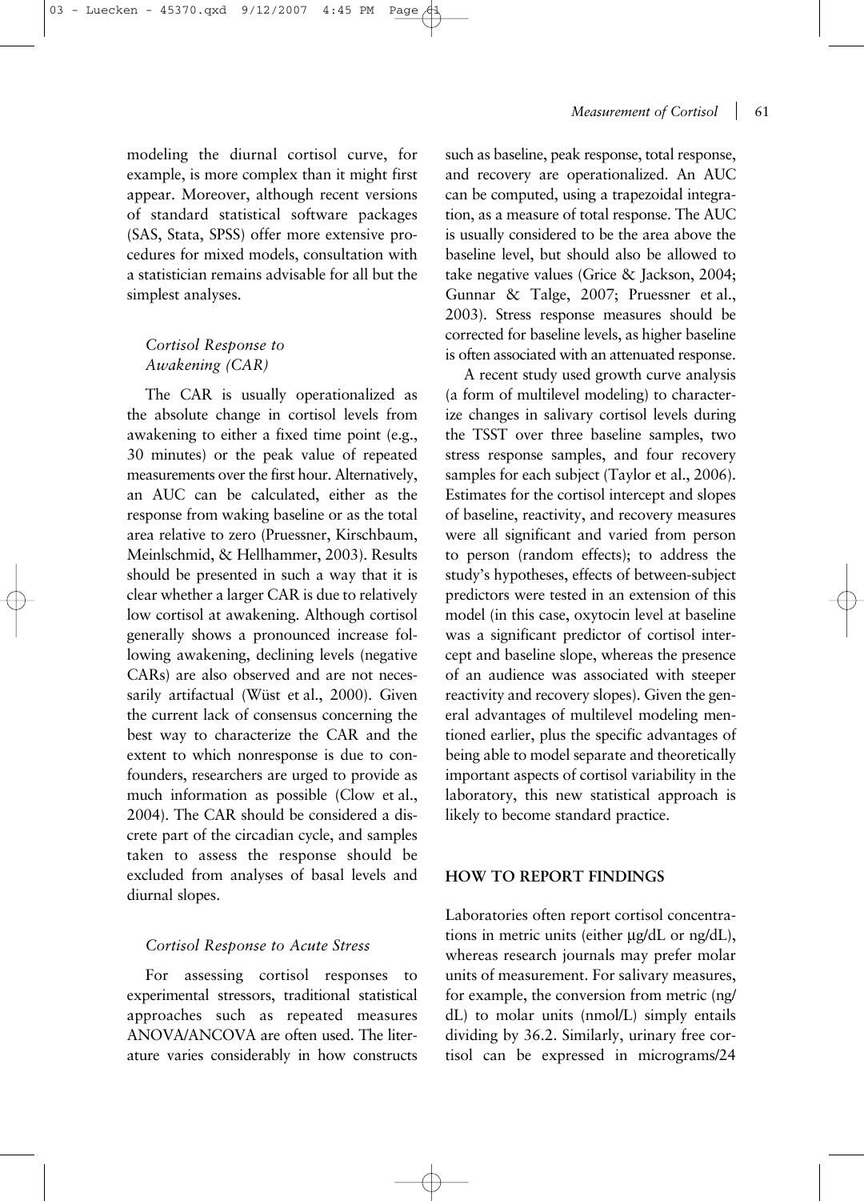modeling the diurnal cortisol curve, for example, is more complex than it might first appear. Moreover, although recent versions of standard statistical software packages (SAS, Stata, SPSS) offer more extensive procedures for mixed models, consultation with a statistician remains advisable for all but the simplest analyses.

### *Cortisol Response to Awakening (CAR)*

The CAR is usually operationalized as the absolute change in cortisol levels from awakening to either a fixed time point (e.g., 30 minutes) or the peak value of repeated measurements over the first hour. Alternatively, an AUC can be calculated, either as the response from waking baseline or as the total area relative to zero (Pruessner, Kirschbaum, Meinlschmid, & Hellhammer, 2003). Results should be presented in such a way that it is clear whether a larger CAR is due to relatively low cortisol at awakening. Although cortisol generally shows a pronounced increase following awakening, declining levels (negative CARs) are also observed and are not necessarily artifactual (Wüst et al., 2000). Given the current lack of consensus concerning the best way to characterize the CAR and the extent to which nonresponse is due to confounders, researchers are urged to provide as much information as possible (Clow et al., 2004). The CAR should be considered a discrete part of the circadian cycle, and samples taken to assess the response should be excluded from analyses of basal levels and diurnal slopes.

### *Cortisol Response to Acute Stress*

For assessing cortisol responses to experimental stressors, traditional statistical approaches such as repeated measures ANOVA/ANCOVA are often used. The literature varies considerably in how constructs such as baseline, peak response, total response, and recovery are operationalized. An AUC can be computed, using a trapezoidal integration, as a measure of total response. The AUC is usually considered to be the area above the baseline level, but should also be allowed to take negative values (Grice & Jackson, 2004; Gunnar & Talge, 2007; Pruessner et al., 2003). Stress response measures should be corrected for baseline levels, as higher baseline is often associated with an attenuated response.

A recent study used growth curve analysis (a form of multilevel modeling) to characterize changes in salivary cortisol levels during the TSST over three baseline samples, two stress response samples, and four recovery samples for each subject (Taylor et al., 2006). Estimates for the cortisol intercept and slopes of baseline, reactivity, and recovery measures were all significant and varied from person to person (random effects); to address the study's hypotheses, effects of between-subject predictors were tested in an extension of this model (in this case, oxytocin level at baseline was a significant predictor of cortisol intercept and baseline slope, whereas the presence of an audience was associated with steeper reactivity and recovery slopes). Given the general advantages of multilevel modeling mentioned earlier, plus the specific advantages of being able to model separate and theoretically important aspects of cortisol variability in the laboratory, this new statistical approach is likely to become standard practice.

## HOW TO REPORT FINDINGS

Laboratories often report cortisol concentrations in metric units (either µg/dL or ng/dL), whereas research journals may prefer molar units of measurement. For salivary measures, for example, the conversion from metric (ng/dL) to molar units (nmol/L) simply entails dividing by 36.2. Similarly, urinary free cortisol can be expressed in micrograms/24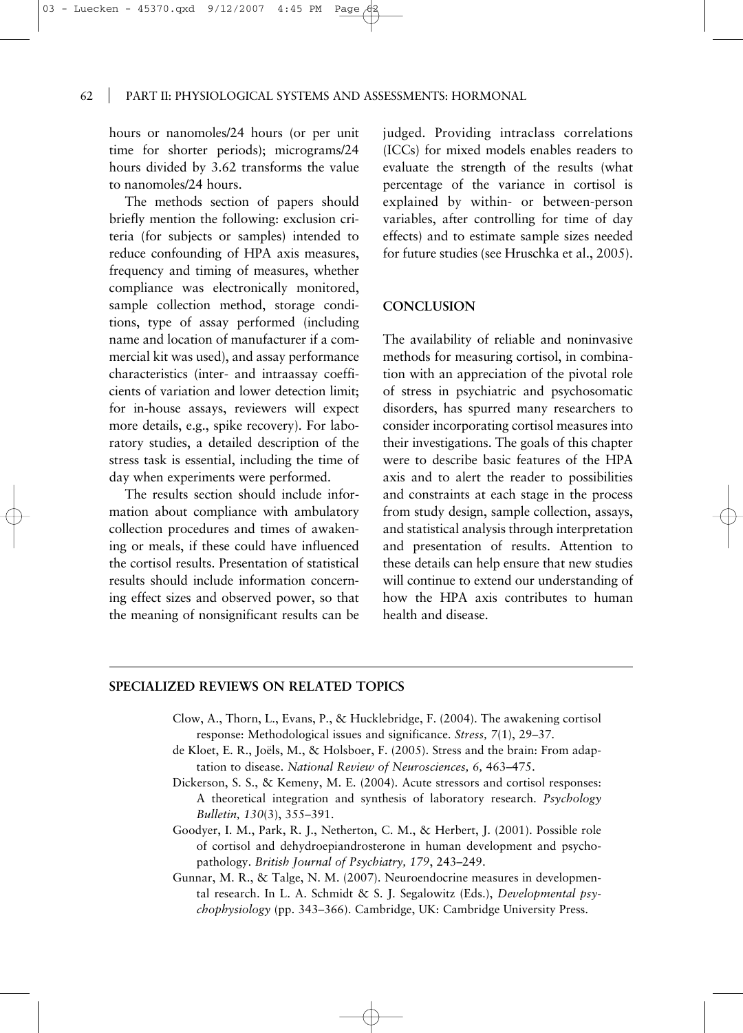hours or nanomoles/24 hours (or per unit time for shorter periods); micrograms/24 hours divided by 3.62 transforms the value to nanomoles/24 hours.

The methods section of papers should briefly mention the following: exclusion criteria (for subjects or samples) intended to reduce confounding of HPA axis measures, frequency and timing of measures, whether compliance was electronically monitored, sample collection method, storage conditions, type of assay performed (including name and location of manufacturer if a commercial kit was used), and assay performance characteristics (inter- and intraassay coefficients of variation and lower detection limit; for in-house assays, reviewers will expect more details, e.g., spike recovery). For laboratory studies, a detailed description of the stress task is essential, including the time of day when experiments were performed.

The results section should include information about compliance with ambulatory collection procedures and times of awakening or meals, if these could have influenced the cortisol results. Presentation of statistical results should include information concerning effect sizes and observed power, so that the meaning of nonsignificant results can be judged. Providing intraclass correlations (ICCs) for mixed models enables readers to evaluate the strength of the results (what percentage of the variance in cortisol is explained by within- or between-person variables, after controlling for time of day effects) and to estimate sample sizes needed for future studies (see Hruschka et al., 2005).

## CONCLUSION

The availability of reliable and noninvasive methods for measuring cortisol, in combination with an appreciation of the pivotal role of stress in psychiatric and psychosomatic disorders, has spurred many researchers to consider incorporating cortisol measures into their investigations. The goals of this chapter were to describe basic features of the HPA axis and to alert the reader to possibilities and constraints at each stage in the process from study design, sample collection, assays, and statistical analysis through interpretation and presentation of results. Attention to these details can help ensure that new studies will continue to extend our understanding of how the HPA axis contributes to human health and disease.

## SPECIALIZED REVIEWS ON RELATED TOPICS

Clow, A., Thorn, L., Evans, P., & Hucklebridge, F. (2004). The awakening cortisol response: Methodological issues and significance. *Stress, 7*(1), 29–37.

de Kloet, E. R., Joëls, M., & Holsboer, F. (2005). Stress and the brain: From adaptation to disease. *National Review of Neurosciences, 6*, 463–475.

Dickerson, S. S., & Kemeny, M. E. (2004). Acute stressors and cortisol responses: A theoretical integration and synthesis of laboratory research. *Psychology Bulletin, 130*(3), 355–391.

Goodyer, I. M., Park, R. J., Netherton, C. M., & Herbert, J. (2001). Possible role of cortisol and dehydroepiandrosterone in human development and psychopathology. *British Journal of Psychiatry, 179*, 243–249.

Gunnar, M. R., & Talge, N. M. (2007). Neuroendocrine measures in developmental research. In L. A. Schmidt & S. J. Segalowitz (Eds.), *Developmental psychophysiology* (pp. 343–366). Cambridge, UK: Cambridge University Press.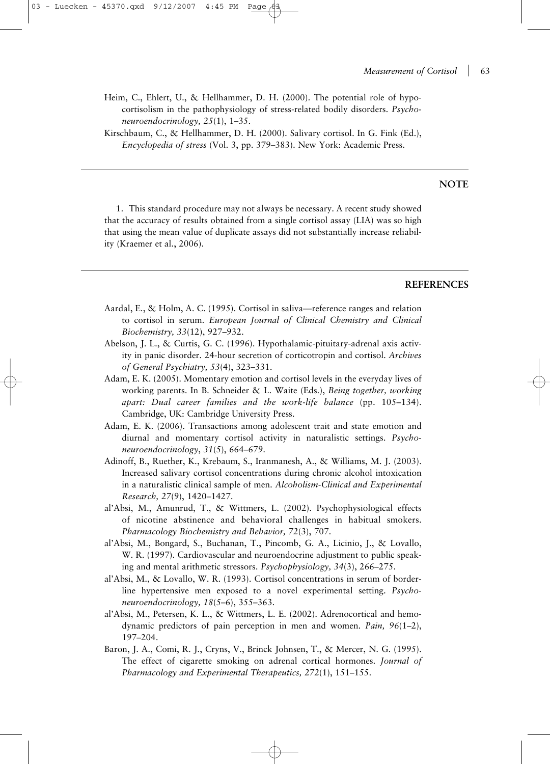Heim, C., Ehlert, U., & Hellhammer, D. H. (2000). The potential role of hypocortisolism in the pathophysiology of stress-related bodily disorders. *Psychoneuroendocrinology, 25*(1), 1–35.

Kirschbaum, C., & Hellhammer, D. H. (2000). Salivary cortisol. In G. Fink (Ed.), *Encyclopedia of stress* (Vol. 3, pp. 379–383). New York: Academic Press.

## NOTE

1. This standard procedure may not always be necessary. A recent study showed that the accuracy of results obtained from a single cortisol assay (LIA) was so high that using the mean value of duplicate assays did not substantially increase reliability (Kraemer et al., 2006).

## REFERENCES

Aardal, E., & Holm, A. C. (1995). Cortisol in saliva—reference ranges and relation to cortisol in serum. *European Journal of Clinical Chemistry and Clinical Biochemistry, 33*(12), 927–932.

Abelson, J. L., & Curtis, G. C. (1996). Hypothalamic-pituitary-adrenal axis activity in panic disorder. 24-hour secretion of corticotropin and cortisol. *Archives of General Psychiatry, 53*(4), 323–331.

Adam, E. K. (2005). Momentary emotion and cortisol levels in the everyday lives of working parents. In B. Schneider & L. Waite (Eds.), *Being together, working apart: Dual career families and the work-life balance* (pp. 105–134). Cambridge, UK: Cambridge University Press.

Adam, E. K. (2006). Transactions among adolescent trait and state emotion and diurnal and momentary cortisol activity in naturalistic settings. *Psychoneuroendocrinology*, *31*(5), 664–679.

Adinoff, B., Ruether, K., Krebaum, S., Iranmanesh, A., & Williams, M. J. (2003). Increased salivary cortisol concentrations during chronic alcohol intoxication in a naturalistic clinical sample of men. *Alcoholism-Clinical and Experimental Research, 27*(9), 1420–1427.

al'Absi, M., Amunrud, T., & Wittmers, L. (2002). Psychophysiological effects of nicotine abstinence and behavioral challenges in habitual smokers. *Pharmacology Biochemistry and Behavior, 72*(3), 707.

al'Absi, M., Bongard, S., Buchanan, T., Pincomb, G. A., Licinio, J., & Lovallo, W. R. (1997). Cardiovascular and neuroendocrine adjustment to public speaking and mental arithmetic stressors. *Psychophysiology, 34*(3), 266–275.

al'Absi, M., & Lovallo, W. R. (1993). Cortisol concentrations in serum of borderline hypertensive men exposed to a novel experimental setting. *Psychoneuroendocrinology, 18*(5–6), 355–363.

al'Absi, M., Petersen, K. L., & Wittmers, L. E. (2002). Adrenocortical and hemodynamic predictors of pain perception in men and women. *Pain, 96*(1–2), 197–204.

Baron, J. A., Comi, R. J., Cryns, V., Brinck Johnsen, T., & Mercer, N. G. (1995). The effect of cigarette smoking on adrenal cortical hormones. *Journal of Pharmacology and Experimental Therapeutics, 272*(1), 151–155.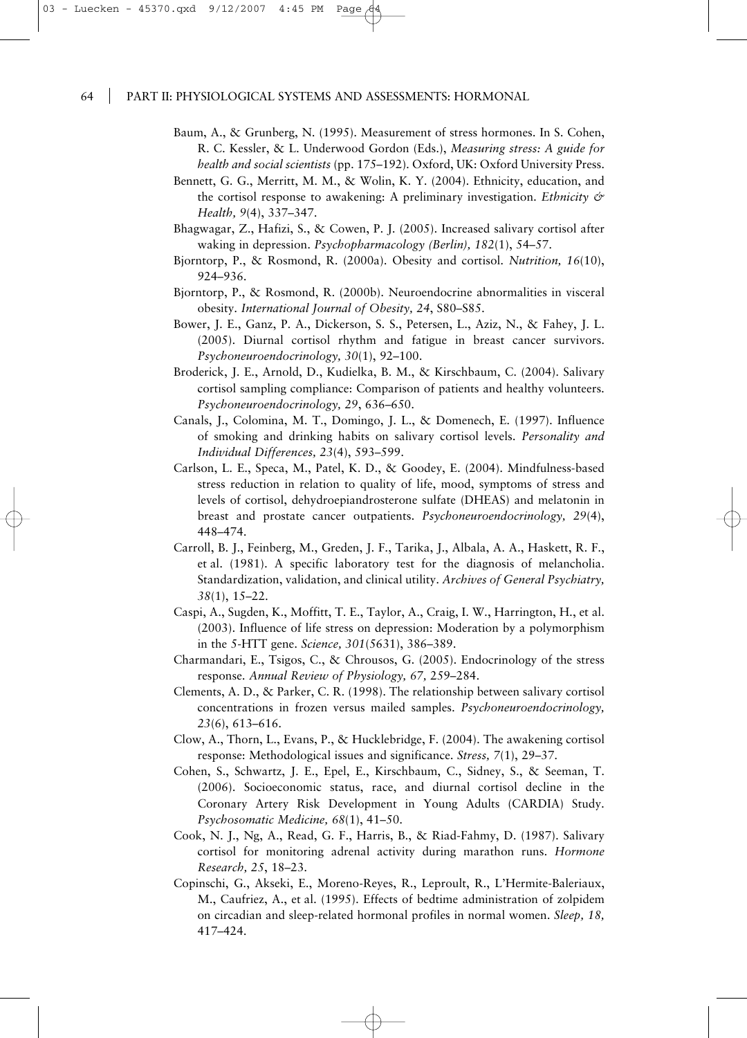Baum, A., & Grunberg, N. (1995). Measurement of stress hormones. In S. Cohen, R. C. Kessler, & L. Underwood Gordon (Eds.), *Measuring stress: A guide for health and social scientists* (pp. 175–192). Oxford, UK: Oxford University Press.

Bennett, G. G., Merritt, M. M., & Wolin, K. Y. (2004). Ethnicity, education, and the cortisol response to awakening: A preliminary investigation. *Ethnicity & Health, 9*(4), 337–347.

Bhagwagar, Z., Hafizi, S., & Cowen, P. J. (2005). Increased salivary cortisol after waking in depression. *Psychopharmacology (Berlin), 182*(1), 54–57.

Bjorntorp, P., & Rosmond, R. (2000a). Obesity and cortisol. *Nutrition, 16*(10), 924–936.

Bjorntorp, P., & Rosmond, R. (2000b). Neuroendocrine abnormalities in visceral obesity. *International Journal of Obesity, 24*, S80–S85.

Bower, J. E., Ganz, P. A., Dickerson, S. S., Petersen, L., Aziz, N., & Fahey, J. L. (2005). Diurnal cortisol rhythm and fatigue in breast cancer survivors. *Psychoneuroendocrinology, 30*(1), 92–100.

Broderick, J. E., Arnold, D., Kudielka, B. M., & Kirschbaum, C. (2004). Salivary cortisol sampling compliance: Comparison of patients and healthy volunteers. *Psychoneuroendocrinology, 29*, 636–650.

Canals, J., Colomina, M. T., Domingo, J. L., & Domenech, E. (1997). Influence of smoking and drinking habits on salivary cortisol levels. *Personality and Individual Differences, 23*(4), 593–599.

Carlson, L. E., Speca, M., Patel, K. D., & Goodey, E. (2004). Mindfulness-based stress reduction in relation to quality of life, mood, symptoms of stress and levels of cortisol, dehydroepiandrosterone sulfate (DHEAS) and melatonin in breast and prostate cancer outpatients. *Psychoneuroendocrinology, 29*(4), 448–474.

Carroll, B. J., Feinberg, M., Greden, J. F., Tarika, J., Albala, A. A., Haskett, R. F., et al. (1981). A specific laboratory test for the diagnosis of melancholia. Standardization, validation, and clinical utility. *Archives of General Psychiatry, 38*(1), 15–22.

Caspi, A., Sugden, K., Moffitt, T. E., Taylor, A., Craig, I. W., Harrington, H., et al. (2003). Influence of life stress on depression: Moderation by a polymorphism in the 5-HTT gene. *Science, 301*(5631), 386–389.

Charmandari, E., Tsigos, C., & Chrousos, G. (2005). Endocrinology of the stress response. *Annual Review of Physiology, 67*, 259–284.

Clements, A. D., & Parker, C. R. (1998). The relationship between salivary cortisol concentrations in frozen versus mailed samples. *Psychoneuroendocrinology, 23*(6), 613–616.

Clow, A., Thorn, L., Evans, P., & Hucklebridge, F. (2004). The awakening cortisol response: Methodological issues and significance. *Stress, 7*(1), 29–37.

Cohen, S., Schwartz, J. E., Epel, E., Kirschbaum, C., Sidney, S., & Seeman, T. (2006). Socioeconomic status, race, and diurnal cortisol decline in the Coronary Artery Risk Development in Young Adults (CARDIA) Study. *Psychosomatic Medicine, 68*(1), 41–50.

Cook, N. J., Ng, A., Read, G. F., Harris, B., & Riad-Fahmy, D. (1987). Salivary cortisol for monitoring adrenal activity during marathon runs. *Hormone Research, 25*, 18–23.

Copinschi, G., Akseki, E., Moreno-Reyes, R., Leproult, R., L'Hermite-Baleriaux, M., Caufriez, A., et al. (1995). Effects of bedtime administration of zolpidem on circadian and sleep-related hormonal profiles in normal women. *Sleep, 18*, 417–424.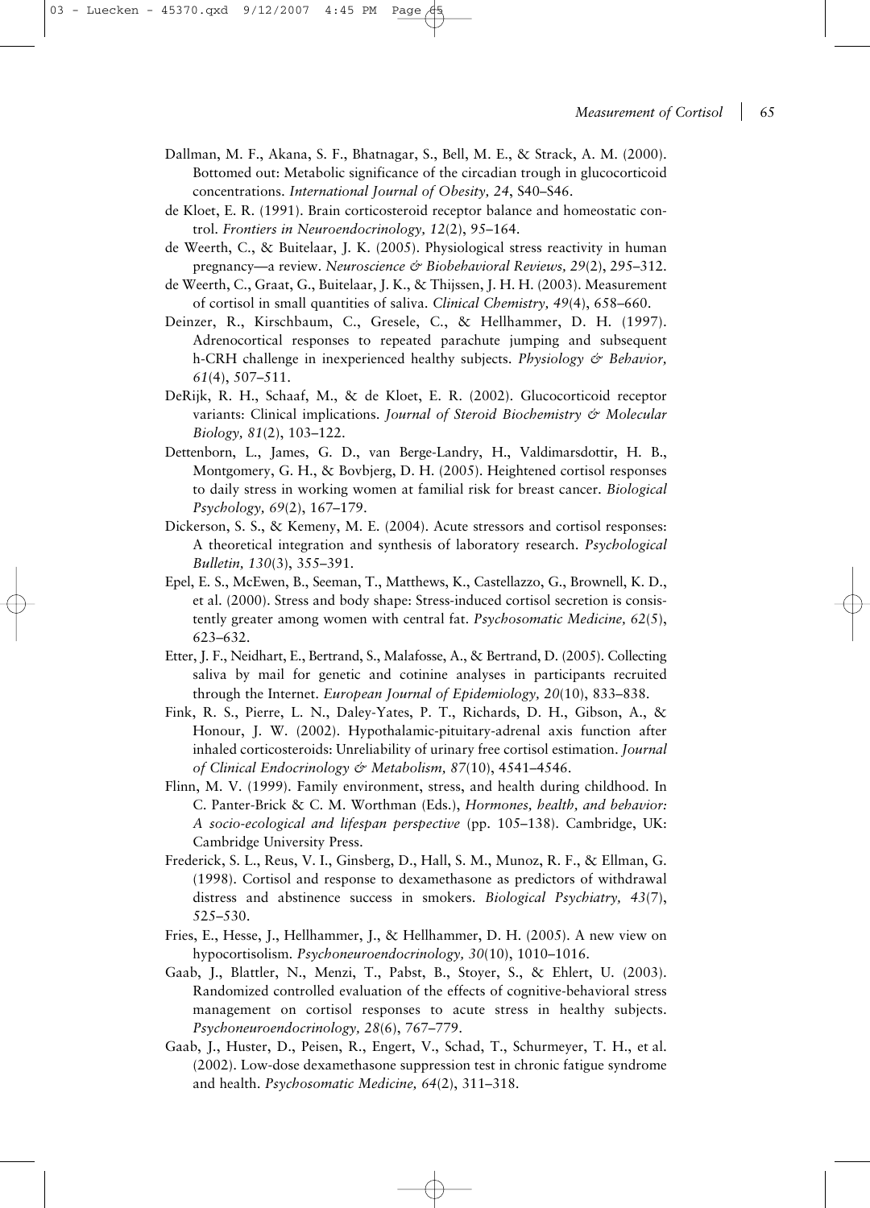Dallman, M. F., Akana, S. F., Bhatnagar, S., Bell, M. E., & Strack, A. M. (2000). Bottomed out: Metabolic significance of the circadian trough in glucocorticoid concentrations. *International Journal of Obesity, 24*, S40–S46.

de Kloet, E. R. (1991). Brain corticosteroid receptor balance and homeostatic control. *Frontiers in Neuroendocrinology, 12*(2), 95–164.

de Weerth, C., & Buitelaar, J. K. (2005). Physiological stress reactivity in human pregnancy—a review. *Neuroscience & Biobehavioral Reviews, 29*(2), 295–312.

de Weerth, C., Graat, G., Buitelaar, J. K., & Thijssen, J. H. H. (2003). Measurement of cortisol in small quantities of saliva. *Clinical Chemistry, 49*(4), 658–660.

Deinzer, R., Kirschbaum, C., Gresele, C., & Hellhammer, D. H. (1997). Adrenocortical responses to repeated parachute jumping and subsequent h-CRH challenge in inexperienced healthy subjects. *Physiology & Behavior, 61*(4), 507–511.

DeRijk, R. H., Schaaf, M., & de Kloet, E. R. (2002). Glucocorticoid receptor variants: Clinical implications. *Journal of Steroid Biochemistry & Molecular Biology, 81*(2), 103–122.

Dettenborn, L., James, G. D., van Berge-Landry, H., Valdimarsdottir, H. B., Montgomery, G. H., & Bovbjerg, D. H. (2005). Heightened cortisol responses to daily stress in working women at familial risk for breast cancer. *Biological Psychology, 69*(2), 167–179.

Dickerson, S. S., & Kemeny, M. E. (2004). Acute stressors and cortisol responses: A theoretical integration and synthesis of laboratory research. *Psychological Bulletin, 130*(3), 355–391.

Epel, E. S., McEwen, B., Seeman, T., Matthews, K., Castellazzo, G., Brownell, K. D., et al. (2000). Stress and body shape: Stress-induced cortisol secretion is consistently greater among women with central fat. *Psychosomatic Medicine, 62*(5), 623–632.

Etter, J. F., Neidhart, E., Bertrand, S., Malafosse, A., & Bertrand, D. (2005). Collecting saliva by mail for genetic and cotinine analyses in participants recruited through the Internet. *European Journal of Epidemiology, 20*(10), 833–838.

Fink, R. S., Pierre, L. N., Daley-Yates, P. T., Richards, D. H., Gibson, A., & Honour, J. W. (2002). Hypothalamic-pituitary-adrenal axis function after inhaled corticosteroids: Unreliability of urinary free cortisol estimation. *Journal of Clinical Endocrinology & Metabolism, 87*(10), 4541–4546.

Flinn, M. V. (1999). Family environment, stress, and health during childhood. In C. Panter-Brick & C. M. Worthman (Eds.), *Hormones, health, and behavior: A socio-ecological and lifespan perspective* (pp. 105–138). Cambridge, UK: Cambridge University Press.

Frederick, S. L., Reus, V. I., Ginsberg, D., Hall, S. M., Munoz, R. F., & Ellman, G. (1998). Cortisol and response to dexamethasone as predictors of withdrawal distress and abstinence success in smokers. *Biological Psychiatry, 43*(7), 525–530.

Fries, E., Hesse, J., Hellhammer, J., & Hellhammer, D. H. (2005). A new view on hypocortisolism. *Psychoneuroendocrinology, 30*(10), 1010–1016.

Gaab, J., Blattler, N., Menzi, T., Pabst, B., Stoyer, S., & Ehlert, U. (2003). Randomized controlled evaluation of the effects of cognitive-behavioral stress management on cortisol responses to acute stress in healthy subjects. *Psychoneuroendocrinology, 28*(6), 767–779.

Gaab, J., Huster, D., Peisen, R., Engert, V., Schad, T., Schurmeyer, T. H., et al. (2002). Low-dose dexamethasone suppression test in chronic fatigue syndrome and health. *Psychosomatic Medicine, 64*(2), 311–318.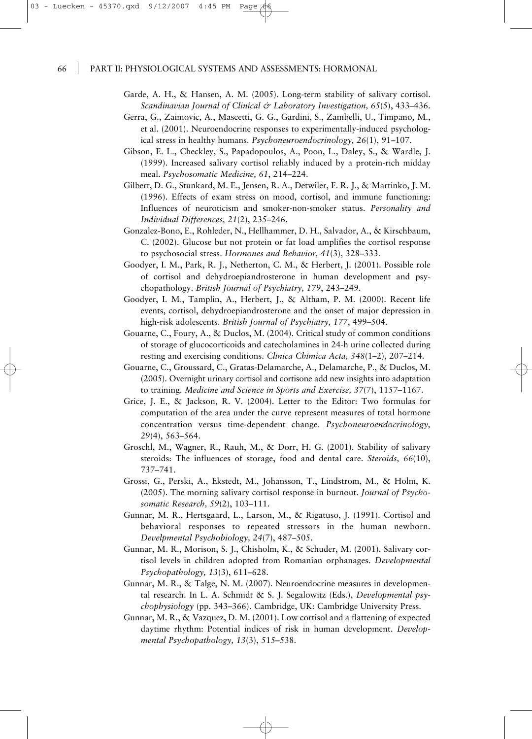Garde, A. H., & Hansen, A. M. (2005). Long-term stability of salivary cortisol. *Scandinavian Journal of Clinical & Laboratory Investigation, 65*(5), 433–436.

Gerra, G., Zaimovic, A., Mascetti, G. G., Gardini, S., Zambelli, U., Timpano, M., et al. (2001). Neuroendocrine responses to experimentally-induced psychological stress in healthy humans. *Psychoneuroendocrinology, 26*(1), 91–107.

Gibson, E. L., Checkley, S., Papadopoulos, A., Poon, L., Daley, S., & Wardle, J. (1999). Increased salivary cortisol reliably induced by a protein-rich midday meal. *Psychosomatic Medicine, 61*, 214–224.

Gilbert, D. G., Stunkard, M. E., Jensen, R. A., Detwiler, F. R. J., & Martinko, J. M. (1996). Effects of exam stress on mood, cortisol, and immune functioning: Influences of neuroticism and smoker-non-smoker status. *Personality and Individual Differences, 21*(2), 235–246.

Gonzalez-Bono, E., Rohleder, N., Hellhammer, D. H., Salvador, A., & Kirschbaum, C. (2002). Glucose but not protein or fat load amplifies the cortisol response to psychosocial stress. *Hormones and Behavior, 41*(3), 328–333.

Goodyer, I. M., Park, R. J., Netherton, C. M., & Herbert, J. (2001). Possible role of cortisol and dehydroepiandrosterone in human development and psychopathology. *British Journal of Psychiatry, 179*, 243–249.

Goodyer, I. M., Tamplin, A., Herbert, J., & Altham, P. M. (2000). Recent life events, cortisol, dehydroepiandrosterone and the onset of major depression in high-risk adolescents. *British Journal of Psychiatry, 177*, 499–504.

Gouarne, C., Foury, A., & Duclos, M. (2004). Critical study of common conditions of storage of glucocorticoids and catecholamines in 24-h urine collected during resting and exercising conditions. *Clinica Chimica Acta, 348*(1–2), 207–214.

Gouarne, C., Groussard, C., Gratas-Delamarche, A., Delamarche, P., & Duclos, M. (2005). Overnight urinary cortisol and cortisone add new insights into adaptation to training. *Medicine and Science in Sports and Exercise, 37*(7), 1157–1167.

Grice, J. E., & Jackson, R. V. (2004). Letter to the Editor: Two formulas for computation of the area under the curve represent measures of total hormone concentration versus time-dependent change. *Psychoneuroendocrinology, 29*(4), 563–564.

Groschl, M., Wagner, R., Rauh, M., & Dorr, H. G. (2001). Stability of salivary steroids: The influences of storage, food and dental care. *Steroids, 66*(10), 737–741.

Grossi, G., Perski, A., Ekstedt, M., Johansson, T., Lindstrom, M., & Holm, K. (2005). The morning salivary cortisol response in burnout. *Journal of Psychosomatic Research, 59*(2), 103–111.

Gunnar, M. R., Hertsgaard, L., Larson, M., & Rigatuso, J. (1991). Cortisol and behavioral responses to repeated stressors in the human newborn. *Develpmental Psychobiology, 24*(7), 487–505.

Gunnar, M. R., Morison, S. J., Chisholm, K., & Schuder, M. (2001). Salivary cortisol levels in children adopted from Romanian orphanages. *Developmental Psychopathology, 13*(3), 611–628.

Gunnar, M. R., & Talge, N. M. (2007). Neuroendocrine measures in developmental research. In L. A. Schmidt & S. J. Segalowitz (Eds.), *Developmental psychophysiology* (pp. 343–366). Cambridge, UK: Cambridge University Press.

Gunnar, M. R., & Vazquez, D. M. (2001). Low cortisol and a flattening of expected daytime rhythm: Potential indices of risk in human development. *Developmental Psychopathology, 13*(3), 515–538.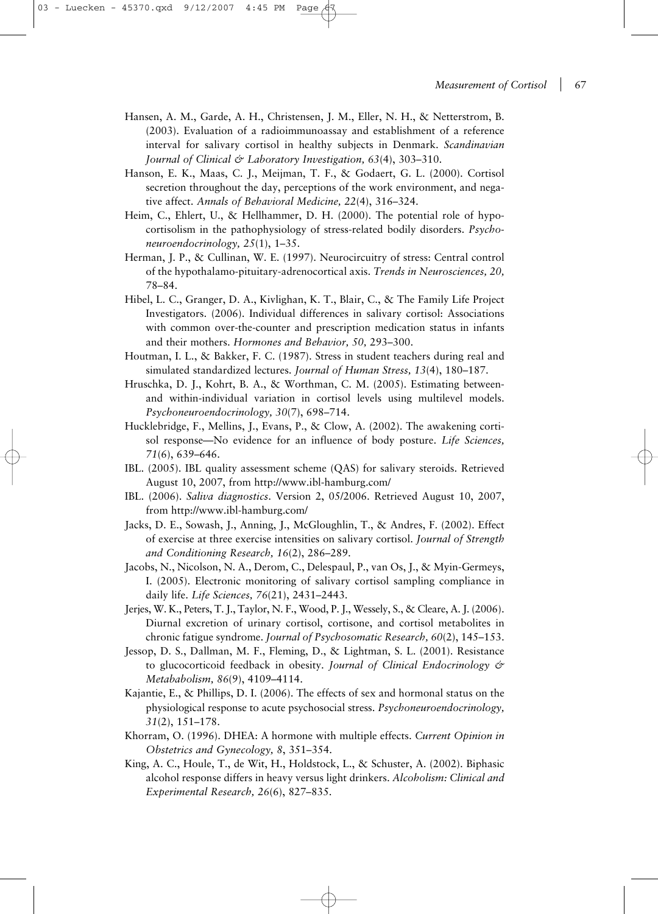Hansen, A. M., Garde, A. H., Christensen, J. M., Eller, N. H., & Netterstrom, B. (2003). Evaluation of a radioimmunoassay and establishment of a reference interval for salivary cortisol in healthy subjects in Denmark. *Scandinavian Journal of Clinical & Laboratory Investigation, 63*(4), 303–310.

Hanson, E. K., Maas, C. J., Meijman, T. F., & Godaert, G. L. (2000). Cortisol secretion throughout the day, perceptions of the work environment, and negative affect. *Annals of Behavioral Medicine, 22*(4), 316–324.

Heim, C., Ehlert, U., & Hellhammer, D. H. (2000). The potential role of hypocortisolism in the pathophysiology of stress-related bodily disorders. *Psychoneuroendocrinology, 25*(1), 1–35.

Herman, J. P., & Cullinan, W. E. (1997). Neurocircuitry of stress: Central control of the hypothalamo-pituitary-adrenocortical axis. *Trends in Neurosciences, 20,* 78–84.

Hibel, L. C., Granger, D. A., Kivlighan, K. T., Blair, C., & The Family Life Project Investigators. (2006). Individual differences in salivary cortisol: Associations with common over-the-counter and prescription medication status in infants and their mothers. *Hormones and Behavior, 50,* 293–300.

Houtman, I. L., & Bakker, F. C. (1987). Stress in student teachers during real and simulated standardized lectures. *Journal of Human Stress, 13*(4), 180–187.

Hruschka, D. J., Kohrt, B. A., & Worthman, C. M. (2005). Estimating between- and within-individual variation in cortisol levels using multilevel models. *Psychoneuroendocrinology, 30*(7), 698–714.

Hucklebridge, F., Mellins, J., Evans, P., & Clow, A. (2002). The awakening cortisol response—No evidence for an influence of body posture. *Life Sciences, 71*(6), 639–646.

IBL. (2005). IBL quality assessment scheme (QAS) for salivary steroids. Retrieved August 10, 2007, from http://www.ibl-hamburg.com/

IBL. (2006). *Saliva diagnostics*. Version 2, 05/2006. Retrieved August 10, 2007, from http://www.ibl-hamburg.com/

Jacks, D. E., Sowash, J., Anning, J., McGloughlin, T., & Andres, F. (2002). Effect of exercise at three exercise intensities on salivary cortisol. *Journal of Strength and Conditioning Research, 16*(2), 286–289.

Jacobs, N., Nicolson, N. A., Derom, C., Delespaul, P., van Os, J., & Myin-Germeys, I. (2005). Electronic monitoring of salivary cortisol sampling compliance in daily life. *Life Sciences, 76*(21), 2431–2443.

Jerjes, W. K., Peters, T. J., Taylor, N. F., Wood, P. J., Wessely, S., & Cleare, A. J. (2006). Diurnal excretion of urinary cortisol, cortisone, and cortisol metabolites in chronic fatigue syndrome. *Journal of Psychosomatic Research, 60*(2), 145–153.

Jessop, D. S., Dallman, M. F., Fleming, D., & Lightman, S. L. (2001). Resistance to glucocorticoid feedback in obesity. *Journal of Clinical Endocrinology & Metababolism, 86*(9), 4109–4114.

Kajantie, E., & Phillips, D. I. (2006). The effects of sex and hormonal status on the physiological response to acute psychosocial stress. *Psychoneuroendocrinology, 31*(2), 151–178.

Khorram, O. (1996). DHEA: A hormone with multiple effects. *Current Opinion in Obstetrics and Gynecology, 8*, 351–354.

King, A. C., Houle, T., de Wit, H., Holdstock, L., & Schuster, A. (2002). Biphasic alcohol response differs in heavy versus light drinkers. *Alcoholism: Clinical and Experimental Research, 26*(6), 827–835.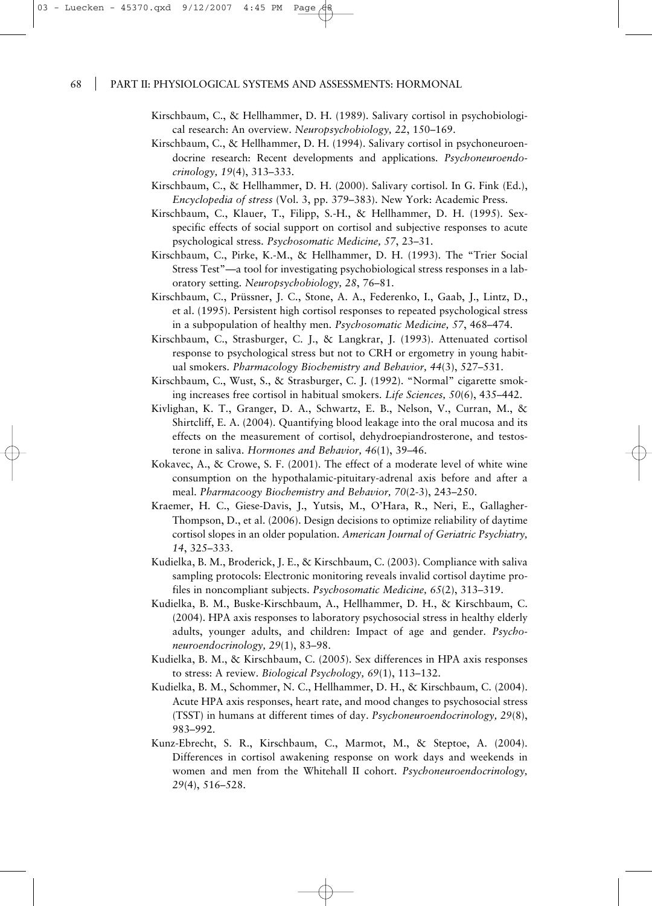Kirschbaum, C., & Hellhammer, D. H. (1989). Salivary cortisol in psychobiological research: An overview. *Neuropsychobiology, 22*, 150–169.

Kirschbaum, C., & Hellhammer, D. H. (1994). Salivary cortisol in psychoneuroendocrine research: Recent developments and applications. *Psychoneuroendocrinology, 19*(4), 313–333.

Kirschbaum, C., & Hellhammer, D. H. (2000). Salivary cortisol. In G. Fink (Ed.), *Encyclopedia of stress* (Vol. 3, pp. 379–383). New York: Academic Press.

Kirschbaum, C., Klauer, T., Filipp, S.-H., & Hellhammer, D. H. (1995). Sex-specific effects of social support on cortisol and subjective responses to acute psychological stress. *Psychosomatic Medicine, 57*, 23–31.

Kirschbaum, C., Pirke, K.-M., & Hellhammer, D. H. (1993). The "Trier Social Stress Test"—a tool for investigating psychobiological stress responses in a laboratory setting. *Neuropsychobiology, 28*, 76–81.

Kirschbaum, C., Prüssner, J. C., Stone, A. A., Federenko, I., Gaab, J., Lintz, D., et al. (1995). Persistent high cortisol responses to repeated psychological stress in a subpopulation of healthy men. *Psychosomatic Medicine, 57*, 468–474.

Kirschbaum, C., Strasburger, C. J., & Langkrar, J. (1993). Attenuated cortisol response to psychological stress but not to CRH or ergometry in young habitual smokers. *Pharmacology Biochemistry and Behavior, 44*(3), 527–531.

Kirschbaum, C., Wust, S., & Strasburger, C. J. (1992). "Normal" cigarette smoking increases free cortisol in habitual smokers. *Life Sciences, 50*(6), 435–442.

Kivlighan, K. T., Granger, D. A., Schwartz, E. B., Nelson, V., Curran, M., & Shirtcliff, E. A. (2004). Quantifying blood leakage into the oral mucosa and its effects on the measurement of cortisol, dehydroepiandrosterone, and testosterone in saliva. *Hormones and Behavior, 46*(1), 39–46.

Kokavec, A., & Crowe, S. F. (2001). The effect of a moderate level of white wine consumption on the hypothalamic-pituitary-adrenal axis before and after a meal. *Pharmacoogy Biochemistry and Behavior, 70*(2-3), 243–250.

Kraemer, H. C., Giese-Davis, J., Yutsis, M., O'Hara, R., Neri, E., Gallagher-Thompson, D., et al. (2006). Design decisions to optimize reliability of daytime cortisol slopes in an older population. *American Journal of Geriatric Psychiatry, 14*, 325–333.

Kudielka, B. M., Broderick, J. E., & Kirschbaum, C. (2003). Compliance with saliva sampling protocols: Electronic monitoring reveals invalid cortisol daytime profiles in noncompliant subjects. *Psychosomatic Medicine, 65*(2), 313–319.

Kudielka, B. M., Buske-Kirschbaum, A., Hellhammer, D. H., & Kirschbaum, C. (2004). HPA axis responses to laboratory psychosocial stress in healthy elderly adults, younger adults, and children: Impact of age and gender. *Psychoneuroendocrinology, 29*(1), 83–98.

Kudielka, B. M., & Kirschbaum, C. (2005). Sex differences in HPA axis responses to stress: A review. *Biological Psychology, 69*(1), 113–132.

Kudielka, B. M., Schommer, N. C., Hellhammer, D. H., & Kirschbaum, C. (2004). Acute HPA axis responses, heart rate, and mood changes to psychosocial stress (TSST) in humans at different times of day. *Psychoneuroendocrinology, 29*(8), 983–992.

Kunz-Ebrecht, S. R., Kirschbaum, C., Marmot, M., & Steptoe, A. (2004). Differences in cortisol awakening response on work days and weekends in women and men from the Whitehall II cohort. *Psychoneuroendocrinology, 29*(4), 516–528.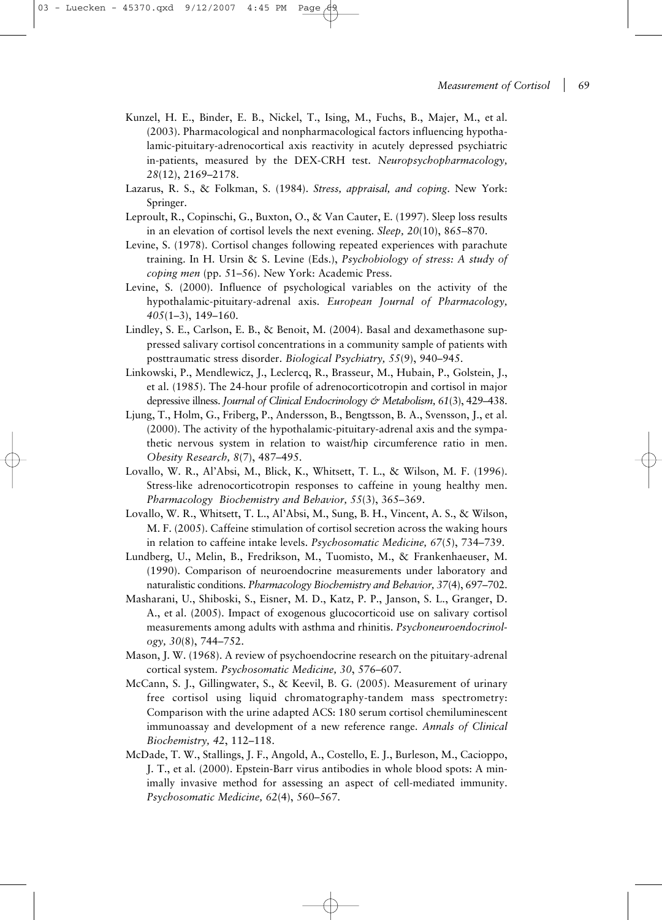Kunzel, H. E., Binder, E. B., Nickel, T., Ising, M., Fuchs, B., Majer, M., et al. (2003). Pharmacological and nonpharmacological factors influencing hypothalamic-pituitary-adrenocortical axis reactivity in acutely depressed psychiatric in-patients, measured by the DEX-CRH test. *Neuropsychopharmacology, 28*(12), 2169–2178.

Lazarus, R. S., & Folkman, S. (1984). *Stress, appraisal, and coping*. New York: Springer.

Leproult, R., Copinschi, G., Buxton, O., & Van Cauter, E. (1997). Sleep loss results in an elevation of cortisol levels the next evening. *Sleep, 20*(10), 865–870.

Levine, S. (1978). Cortisol changes following repeated experiences with parachute training. In H. Ursin & S. Levine (Eds.), *Psychobiology of stress: A study of coping men* (pp. 51–56). New York: Academic Press.

Levine, S. (2000). Influence of psychological variables on the activity of the hypothalamic-pituitary-adrenal axis. *European Journal of Pharmacology, 405*(1–3), 149–160.

Lindley, S. E., Carlson, E. B., & Benoit, M. (2004). Basal and dexamethasone suppressed salivary cortisol concentrations in a community sample of patients with posttraumatic stress disorder. *Biological Psychiatry, 55*(9), 940–945.

Linkowski, P., Mendlewicz, J., Leclercq, R., Brasseur, M., Hubain, P., Golstein, J., et al. (1985). The 24-hour profile of adrenocorticotropin and cortisol in major depressive illness. *Journal of Clinical Endocrinology & Metabolism, 61*(3), 429–438.

Ljung, T., Holm, G., Friberg, P., Andersson, B., Bengtsson, B. A., Svensson, J., et al. (2000). The activity of the hypothalamic-pituitary-adrenal axis and the sympathetic nervous system in relation to waist/hip circumference ratio in men. *Obesity Research, 8*(7), 487–495.

Lovallo, W. R., Al'Absi, M., Blick, K., Whitsett, T. L., & Wilson, M. F. (1996). Stress-like adrenocorticotropin responses to caffeine in young healthy men. *Pharmacology Biochemistry and Behavior, 55*(3), 365–369.

Lovallo, W. R., Whitsett, T. L., Al'Absi, M., Sung, B. H., Vincent, A. S., & Wilson, M. F. (2005). Caffeine stimulation of cortisol secretion across the waking hours in relation to caffeine intake levels. *Psychosomatic Medicine, 67*(5), 734–739.

Lundberg, U., Melin, B., Fredrikson, M., Tuomisto, M., & Frankenhaeuser, M. (1990). Comparison of neuroendocrine measurements under laboratory and naturalistic conditions. *Pharmacology Biochemistry and Behavior, 37*(4), 697–702.

Masharani, U., Shiboski, S., Eisner, M. D., Katz, P. P., Janson, S. L., Granger, D. A., et al. (2005). Impact of exogenous glucocorticoid use on salivary cortisol measurements among adults with asthma and rhinitis. *Psychoneuroendocrinology, 30*(8), 744–752.

Mason, J. W. (1968). A review of psychoendocrine research on the pituitary-adrenal cortical system. *Psychosomatic Medicine, 30*, 576–607.

McCann, S. J., Gillingwater, S., & Keevil, B. G. (2005). Measurement of urinary free cortisol using liquid chromatography-tandem mass spectrometry: Comparison with the urine adapted ACS: 180 serum cortisol chemiluminescent immunoassay and development of a new reference range. *Annals of Clinical Biochemistry, 42*, 112–118.

McDade, T. W., Stallings, J. F., Angold, A., Costello, E. J., Burleson, M., Cacioppo, J. T., et al. (2000). Epstein-Barr virus antibodies in whole blood spots: A minimally invasive method for assessing an aspect of cell-mediated immunity. *Psychosomatic Medicine, 62*(4), 560–567.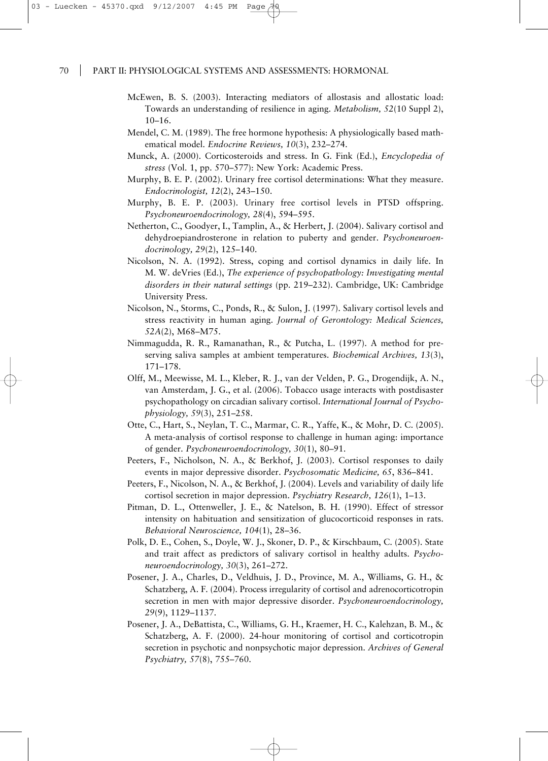McEwen, B. S. (2003). Interacting mediators of allostasis and allostatic load: Towards an understanding of resilience in aging. *Metabolism, 52*(10 Suppl 2), 10–16.

Mendel, C. M. (1989). The free hormone hypothesis: A physiologically based mathematical model. *Endocrine Reviews, 10*(3), 232–274.

Munck, A. (2000). Corticosteroids and stress. In G. Fink (Ed.), *Encyclopedia of stress* (Vol. 1, pp. 570–577): New York: Academic Press.

Murphy, B. E. P. (2002). Urinary free cortisol determinations: What they measure. *Endocrinologist, 12*(2), 243–150.

Murphy, B. E. P. (2003). Urinary free cortisol levels in PTSD offspring. *Psychoneuroendocrinology, 28*(4), 594–595.

Netherton, C., Goodyer, I., Tamplin, A., & Herbert, J. (2004). Salivary cortisol and dehydroepiandrosterone in relation to puberty and gender. *Psychoneuroendocrinology, 29*(2), 125–140.

Nicolson, N. A. (1992). Stress, coping and cortisol dynamics in daily life. In M. W. deVries (Ed.), *The experience of psychopathology: Investigating mental disorders in their natural settings* (pp. 219–232). Cambridge, UK: Cambridge University Press.

Nicolson, N., Storms, C., Ponds, R., & Sulon, J. (1997). Salivary cortisol levels and stress reactivity in human aging. *Journal of Gerontology: Medical Sciences, 52A*(2), M68–M75.

Nimmagudda, R. R., Ramanathan, R., & Putcha, L. (1997). A method for preserving saliva samples at ambient temperatures. *Biochemical Archives, 13*(3), 171–178.

Olff, M., Meewisse, M. L., Kleber, R. J., van der Velden, P. G., Drogendijk, A. N., van Amsterdam, J. G., et al. (2006). Tobacco usage interacts with postdisaster psychopathology on circadian salivary cortisol. *International Journal of Psychophysiology, 59*(3), 251–258.

Otte, C., Hart, S., Neylan, T. C., Marmar, C. R., Yaffe, K., & Mohr, D. C. (2005). A meta-analysis of cortisol response to challenge in human aging: importance of gender. *Psychoneuroendocrinology, 30*(1), 80–91.

Peeters, F., Nicholson, N. A., & Berkhof, J. (2003). Cortisol responses to daily events in major depressive disorder. *Psychosomatic Medicine, 65*, 836–841.

Peeters, F., Nicolson, N. A., & Berkhof, J. (2004). Levels and variability of daily life cortisol secretion in major depression. *Psychiatry Research, 126*(1), 1–13.

Pitman, D. L., Ottenweller, J. E., & Natelson, B. H. (1990). Effect of stressor intensity on habituation and sensitization of glucocorticoid responses in rats. *Behavioral Neuroscience, 104*(1), 28–36.

Polk, D. E., Cohen, S., Doyle, W. J., Skoner, D. P., & Kirschbaum, C. (2005). State and trait affect as predictors of salivary cortisol in healthy adults. *Psychoneuroendocrinology, 30*(3), 261–272.

Posener, J. A., Charles, D., Veldhuis, J. D., Province, M. A., Williams, G. H., & Schatzberg, A. F. (2004). Process irregularity of cortisol and adrenocorticotropin secretion in men with major depressive disorder. *Psychoneuroendocrinology, 29*(9), 1129–1137.

Posener, J. A., DeBattista, C., Williams, G. H., Kraemer, H. C., Kalehzan, B. M., & Schatzberg, A. F. (2000). 24-hour monitoring of cortisol and corticotropin secretion in psychotic and nonpsychotic major depression. *Archives of General Psychiatry, 57*(8), 755–760.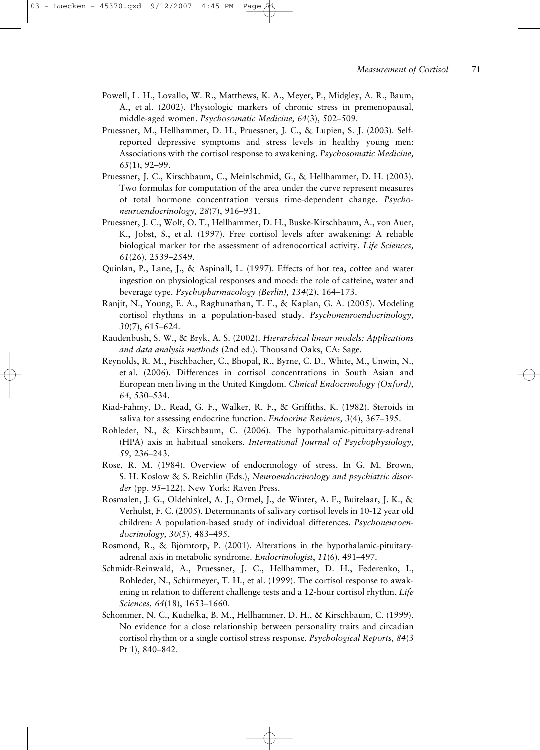Powell, L. H., Lovallo, W. R., Matthews, K. A., Meyer, P., Midgley, A. R., Baum, A., et al. (2002). Physiologic markers of chronic stress in premenopausal, middle-aged women. *Psychosomatic Medicine, 64*(3), 502–509.

Pruessner, M., Hellhammer, D. H., Pruessner, J. C., & Lupien, S. J. (2003). Self-reported depressive symptoms and stress levels in healthy young men: Associations with the cortisol response to awakening. *Psychosomatic Medicine, 65*(1), 92–99.

Pruessner, J. C., Kirschbaum, C., Meinlschmid, G., & Hellhammer, D. H. (2003). Two formulas for computation of the area under the curve represent measures of total hormone concentration versus time-dependent change. *Psychoneuroendocrinology, 28*(7), 916–931.

Pruessner, J. C., Wolf, O. T., Hellhammer, D. H., Buske-Kirschbaum, A., von Auer, K., Jobst, S., et al. (1997). Free cortisol levels after awakening: A reliable biological marker for the assessment of adrenocortical activity. *Life Sciences, 61*(26), 2539–2549.

Quinlan, P., Lane, J., & Aspinall, L. (1997). Effects of hot tea, coffee and water ingestion on physiological responses and mood: the role of caffeine, water and beverage type. *Psychopharmacology (Berlin), 134*(2), 164–173.

Ranjit, N., Young, E. A., Raghunathan, T. E., & Kaplan, G. A. (2005). Modeling cortisol rhythms in a population-based study. *Psychoneuroendocrinology, 30*(7), 615–624.

Raudenbush, S. W., & Bryk, A. S. (2002). *Hierarchical linear models: Applications and data analysis methods* (2nd ed.). Thousand Oaks, CA: Sage.

Reynolds, R. M., Fischbacher, C., Bhopal, R., Byrne, C. D., White, M., Unwin, N., et al. (2006). Differences in cortisol concentrations in South Asian and European men living in the United Kingdom. *Clinical Endocrinology (Oxford), 64,* 530–534.

Riad-Fahmy, D., Read, G. F., Walker, R. F., & Griffiths, K. (1982). Steroids in saliva for assessing endocrine function. *Endocrine Reviews, 3*(4), 367–395.

Rohleder, N., & Kirschbaum, C. (2006). The hypothalamic-pituitary-adrenal (HPA) axis in habitual smokers. *International Journal of Psychophysiology, 59,* 236–243.

Rose, R. M. (1984). Overview of endocrinology of stress. In G. M. Brown, S. H. Koslow & S. Reichlin (Eds.), *Neuroendocrinology and psychiatric disorder* (pp. 95–122). New York: Raven Press.

Rosmalen, J. G., Oldehinkel, A. J., Ormel, J., de Winter, A. F., Buitelaar, J. K., & Verhulst, F. C. (2005). Determinants of salivary cortisol levels in 10-12 year old children: A population-based study of individual differences. *Psychoneuroendocrinology, 30*(5), 483–495.

Rosmond, R., & Björntorp, P. (2001). Alterations in the hypothalamic-pituitary-adrenal axis in metabolic syndrome. *Endocrinologist*, *11*(6), 491–497.

Schmidt-Reinwald, A., Pruessner, J. C., Hellhammer, D. H., Federenko, I., Rohleder, N., Schürmeyer, T. H., et al. (1999). The cortisol response to awakening in relation to different challenge tests and a 12-hour cortisol rhythm. *Life Sciences, 64*(18), 1653–1660.

Schommer, N. C., Kudielka, B. M., Hellhammer, D. H., & Kirschbaum, C. (1999). No evidence for a close relationship between personality traits and circadian cortisol rhythm or a single cortisol stress response. *Psychological Reports, 84*(3 Pt 1), 840–842.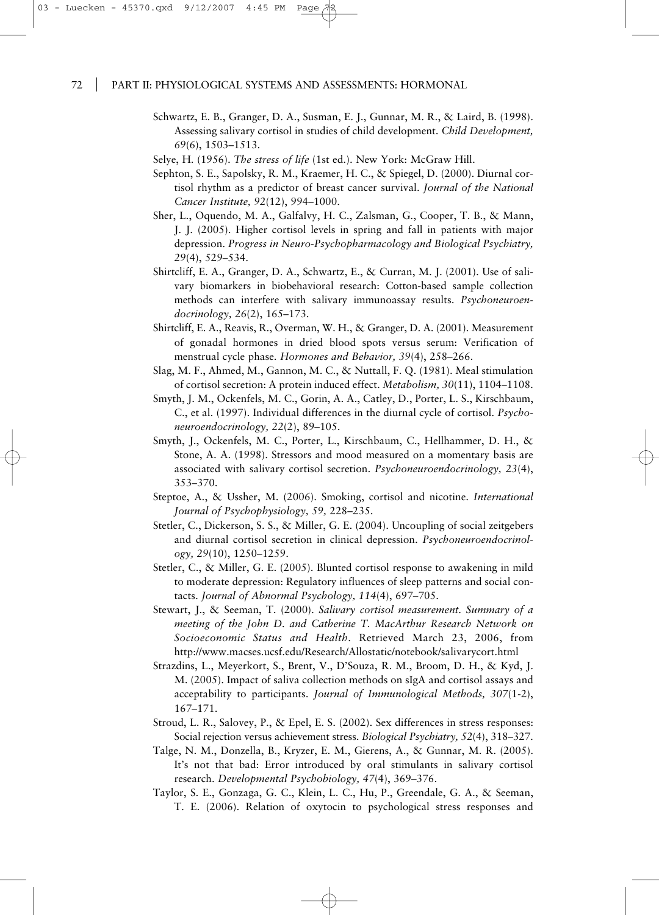Schwartz, E. B., Granger, D. A., Susman, E. J., Gunnar, M. R., & Laird, B. (1998). Assessing salivary cortisol in studies of child development. *Child Development, 69*(6), 1503–1513.

Selye, H. (1956). *The stress of life* (1st ed.). New York: McGraw Hill.

Sephton, S. E., Sapolsky, R. M., Kraemer, H. C., & Spiegel, D. (2000). Diurnal cortisol rhythm as a predictor of breast cancer survival. *Journal of the National Cancer Institute, 92*(12), 994–1000.

Sher, L., Oquendo, M. A., Galfalvy, H. C., Zalsman, G., Cooper, T. B., & Mann, J. J. (2005). Higher cortisol levels in spring and fall in patients with major depression. *Progress in Neuro-Psychopharmacology and Biological Psychiatry, 29*(4), 529–534.

Shirtcliff, E. A., Granger, D. A., Schwartz, E., & Curran, M. J. (2001). Use of salivary biomarkers in biobehavioral research: Cotton-based sample collection methods can interfere with salivary immunoassay results. *Psychoneuroendocrinology, 26*(2), 165–173.

Shirtcliff, E. A., Reavis, R., Overman, W. H., & Granger, D. A. (2001). Measurement of gonadal hormones in dried blood spots versus serum: Verification of menstrual cycle phase. *Hormones and Behavior, 39*(4), 258–266.

Slag, M. F., Ahmed, M., Gannon, M. C., & Nuttall, F. Q. (1981). Meal stimulation of cortisol secretion: A protein induced effect. *Metabolism, 30*(11), 1104–1108.

Smyth, J. M., Ockenfels, M. C., Gorin, A. A., Catley, D., Porter, L. S., Kirschbaum, C., et al. (1997). Individual differences in the diurnal cycle of cortisol. *Psychoneuroendocrinology, 22*(2), 89–105.

Smyth, J., Ockenfels, M. C., Porter, L., Kirschbaum, C., Hellhammer, D. H., & Stone, A. A. (1998). Stressors and mood measured on a momentary basis are associated with salivary cortisol secretion. *Psychoneuroendocrinology, 23*(4), 353–370.

Steptoe, A., & Ussher, M. (2006). Smoking, cortisol and nicotine. *International Journal of Psychophysiology, 59,* 228–235.

Stetler, C., Dickerson, S. S., & Miller, G. E. (2004). Uncoupling of social zeitgebers and diurnal cortisol secretion in clinical depression. *Psychoneuroendocrinology, 29*(10), 1250–1259.

Stetler, C., & Miller, G. E. (2005). Blunted cortisol response to awakening in mild to moderate depression: Regulatory influences of sleep patterns and social contacts. *Journal of Abnormal Psychology, 114*(4), 697–705.

Stewart, J., & Seeman, T. (2000). *Salivary cortisol measurement. Summary of a meeting of the John D. and Catherine T. MacArthur Research Network on Socioeconomic Status and Health*. Retrieved March 23, 2006, from http://www.macses.ucsf.edu/Research/Allostatic/notebook/salivarycort.html

Strazdins, L., Meyerkort, S., Brent, V., D'Souza, R. M., Broom, D. H., & Kyd, J. M. (2005). Impact of saliva collection methods on sIgA and cortisol assays and acceptability to participants. *Journal of Immunological Methods, 307*(1-2), 167–171.

Stroud, L. R., Salovey, P., & Epel, E. S. (2002). Sex differences in stress responses: Social rejection versus achievement stress. *Biological Psychiatry, 52*(4), 318–327.

Talge, N. M., Donzella, B., Kryzer, E. M., Gierens, A., & Gunnar, M. R. (2005). It's not that bad: Error introduced by oral stimulants in salivary cortisol research. *Developmental Psychobiology, 47*(4), 369–376.

Taylor, S. E., Gonzaga, G. C., Klein, L. C., Hu, P., Greendale, G. A., & Seeman, T. E. (2006). Relation of oxytocin to psychological stress responses and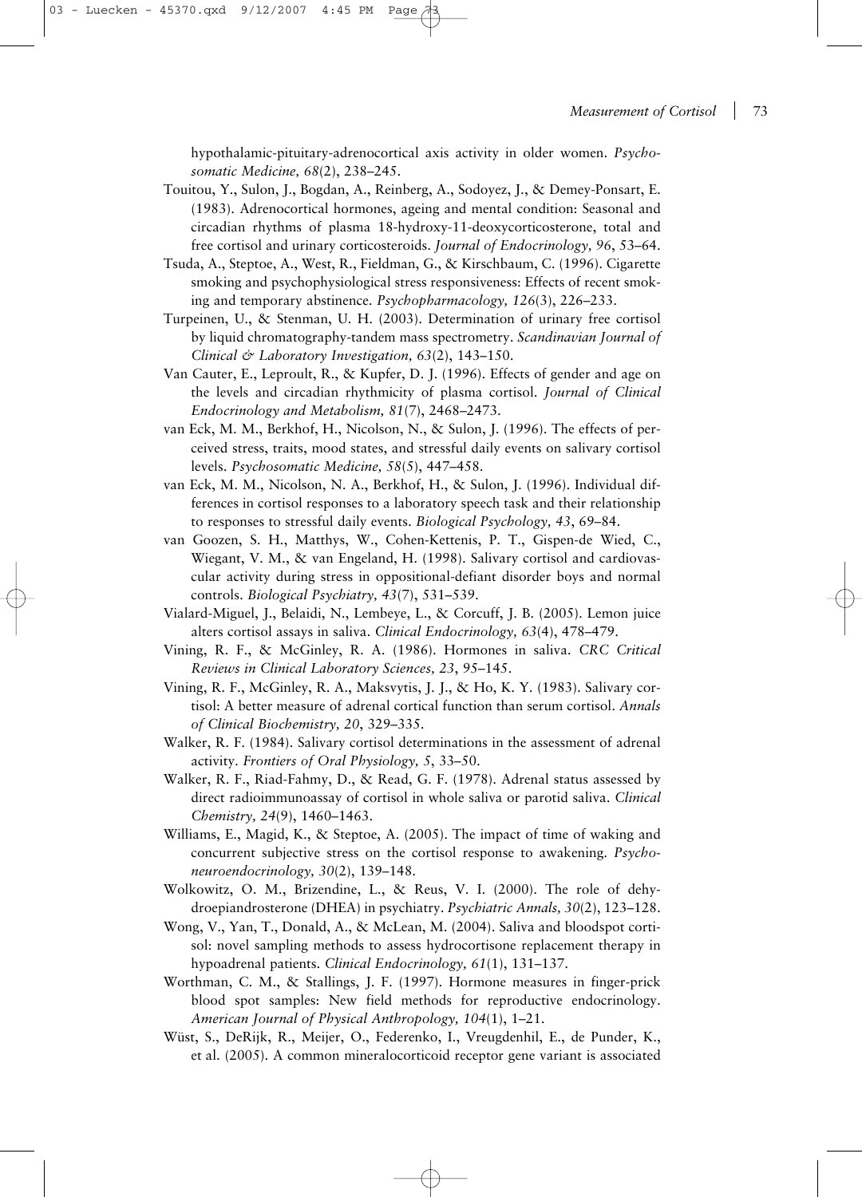hypothalamic-pituitary-adrenocortical axis activity in older women. *Psychosomatic Medicine, 68*(2), 238–245.

Touitou, Y., Sulon, J., Bogdan, A., Reinberg, A., Sodoyez, J., & Demey-Ponsart, E. (1983). Adrenocortical hormones, ageing and mental condition: Seasonal and circadian rhythms of plasma 18-hydroxy-11-deoxycorticosterone, total and free cortisol and urinary corticosteroids. *Journal of Endocrinology, 96*, 53–64.

Tsuda, A., Steptoe, A., West, R., Fieldman, G., & Kirschbaum, C. (1996). Cigarette smoking and psychophysiological stress responsiveness: Effects of recent smoking and temporary abstinence. *Psychopharmacology, 126*(3), 226–233.

Turpeinen, U., & Stenman, U. H. (2003). Determination of urinary free cortisol by liquid chromatography-tandem mass spectrometry. *Scandinavian Journal of Clinical & Laboratory Investigation, 63*(2), 143–150.

Van Cauter, E., Leproult, R., & Kupfer, D. J. (1996). Effects of gender and age on the levels and circadian rhythmicity of plasma cortisol. *Journal of Clinical Endocrinology and Metabolism, 81*(7), 2468–2473.

van Eck, M. M., Berkhof, H., Nicolson, N., & Sulon, J. (1996). The effects of perceived stress, traits, mood states, and stressful daily events on salivary cortisol levels. *Psychosomatic Medicine, 58*(5), 447–458.

van Eck, M. M., Nicolson, N. A., Berkhof, H., & Sulon, J. (1996). Individual differences in cortisol responses to a laboratory speech task and their relationship to responses to stressful daily events. *Biological Psychology, 43*, 69–84.

van Goozen, S. H., Matthys, W., Cohen-Kettenis, P. T., Gispen-de Wied, C., Wiegant, V. M., & van Engeland, H. (1998). Salivary cortisol and cardiovascular activity during stress in oppositional-defiant disorder boys and normal controls. *Biological Psychiatry, 43*(7), 531–539.

Vialard-Miguel, J., Belaidi, N., Lembeye, L., & Corcuff, J. B. (2005). Lemon juice alters cortisol assays in saliva. *Clinical Endocrinology, 63*(4), 478–479.

Vining, R. F., & McGinley, R. A. (1986). Hormones in saliva. *CRC Critical Reviews in Clinical Laboratory Sciences, 23*, 95–145.

Vining, R. F., McGinley, R. A., Maksvytis, J. J., & Ho, K. Y. (1983). Salivary cortisol: A better measure of adrenal cortical function than serum cortisol. *Annals of Clinical Biochemistry, 20*, 329–335.

Walker, R. F. (1984). Salivary cortisol determinations in the assessment of adrenal activity. *Frontiers of Oral Physiology, 5*, 33–50.

Walker, R. F., Riad-Fahmy, D., & Read, G. F. (1978). Adrenal status assessed by direct radioimmunoassay of cortisol in whole saliva or parotid saliva. *Clinical Chemistry, 24*(9), 1460–1463.

Williams, E., Magid, K., & Steptoe, A. (2005). The impact of time of waking and concurrent subjective stress on the cortisol response to awakening. *Psychoneuroendocrinology, 30*(2), 139–148.

Wolkowitz, O. M., Brizendine, L., & Reus, V. I. (2000). The role of dehydroepiandrosterone (DHEA) in psychiatry. *Psychiatric Annals, 30*(2), 123–128.

Wong, V., Yan, T., Donald, A., & McLean, M. (2004). Saliva and bloodspot cortisol: novel sampling methods to assess hydrocortisone replacement therapy in hypoadrenal patients. *Clinical Endocrinology, 61*(1), 131–137.

Worthman, C. M., & Stallings, J. F. (1997). Hormone measures in finger-prick blood spot samples: New field methods for reproductive endocrinology. *American Journal of Physical Anthropology, 104*(1), 1–21.

Wüst, S., DeRijk, R., Meijer, O., Federenko, I., Vreugdenhil, E., de Punder, K., et al. (2005). A common mineralocorticoid receptor gene variant is associated